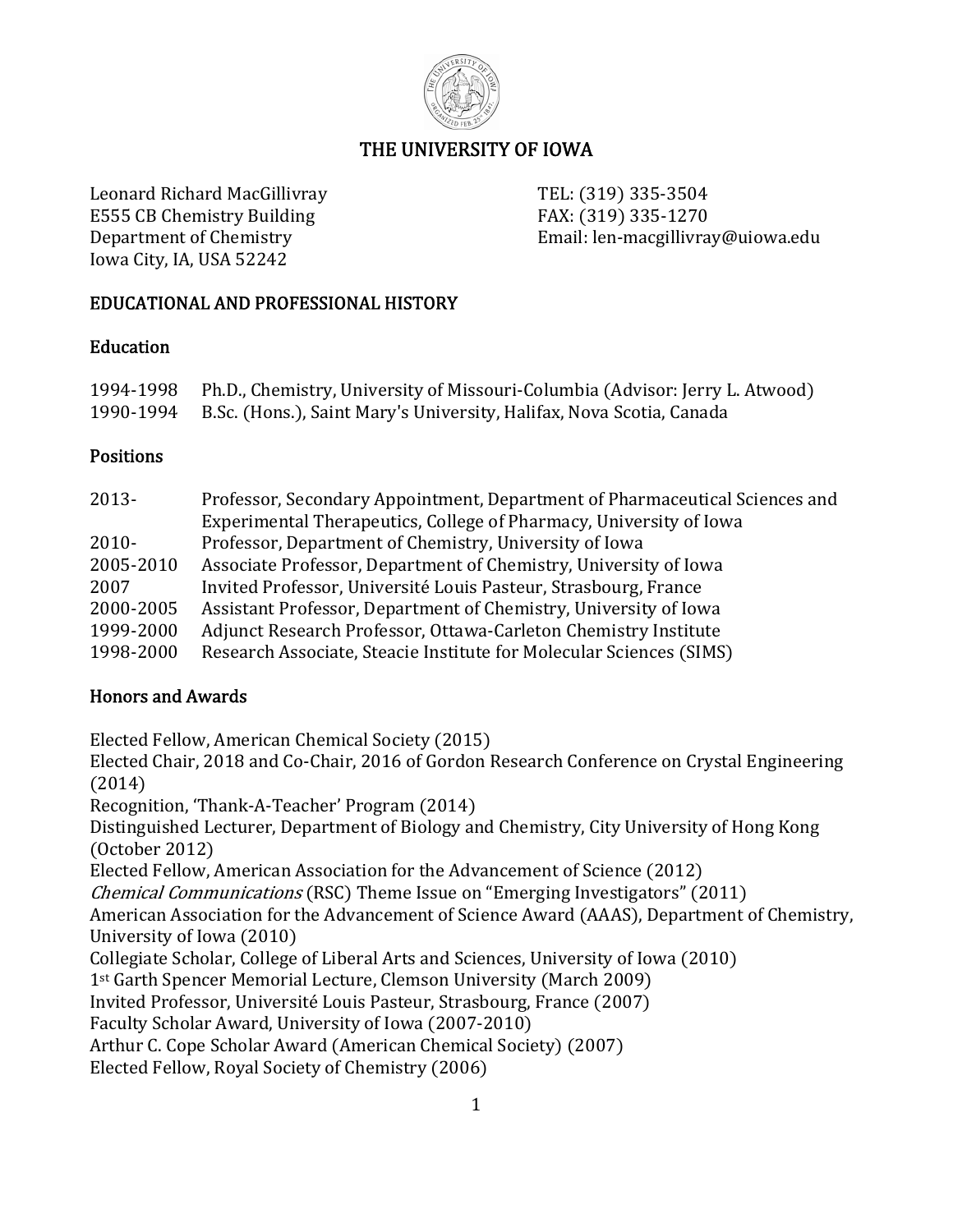# THE UNIVERSITY OF IOWA

Leonard Richard MacGillivray
E555 CB Chemistry Building
Department of Chemistry
Iowa City, IA, USA 52242

TEL: (319) 335-3504
FAX: (319) 335-1270
Email: len-macgillivray@uiowa.edu

## EDUCATIONAL AND PROFESSIONAL HISTORY

### Education

1994-1998 Ph.D., Chemistry, University of Missouri-Columbia (Advisor: Jerry L. Atwood)
1990-1994 B.Sc. (Hons.), Saint Mary's University, Halifax, Nova Scotia, Canada

### Positions

2013- Professor, Secondary Appointment, Department of Pharmaceutical Sciences and Experimental Therapeutics, College of Pharmacy, University of Iowa
2010- Professor, Department of Chemistry, University of Iowa
2005-2010 Associate Professor, Department of Chemistry, University of Iowa
2007 Invited Professor, Université Louis Pasteur, Strasbourg, France
2000-2005 Assistant Professor, Department of Chemistry, University of Iowa
1999-2000 Adjunct Research Professor, Ottawa-Carleton Chemistry Institute
1998-2000 Research Associate, Steacie Institute for Molecular Sciences (SIMS)

### Honors and Awards

Elected Fellow, American Chemical Society (2015)
Elected Chair, 2018 and Co-Chair, 2016 of Gordon Research Conference on Crystal Engineering (2014)
Recognition, 'Thank-A-Teacher' Program (2014)
Distinguished Lecturer, Department of Biology and Chemistry, City University of Hong Kong (October 2012)
Elected Fellow, American Association for the Advancement of Science (2012)
*Chemical Communications* (RSC) Theme Issue on "Emerging Investigators" (2011)
American Association for the Advancement of Science Award (AAAS), Department of Chemistry, University of Iowa (2010)
Collegiate Scholar, College of Liberal Arts and Sciences, University of Iowa (2010)
1st Garth Spencer Memorial Lecture, Clemson University (March 2009)
Invited Professor, Université Louis Pasteur, Strasbourg, France (2007)
Faculty Scholar Award, University of Iowa (2007-2010)
Arthur C. Cope Scholar Award (American Chemical Society) (2007)
Elected Fellow, Royal Society of Chemistry (2006)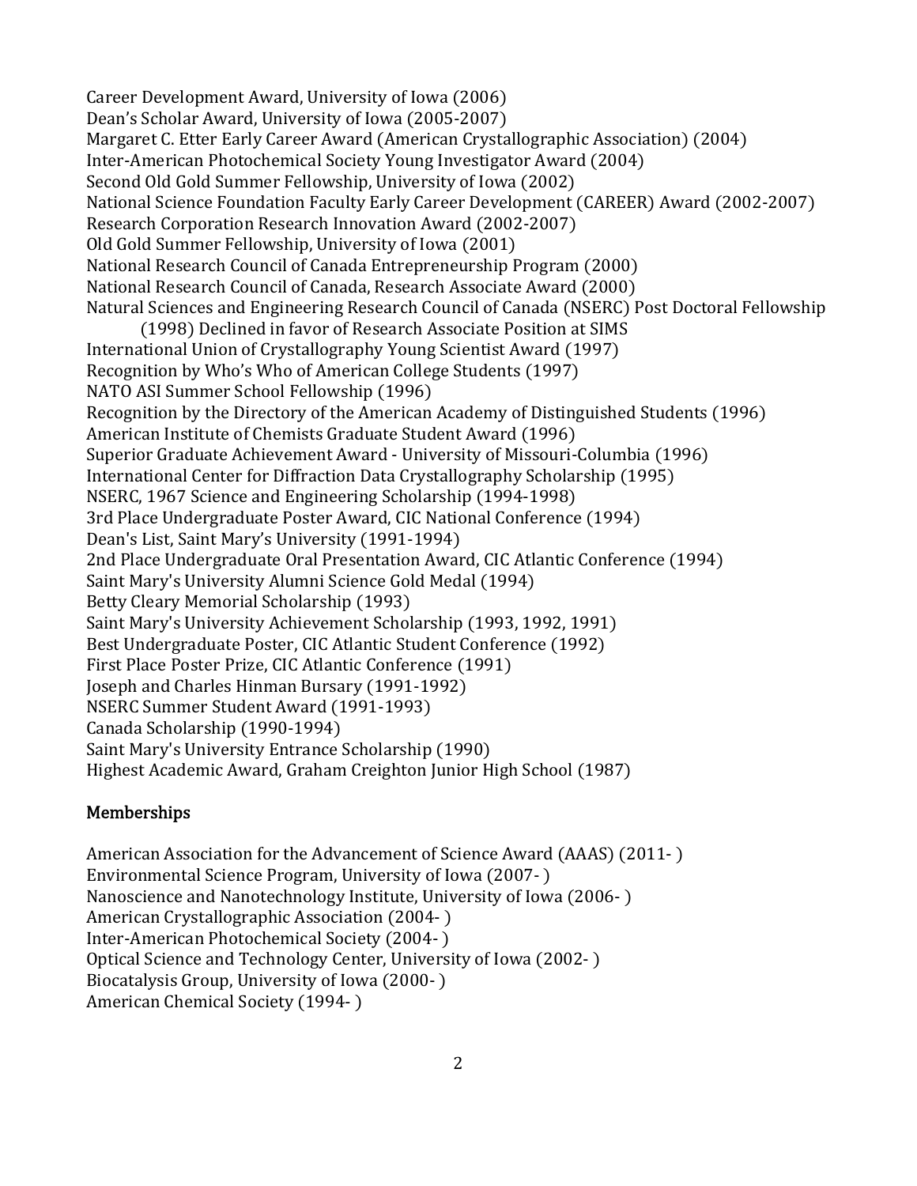Career Development Award, University of Iowa (2006)
Dean's Scholar Award, University of Iowa (2005-2007)
Margaret C. Etter Early Career Award (American Crystallographic Association) (2004)
Inter-American Photochemical Society Young Investigator Award (2004)
Second Old Gold Summer Fellowship, University of Iowa (2002)
National Science Foundation Faculty Early Career Development (CAREER) Award (2002-2007)
Research Corporation Research Innovation Award (2002-2007)
Old Gold Summer Fellowship, University of Iowa (2001)
National Research Council of Canada Entrepreneurship Program (2000)
National Research Council of Canada, Research Associate Award (2000)
Natural Sciences and Engineering Research Council of Canada (NSERC) Post Doctoral Fellowship (1998) Declined in favor of Research Associate Position at SIMS
International Union of Crystallography Young Scientist Award (1997)
Recognition by Who's Who of American College Students (1997)
NATO ASI Summer School Fellowship (1996)
Recognition by the Directory of the American Academy of Distinguished Students (1996)
American Institute of Chemists Graduate Student Award (1996)
Superior Graduate Achievement Award - University of Missouri-Columbia (1996)
International Center for Diffraction Data Crystallography Scholarship (1995)
NSERC, 1967 Science and Engineering Scholarship (1994-1998)
3rd Place Undergraduate Poster Award, CIC National Conference (1994)
Dean's List, Saint Mary's University (1991-1994)
2nd Place Undergraduate Oral Presentation Award, CIC Atlantic Conference (1994)
Saint Mary's University Alumni Science Gold Medal (1994)
Betty Cleary Memorial Scholarship (1993)
Saint Mary's University Achievement Scholarship (1993, 1992, 1991)
Best Undergraduate Poster, CIC Atlantic Student Conference (1992)
First Place Poster Prize, CIC Atlantic Conference (1991)
Joseph and Charles Hinman Bursary (1991-1992)
NSERC Summer Student Award (1991-1993)
Canada Scholarship (1990-1994)
Saint Mary's University Entrance Scholarship (1990)
Highest Academic Award, Graham Creighton Junior High School (1987)

## Memberships

American Association for the Advancement of Science Award (AAAS) (2011- )
Environmental Science Program, University of Iowa (2007- )
Nanoscience and Nanotechnology Institute, University of Iowa (2006- )
American Crystallographic Association (2004- )
Inter-American Photochemical Society (2004- )
Optical Science and Technology Center, University of Iowa (2002- )
Biocatalysis Group, University of Iowa (2000- )
American Chemical Society (1994- )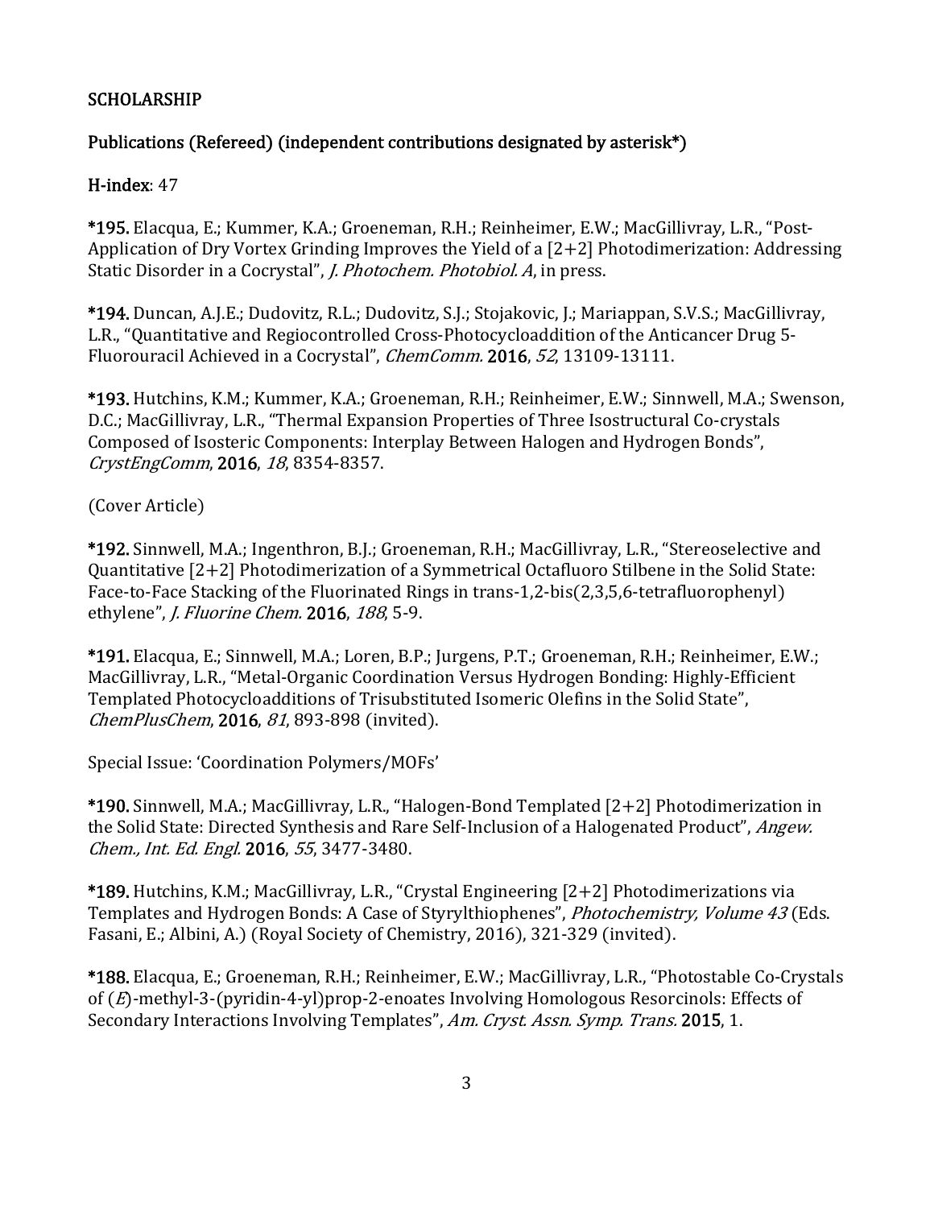## SCHOLARSHIP

### Publications (Refereed) (independent contributions designated by asterisk*)

**H-index**: 47

**\*195.** Elacqua, E.; Kummer, K.A.; Groeneman, R.H.; Reinheimer, E.W.; MacGillivray, L.R., "Post-Application of Dry Vortex Grinding Improves the Yield of a [2+2] Photodimerization: Addressing Static Disorder in a Cocrystal", *J. Photochem. Photobiol. A*, in press.

**\*194.** Duncan, A.J.E.; Dudovitz, R.L.; Dudovitz, S.J.; Stojakovic, J.; Mariappan, S.V.S.; MacGillivray, L.R., "Quantitative and Regiocontrolled Cross-Photocycloaddition of the Anticancer Drug 5-Fluorouracil Achieved in a Cocrystal", *ChemComm.* **2016**, *52*, 13109-13111.

**\*193.** Hutchins, K.M.; Kummer, K.A.; Groeneman, R.H.; Reinheimer, E.W.; Sinnwell, M.A.; Swenson, D.C.; MacGillivray, L.R., "Thermal Expansion Properties of Three Isostructural Co-crystals Composed of Isosteric Components: Interplay Between Halogen and Hydrogen Bonds", *CrystEngComm*, **2016**, *18*, 8354-8357.

(Cover Article)

**\*192.** Sinnwell, M.A.; Ingenthron, B.J.; Groeneman, R.H.; MacGillivray, L.R., "Stereoselective and Quantitative [2+2] Photodimerization of a Symmetrical Octafluoro Stilbene in the Solid State: Face-to-Face Stacking of the Fluorinated Rings in trans-1,2-bis(2,3,5,6-tetrafluorophenyl) ethylene", *J. Fluorine Chem.* **2016**, *188*, 5-9.

**\*191.** Elacqua, E.; Sinnwell, M.A.; Loren, B.P.; Jurgens, P.T.; Groeneman, R.H.; Reinheimer, E.W.; MacGillivray, L.R., "Metal-Organic Coordination Versus Hydrogen Bonding: Highly-Efficient Templated Photocycloadditions of Trisubstituted Isomeric Olefins in the Solid State", *ChemPlusChem*, **2016**, *81*, 893-898 (invited).

Special Issue: 'Coordination Polymers/MOFs'

**\*190.** Sinnwell, M.A.; MacGillivray, L.R., "Halogen-Bond Templated [2+2] Photodimerization in the Solid State: Directed Synthesis and Rare Self-Inclusion of a Halogenated Product", *Angew. Chem., Int. Ed. Engl.* **2016**, *55*, 3477-3480.

**\*189.** Hutchins, K.M.; MacGillivray, L.R., "Crystal Engineering [2+2] Photodimerizations via Templates and Hydrogen Bonds: A Case of Styrylthiophenes", *Photochemistry, Volume 43* (Eds. Fasani, E.; Albini, A.) (Royal Society of Chemistry, 2016), 321-329 (invited).

**\*188.** Elacqua, E.; Groeneman, R.H.; Reinheimer, E.W.; MacGillivray, L.R., "Photostable Co-Crystals of (*E*)-methyl-3-(pyridin-4-yl)prop-2-enoates Involving Homologous Resorcinols: Effects of Secondary Interactions Involving Templates", *Am. Cryst. Assn. Symp. Trans.* **2015**, 1.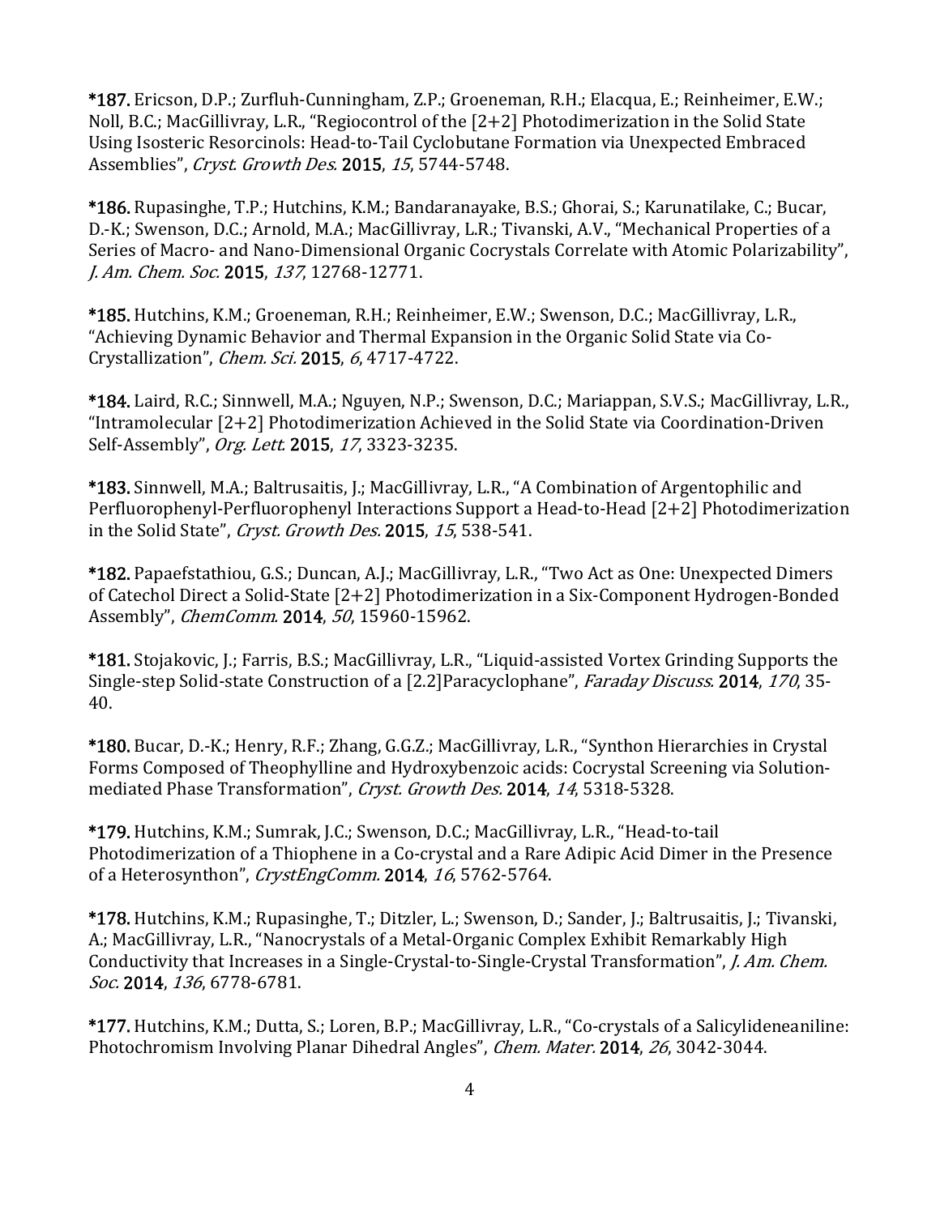**\*187.** Ericson, D.P.; Zurfluh-Cunningham, Z.P.; Groeneman, R.H.; Elacqua, E.; Reinheimer, E.W.; Noll, B.C.; MacGillivray, L.R., "Regiocontrol of the [2+2] Photodimerization in the Solid State Using Isosteric Resorcinols: Head-to-Tail Cyclobutane Formation via Unexpected Embraced Assemblies", *Cryst. Growth Des.* **2015**, *15*, 5744-5748.

**\*186.** Rupasinghe, T.P.; Hutchins, K.M.; Bandaranayake, B.S.; Ghorai, S.; Karunatilake, C.; Bucar, D.-K.; Swenson, D.C.; Arnold, M.A.; MacGillivray, L.R.; Tivanski, A.V., "Mechanical Properties of a Series of Macro- and Nano-Dimensional Organic Cocrystals Correlate with Atomic Polarizability", *J. Am. Chem. Soc.* **2015**, *137*, 12768-12771.

**\*185.** Hutchins, K.M.; Groeneman, R.H.; Reinheimer, E.W.; Swenson, D.C.; MacGillivray, L.R., "Achieving Dynamic Behavior and Thermal Expansion in the Organic Solid State via Co-Crystallization", *Chem. Sci.* **2015**, *6*, 4717-4722.

**\*184.** Laird, R.C.; Sinnwell, M.A.; Nguyen, N.P.; Swenson, D.C.; Mariappan, S.V.S.; MacGillivray, L.R., "Intramolecular [2+2] Photodimerization Achieved in the Solid State via Coordination-Driven Self-Assembly", *Org. Lett.* **2015**, *17*, 3323-3235.

**\*183.** Sinnwell, M.A.; Baltrusaitis, J.; MacGillivray, L.R., "A Combination of Argentophilic and Perfluorophenyl-Perfluorophenyl Interactions Support a Head-to-Head [2+2] Photodimerization in the Solid State", *Cryst. Growth Des.* **2015**, *15*, 538-541.

**\*182.** Papaefstathiou, G.S.; Duncan, A.J.; MacGillivray, L.R., "Two Act as One: Unexpected Dimers of Catechol Direct a Solid-State [2+2] Photodimerization in a Six-Component Hydrogen-Bonded Assembly", *ChemComm.* **2014**, *50*, 15960-15962.

**\*181.** Stojakovic, J.; Farris, B.S.; MacGillivray, L.R., "Liquid-assisted Vortex Grinding Supports the Single-step Solid-state Construction of a [2.2]Paracyclophane", *Faraday Discuss.* **2014**, *170*, 35-40.

**\*180.** Bucar, D.-K.; Henry, R.F.; Zhang, G.G.Z.; MacGillivray, L.R., "Synthon Hierarchies in Crystal Forms Composed of Theophylline and Hydroxybenzoic acids: Cocrystal Screening via Solution-mediated Phase Transformation", *Cryst. Growth Des.* **2014**, *14*, 5318-5328.

**\*179.** Hutchins, K.M.; Sumrak, J.C.; Swenson, D.C.; MacGillivray, L.R., "Head-to-tail Photodimerization of a Thiophene in a Co-crystal and a Rare Adipic Acid Dimer in the Presence of a Heterosynthon", *CrystEngComm.* **2014**, *16*, 5762-5764.

**\*178.** Hutchins, K.M.; Rupasinghe, T.; Ditzler, L.; Swenson, D.; Sander, J.; Baltrusaitis, J.; Tivanski, A.; MacGillivray, L.R., "Nanocrystals of a Metal-Organic Complex Exhibit Remarkably High Conductivity that Increases in a Single-Crystal-to-Single-Crystal Transformation", *J. Am. Chem. Soc.* **2014**, *136*, 6778-6781.

**\*177.** Hutchins, K.M.; Dutta, S.; Loren, B.P.; MacGillivray, L.R., "Co-crystals of a Salicylideneaniline: Photochromism Involving Planar Dihedral Angles", *Chem. Mater.* **2014**, *26*, 3042-3044.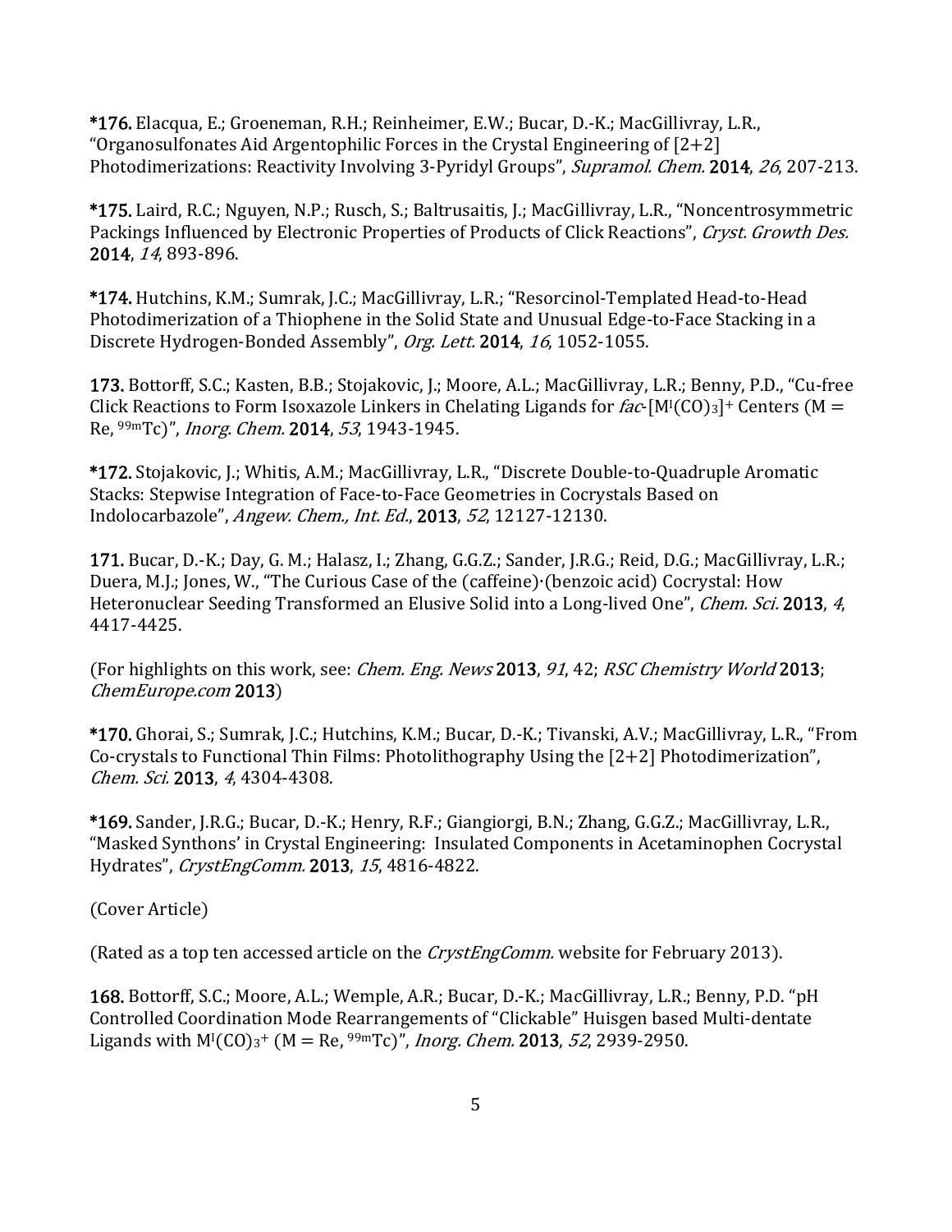**\*176.** Elacqua, E.; Groeneman, R.H.; Reinheimer, E.W.; Bucar, D.-K.; MacGillivray, L.R., "Organosulfonates Aid Argentophilic Forces in the Crystal Engineering of [2+2] Photodimerizations: Reactivity Involving 3-Pyridyl Groups", *Supramol. Chem.* **2014**, *26*, 207-213.

**\*175.** Laird, R.C.; Nguyen, N.P.; Rusch, S.; Baltrusaitis, J.; MacGillivray, L.R., "Noncentrosymmetric Packings Influenced by Electronic Properties of Products of Click Reactions", *Cryst. Growth Des.* **2014**, *14*, 893-896.

**\*174.** Hutchins, K.M.; Sumrak, J.C.; MacGillivray, L.R.; "Resorcinol-Templated Head-to-Head Photodimerization of a Thiophene in the Solid State and Unusual Edge-to-Face Stacking in a Discrete Hydrogen-Bonded Assembly", *Org. Lett.* **2014**, *16*, 1052-1055.

**173.** Bottorff, S.C.; Kasten, B.B.; Stojakovic, J.; Moore, A.L.; MacGillivray, L.R.; Benny, P.D., "Cu-free Click Reactions to Form Isoxazole Linkers in Chelating Ligands for *fac*-$[M^{I}(CO)_3]^+$ Centers (M = Re, $^{99m}$Tc)", *Inorg. Chem.* **2014**, *53*, 1943-1945.

**\*172.** Stojakovic, J.; Whitis, A.M.; MacGillivray, L.R., "Discrete Double-to-Quadruple Aromatic Stacks: Stepwise Integration of Face-to-Face Geometries in Cocrystals Based on Indolocarbazole", *Angew. Chem., Int. Ed.*, **2013**, *52*, 12127-12130.

**171.** Bucar, D.-K.; Day, G. M.; Halasz, I.; Zhang, G.G.Z.; Sander, J.R.G.; Reid, D.G.; MacGillivray, L.R.; Duera, M.J.; Jones, W., "The Curious Case of the (caffeine)·(benzoic acid) Cocrystal: How Heteronuclear Seeding Transformed an Elusive Solid into a Long-lived One", *Chem. Sci.* **2013**, *4*, 4417-4425.

(For highlights on this work, see: *Chem. Eng. News* **2013**, *91*, 42; *RSC Chemistry World* **2013**; *ChemEurope.com* **2013**)

**\*170.** Ghorai, S.; Sumrak, J.C.; Hutchins, K.M.; Bucar, D.-K.; Tivanski, A.V.; MacGillivray, L.R., "From Co-crystals to Functional Thin Films: Photolithography Using the [2+2] Photodimerization", *Chem. Sci.* **2013**, *4*, 4304-4308.

**\*169.** Sander, J.R.G.; Bucar, D.-K.; Henry, R.F.; Giangiorgi, B.N.; Zhang, G.G.Z.; MacGillivray, L.R., "Masked Synthons' in Crystal Engineering: Insulated Components in Acetaminophen Cocrystal Hydrates", *CrystEngComm.* **2013**, *15*, 4816-4822.

(Cover Article)

(Rated as a top ten accessed article on the *CrystEngComm.* website for February 2013).

**168.** Bottorff, S.C.; Moore, A.L.; Wemple, A.R.; Bucar, D.-K.; MacGillivray, L.R.; Benny, P.D. "pH Controlled Coordination Mode Rearrangements of "Clickable" Huisgen based Multi-dentate Ligands with $M^{I}(CO)_3^+$ (M = Re, $^{99m}$Tc)", *Inorg. Chem.* **2013**, *52*, 2939-2950.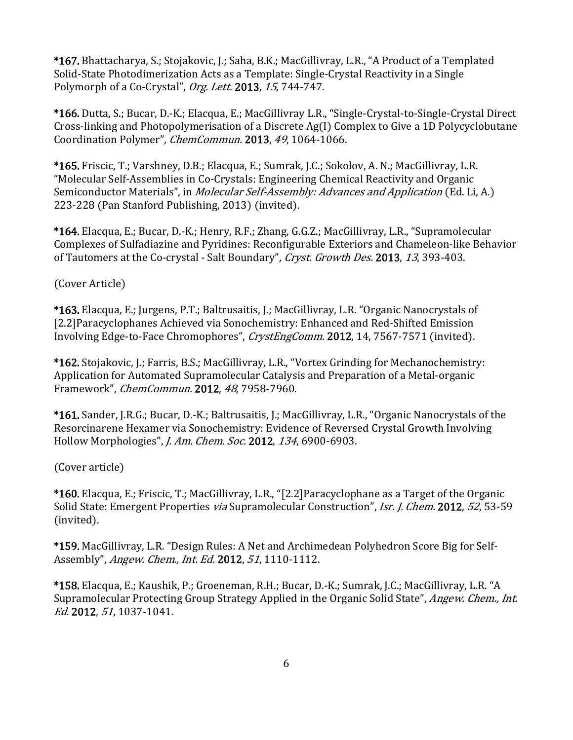**\*167.** Bhattacharya, S.; Stojakovic, J.; Saha, B.K.; MacGillivray, L.R., "A Product of a Templated Solid-State Photodimerization Acts as a Template: Single-Crystal Reactivity in a Single Polymorph of a Co-Crystal", *Org. Lett.* **2013**, *15*, 744-747.

**\*166.** Dutta, S.; Bucar, D.-K.; Elacqua, E.; MacGillivray L.R., "Single-Crystal-to-Single-Crystal Direct Cross-linking and Photopolymerisation of a Discrete Ag(I) Complex to Give a 1D Polycyclobutane Coordination Polymer", *ChemCommun.* **2013**, *49*, 1064-1066.

**\*165.** Friscic, T.; Varshney, D.B.; Elacqua, E.; Sumrak, J.C.; Sokolov, A. N.; MacGillivray, L.R. "Molecular Self-Assemblies in Co-Crystals: Engineering Chemical Reactivity and Organic Semiconductor Materials", in *Molecular Self-Assembly: Advances and Application* (Ed. Li, A.) 223-228 (Pan Stanford Publishing, 2013) (invited).

**\*164.** Elacqua, E.; Bucar, D.-K.; Henry, R.F.; Zhang, G.G.Z.; MacGillivray, L.R., "Supramolecular Complexes of Sulfadiazine and Pyridines: Reconfigurable Exteriors and Chameleon-like Behavior of Tautomers at the Co-crystal - Salt Boundary", *Cryst. Growth Des.* **2013**, *13*, 393-403.

(Cover Article)

**\*163.** Elacqua, E.; Jurgens, P.T.; Baltrusaitis, J.; MacGillivray, L.R. "Organic Nanocrystals of [2.2]Paracyclophanes Achieved via Sonochemistry: Enhanced and Red-Shifted Emission Involving Edge-to-Face Chromophores", *CrystEngComm.* **2012**, 14, 7567-7571 (invited).

**\*162.** Stojakovic, J.; Farris, B.S.; MacGillivray, L.R., "Vortex Grinding for Mechanochemistry: Application for Automated Supramolecular Catalysis and Preparation of a Metal-organic Framework", *ChemCommun.* **2012**, *48*, 7958-7960.

**\*161.** Sander, J.R.G.; Bucar, D.-K.; Baltrusaitis, J.; MacGillivray, L.R., "Organic Nanocrystals of the Resorcinarene Hexamer via Sonochemistry: Evidence of Reversed Crystal Growth Involving Hollow Morphologies", *J. Am. Chem. Soc.* **2012**, *134*, 6900-6903.

(Cover article)

**\*160.** Elacqua, E.; Friscic, T.; MacGillivray, L.R., "[2.2]Paracyclophane as a Target of the Organic Solid State: Emergent Properties *via* Supramolecular Construction", *Isr. J. Chem.* **2012**, *52*, 53-59 (invited).

**\*159.** MacGillivray, L.R. "Design Rules: A Net and Archimedean Polyhedron Score Big for Self-Assembly", *Angew. Chem., Int. Ed.* **2012**, *51*, 1110-1112.

**\*158.** Elacqua, E.; Kaushik, P.; Groeneman, R.H.; Bucar, D.-K.; Sumrak, J.C.; MacGillivray, L.R. "A Supramolecular Protecting Group Strategy Applied in the Organic Solid State", *Angew. Chem., Int. Ed.* **2012**, *51*, 1037-1041.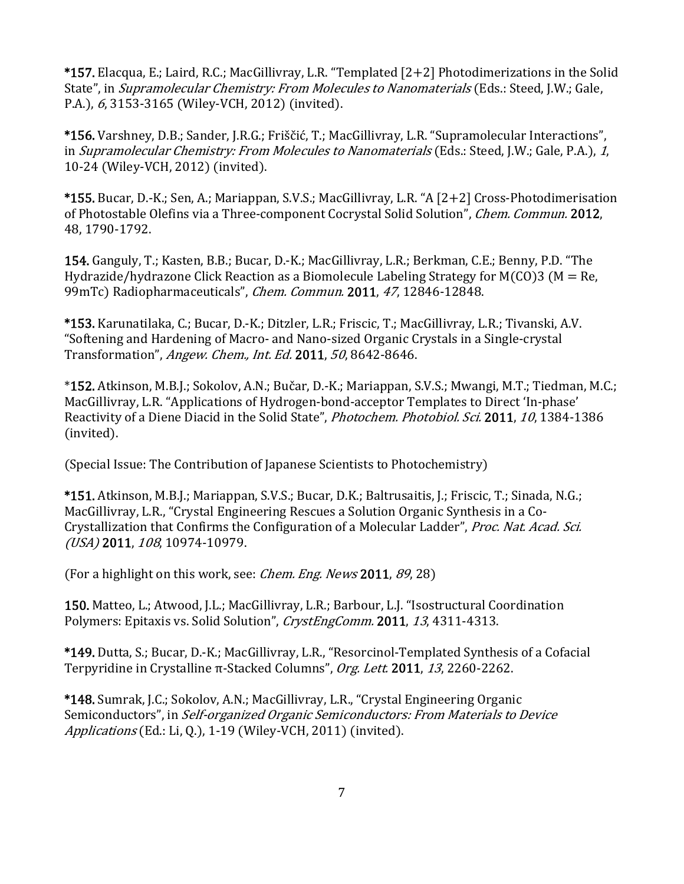**\*157.** Elacqua, E.; Laird, R.C.; MacGillivray, L.R. "Templated [2+2] Photodimerizations in the Solid State", in *Supramolecular Chemistry: From Molecules to Nanomaterials* (Eds.: Steed, J.W.; Gale, P.A.), *6*, 3153-3165 (Wiley-VCH, 2012) (invited).

**\*156.** Varshney, D.B.; Sander, J.R.G.; Friščić, T.; MacGillivray, L.R. "Supramolecular Interactions", in *Supramolecular Chemistry: From Molecules to Nanomaterials* (Eds.: Steed, J.W.; Gale, P.A.), *1*, 10-24 (Wiley-VCH, 2012) (invited).

**\*155.** Bucar, D.-K.; Sen, A.; Mariappan, S.V.S.; MacGillivray, L.R. "A [2+2] Cross-Photodimerisation of Photostable Olefins via a Three-component Cocrystal Solid Solution", *Chem. Commun.* **2012**, 48, 1790-1792.

**154.** Ganguly, T.; Kasten, B.B.; Bucar, D.-K.; MacGillivray, L.R.; Berkman, C.E.; Benny, P.D. "The Hydrazide/hydrazone Click Reaction as a Biomolecule Labeling Strategy for M(CO)3 (M = Re, 99mTc) Radiopharmaceuticals", *Chem. Commun.* **2011**, *47*, 12846-12848.

**\*153.** Karunatilaka, C.; Bucar, D.-K.; Ditzler, L.R.; Friscic, T.; MacGillivray, L.R.; Tivanski, A.V. "Softening and Hardening of Macro- and Nano-sized Organic Crystals in a Single-crystal Transformation", *Angew. Chem., Int. Ed.* **2011**, *50*, 8642-8646.

\***152.** Atkinson, M.B.J.; Sokolov, A.N.; Bučar, D.-K.; Mariappan, S.V.S.; Mwangi, M.T.; Tiedman, M.C.; MacGillivray, L.R. "Applications of Hydrogen-bond-acceptor Templates to Direct 'In-phase' Reactivity of a Diene Diacid in the Solid State", *Photochem. Photobiol. Sci.* **2011**, *10*, 1384-1386 (invited).

(Special Issue: The Contribution of Japanese Scientists to Photochemistry)

**\*151.** Atkinson, M.B.J.; Mariappan, S.V.S.; Bucar, D.K.; Baltrusaitis, J.; Friscic, T.; Sinada, N.G.; MacGillivray, L.R., "Crystal Engineering Rescues a Solution Organic Synthesis in a Co-Crystallization that Confirms the Configuration of a Molecular Ladder", *Proc. Nat. Acad. Sci. (USA)* **2011**, *108*, 10974-10979.

(For a highlight on this work, see: *Chem. Eng. News* **2011**, *89*, 28)

**150.** Matteo, L.; Atwood, J.L.; MacGillivray, L.R.; Barbour, L.J. "Isostructural Coordination Polymers: Epitaxis vs. Solid Solution", *CrystEngComm.* **2011**, *13*, 4311-4313.

**\*149.** Dutta, S.; Bucar, D.-K.; MacGillivray, L.R., "Resorcinol-Templated Synthesis of a Cofacial Terpyridine in Crystalline π-Stacked Columns", *Org. Lett.* **2011**, *13*, 2260-2262.

**\*148.** Sumrak, J.C.; Sokolov, A.N.; MacGillivray, L.R., "Crystal Engineering Organic Semiconductors", in *Self-organized Organic Semiconductors: From Materials to Device Applications* (Ed.: Li, Q.), 1-19 (Wiley-VCH, 2011) (invited).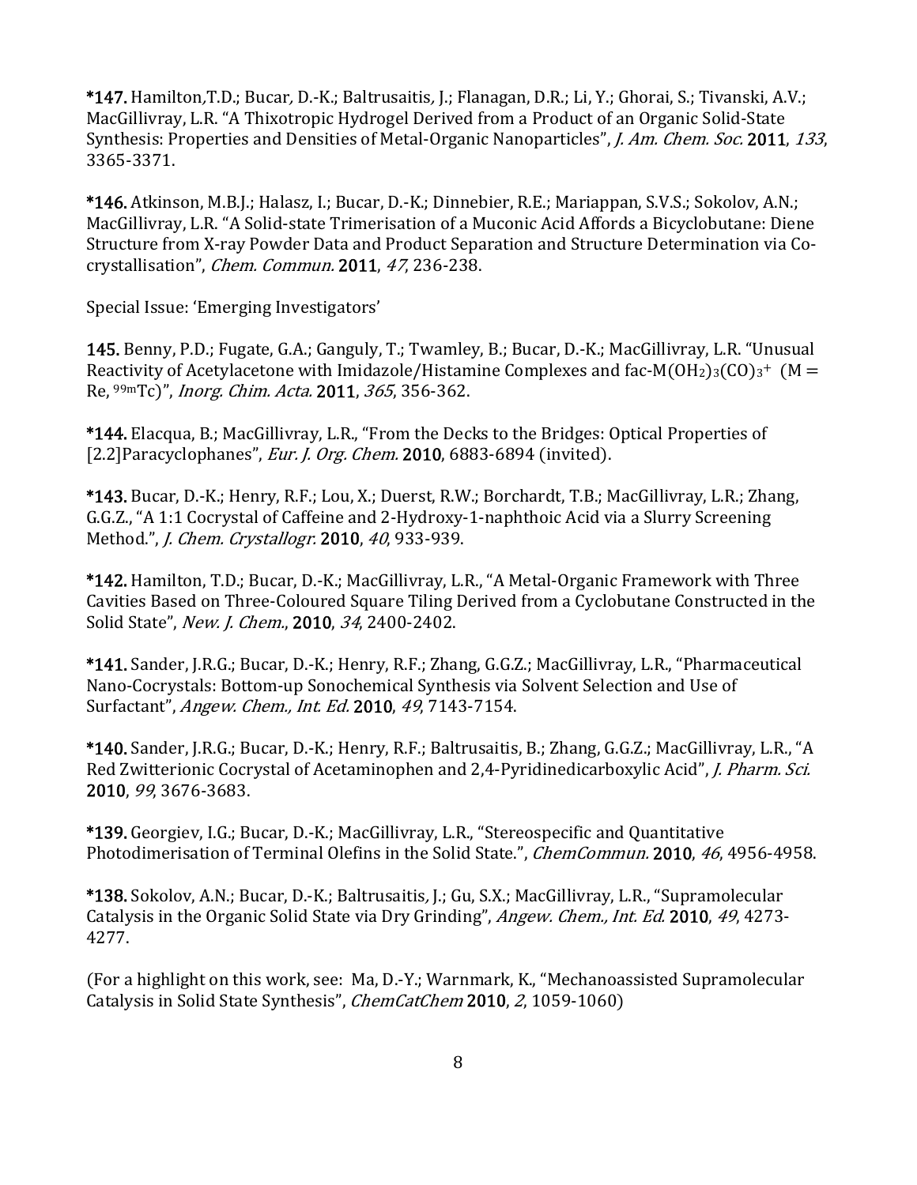**\*147.** Hamilton,T.D.; Bucar, D.-K.; Baltrusaitis, J.; Flanagan, D.R.; Li, Y.; Ghorai, S.; Tivanski, A.V.; MacGillivray, L.R. "A Thixotropic Hydrogel Derived from a Product of an Organic Solid-State Synthesis: Properties and Densities of Metal-Organic Nanoparticles", *J. Am. Chem. Soc.* **2011**, *133*, 3365-3371.

**\*146.** Atkinson, M.B.J.; Halasz, I.; Bucar, D.-K.; Dinnebier, R.E.; Mariappan, S.V.S.; Sokolov, A.N.; MacGillivray, L.R. "A Solid-state Trimerisation of a Muconic Acid Affords a Bicyclobutane: Diene Structure from X-ray Powder Data and Product Separation and Structure Determination via Co-crystallisation", *Chem. Commun.* **2011**, *47*, 236-238.

Special Issue: 'Emerging Investigators'

**145.** Benny, P.D.; Fugate, G.A.; Ganguly, T.; Twamley, B.; Bucar, D.-K.; MacGillivray, L.R. "Unusual Reactivity of Acetylacetone with Imidazole/Histamine Complexes and fac-$M(OH_2)_3(CO)_3^+$ (M = Re, $^{99m}$Tc)", *Inorg. Chim. Acta.* **2011**, *365*, 356-362.

**\*144.** Elacqua, B.; MacGillivray, L.R., "From the Decks to the Bridges: Optical Properties of [2.2]Paracyclophanes", *Eur. J. Org. Chem.* **2010**, 6883-6894 (invited).

**\*143.** Bucar, D.-K.; Henry, R.F.; Lou, X.; Duerst, R.W.; Borchardt, T.B.; MacGillivray, L.R.; Zhang, G.G.Z., "A 1:1 Cocrystal of Caffeine and 2-Hydroxy-1-naphthoic Acid via a Slurry Screening Method.", *J. Chem. Crystallogr.* **2010**, *40*, 933-939.

**\*142.** Hamilton, T.D.; Bucar, D.-K.; MacGillivray, L.R., "A Metal-Organic Framework with Three Cavities Based on Three-Coloured Square Tiling Derived from a Cyclobutane Constructed in the Solid State", *New. J. Chem.*, **2010**, *34*, 2400-2402.

**\*141.** Sander, J.R.G.; Bucar, D.-K.; Henry, R.F.; Zhang, G.G.Z.; MacGillivray, L.R., "Pharmaceutical Nano-Cocrystals: Bottom-up Sonochemical Synthesis via Solvent Selection and Use of Surfactant", *Angew. Chem., Int. Ed.* **2010**, *49*, 7143-7154.

**\*140.** Sander, J.R.G.; Bucar, D.-K.; Henry, R.F.; Baltrusaitis, B.; Zhang, G.G.Z.; MacGillivray, L.R., "A Red Zwitterionic Cocrystal of Acetaminophen and 2,4-Pyridinedicarboxylic Acid", *J. Pharm. Sci.* **2010**, *99*, 3676-3683.

**\*139.** Georgiev, I.G.; Bucar, D.-K.; MacGillivray, L.R., "Stereospecific and Quantitative Photodimerisation of Terminal Olefins in the Solid State.", *ChemCommun.* **2010**, *46*, 4956-4958.

**\*138.** Sokolov, A.N.; Bucar, D.-K.; Baltrusaitis, J.; Gu, S.X.; MacGillivray, L.R., "Supramolecular Catalysis in the Organic Solid State via Dry Grinding", *Angew. Chem., Int. Ed.* **2010**, *49*, 4273-4277.

(For a highlight on this work, see: Ma, D.-Y.; Warnmark, K., "Mechanoassisted Supramolecular Catalysis in Solid State Synthesis", *ChemCatChem* **2010**, *2*, 1059-1060)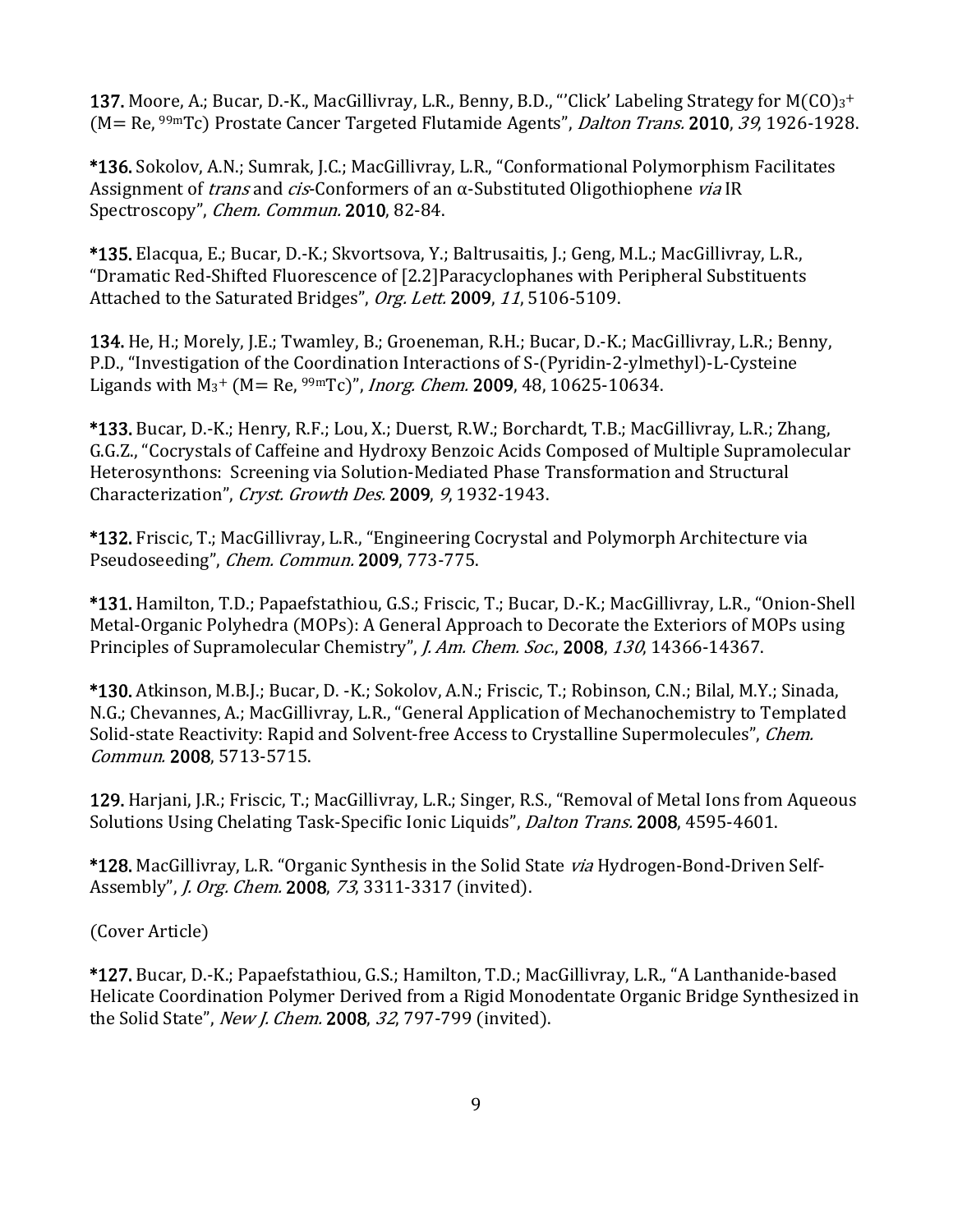**137.** Moore, A.; Bucar, D.-K., MacGillivray, L.R., Benny, B.D., "'Click' Labeling Strategy for $M(CO)_3^+$ (M= Re, $^{99m}$Tc) Prostate Cancer Targeted Flutamide Agents", *Dalton Trans.* **2010**, *39*, 1926-1928.

**\*136.** Sokolov, A.N.; Sumrak, J.C.; MacGillivray, L.R., "Conformational Polymorphism Facilitates Assignment of *trans* and *cis*-Conformers of an α-Substituted Oligothiophene *via* IR Spectroscopy", *Chem. Commun.* **2010**, 82-84.

**\*135.** Elacqua, E.; Bucar, D.-K.; Skvortsova, Y.; Baltrusaitis, J.; Geng, M.L.; MacGillivray, L.R., "Dramatic Red-Shifted Fluorescence of [2.2]Paracyclophanes with Peripheral Substituents Attached to the Saturated Bridges", *Org. Lett.* **2009**, *11*, 5106-5109.

**134.** He, H.; Morely, J.E.; Twamley, B.; Groeneman, R.H.; Bucar, D.-K.; MacGillivray, L.R.; Benny, P.D., "Investigation of the Coordination Interactions of S-(Pyridin-2-ylmethyl)-L-Cysteine Ligands with $M_3^+$ (M= Re, $^{99m}$Tc)", *Inorg. Chem.* **2009**, 48, 10625-10634.

**\*133.** Bucar, D.-K.; Henry, R.F.; Lou, X.; Duerst, R.W.; Borchardt, T.B.; MacGillivray, L.R.; Zhang, G.G.Z., "Cocrystals of Caffeine and Hydroxy Benzoic Acids Composed of Multiple Supramolecular Heterosynthons: Screening via Solution-Mediated Phase Transformation and Structural Characterization", *Cryst. Growth Des.* **2009**, *9*, 1932-1943.

**\*132.** Friscic, T.; MacGillivray, L.R., "Engineering Cocrystal and Polymorph Architecture via Pseudoseeding", *Chem. Commun.* **2009**, 773-775.

**\*131.** Hamilton, T.D.; Papaefstathiou, G.S.; Friscic, T.; Bucar, D.-K.; MacGillivray, L.R., "Onion-Shell Metal-Organic Polyhedra (MOPs): A General Approach to Decorate the Exteriors of MOPs using Principles of Supramolecular Chemistry", *J. Am. Chem. Soc.*, **2008**, *130*, 14366-14367.

**\*130.** Atkinson, M.B.J.; Bucar, D. -K.; Sokolov, A.N.; Friscic, T.; Robinson, C.N.; Bilal, M.Y.; Sinada, N.G.; Chevannes, A.; MacGillivray, L.R., "General Application of Mechanochemistry to Templated Solid-state Reactivity: Rapid and Solvent-free Access to Crystalline Supermolecules", *Chem. Commun.* **2008**, 5713-5715.

**129.** Harjani, J.R.; Friscic, T.; MacGillivray, L.R.; Singer, R.S., "Removal of Metal Ions from Aqueous Solutions Using Chelating Task-Specific Ionic Liquids", *Dalton Trans.* **2008**, 4595-4601.

**\*128.** MacGillivray, L.R. "Organic Synthesis in the Solid State *via* Hydrogen-Bond-Driven Self-Assembly", *J. Org. Chem.* **2008**, *73*, 3311-3317 (invited).

(Cover Article)

**\*127.** Bucar, D.-K.; Papaefstathiou, G.S.; Hamilton, T.D.; MacGillivray, L.R., "A Lanthanide-based Helicate Coordination Polymer Derived from a Rigid Monodentate Organic Bridge Synthesized in the Solid State", *New J. Chem.* **2008**, *32*, 797-799 (invited).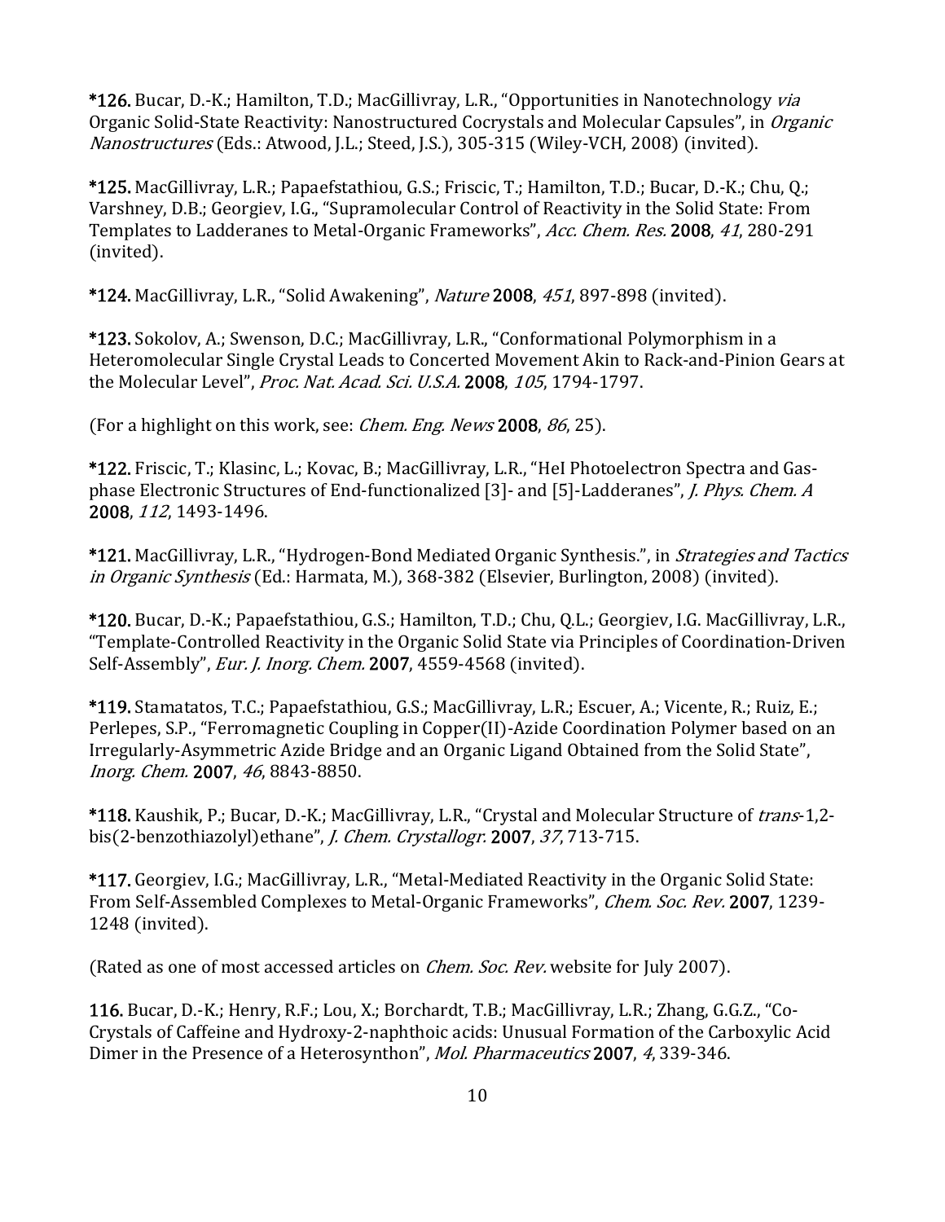**\*126.** Bucar, D.-K.; Hamilton, T.D.; MacGillivray, L.R., "Opportunities in Nanotechnology *via* Organic Solid-State Reactivity: Nanostructured Cocrystals and Molecular Capsules", in *Organic Nanostructures* (Eds.: Atwood, J.L.; Steed, J.S.), 305-315 (Wiley-VCH, 2008) (invited).

**\*125.** MacGillivray, L.R.; Papaefstathiou, G.S.; Friscic, T.; Hamilton, T.D.; Bucar, D.-K.; Chu, Q.; Varshney, D.B.; Georgiev, I.G., "Supramolecular Control of Reactivity in the Solid State: From Templates to Ladderanes to Metal-Organic Frameworks", *Acc. Chem. Res.* **2008**, *41*, 280-291 (invited).

**\*124.** MacGillivray, L.R., "Solid Awakening", *Nature* **2008**, *451*, 897-898 (invited).

**\*123.** Sokolov, A.; Swenson, D.C.; MacGillivray, L.R., "Conformational Polymorphism in a Heteromolecular Single Crystal Leads to Concerted Movement Akin to Rack-and-Pinion Gears at the Molecular Level", *Proc. Nat. Acad. Sci. U.S.A.* **2008**, *105*, 1794-1797.

(For a highlight on this work, see: *Chem. Eng. News* **2008**, *86*, 25).

**\*122.** Friscic, T.; Klasinc, L.; Kovac, B.; MacGillivray, L.R., "HeI Photoelectron Spectra and Gas-phase Electronic Structures of End-functionalized [3]- and [5]-Ladderanes", *J. Phys. Chem. A* **2008**, *112*, 1493-1496.

**\*121.** MacGillivray, L.R., "Hydrogen-Bond Mediated Organic Synthesis.", in *Strategies and Tactics in Organic Synthesis* (Ed.: Harmata, M.), 368-382 (Elsevier, Burlington, 2008) (invited).

**\*120.** Bucar, D.-K.; Papaefstathiou, G.S.; Hamilton, T.D.; Chu, Q.L.; Georgiev, I.G. MacGillivray, L.R., "Template-Controlled Reactivity in the Organic Solid State via Principles of Coordination-Driven Self-Assembly", *Eur. J. Inorg. Chem.* **2007**, 4559-4568 (invited).

**\*119.** Stamatatos, T.C.; Papaefstathiou, G.S.; MacGillivray, L.R.; Escuer, A.; Vicente, R.; Ruiz, E.; Perlepes, S.P., "Ferromagnetic Coupling in Copper(II)-Azide Coordination Polymer based on an Irregularly-Asymmetric Azide Bridge and an Organic Ligand Obtained from the Solid State", *Inorg. Chem.* **2007**, *46*, 8843-8850.

**\*118.** Kaushik, P.; Bucar, D.-K.; MacGillivray, L.R., "Crystal and Molecular Structure of *trans*-1,2-bis(2-benzothiazolyl)ethane", *J. Chem. Crystallogr.* **2007**, *37*, 713-715.

**\*117.** Georgiev, I.G.; MacGillivray, L.R., "Metal-Mediated Reactivity in the Organic Solid State: From Self-Assembled Complexes to Metal-Organic Frameworks", *Chem. Soc. Rev.* **2007**, 1239-1248 (invited).

(Rated as one of most accessed articles on *Chem. Soc. Rev.* website for July 2007).

**116.** Bucar, D.-K.; Henry, R.F.; Lou, X.; Borchardt, T.B.; MacGillivray, L.R.; Zhang, G.G.Z., "Co-Crystals of Caffeine and Hydroxy-2-naphthoic acids: Unusual Formation of the Carboxylic Acid Dimer in the Presence of a Heterosynthon", *Mol. Pharmaceutics* **2007**, *4*, 339-346.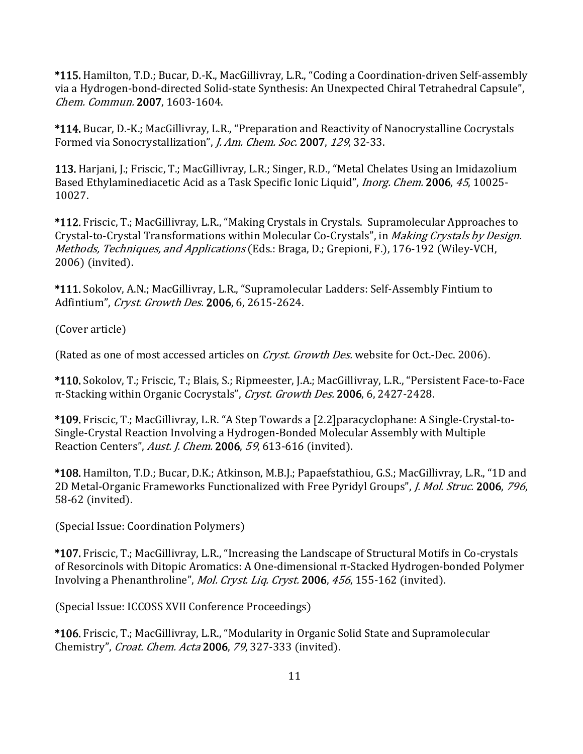**\*115.** Hamilton, T.D.; Bucar, D.-K., MacGillivray, L.R., "Coding a Coordination-driven Self-assembly via a Hydrogen-bond-directed Solid-state Synthesis: An Unexpected Chiral Tetrahedral Capsule", *Chem. Commun.* **2007**, 1603-1604.

**\*114.** Bucar, D.-K.; MacGillivray, L.R., "Preparation and Reactivity of Nanocrystalline Cocrystals Formed via Sonocrystallization", *J. Am. Chem. Soc.* **2007**, *129*, 32-33.

**113.** Harjani, J.; Friscic, T.; MacGillivray, L.R.; Singer, R.D., "Metal Chelates Using an Imidazolium Based Ethylaminediacetic Acid as a Task Specific Ionic Liquid", *Inorg. Chem.* **2006**, *45*, 10025-10027.

**\*112.** Friscic, T.; MacGillivray, L.R., "Making Crystals in Crystals. Supramolecular Approaches to Crystal-to-Crystal Transformations within Molecular Co-Crystals", in *Making Crystals by Design. Methods, Techniques, and Applications* (Eds.: Braga, D.; Grepioni, F.), 176-192 (Wiley-VCH, 2006) (invited).

**\*111.** Sokolov, A.N.; MacGillivray, L.R., "Supramolecular Ladders: Self-Assembly Fintium to Adfintium", *Cryst. Growth Des.* **2006**, 6, 2615-2624.

(Cover article)

(Rated as one of most accessed articles on *Cryst. Growth Des.* website for Oct.-Dec. 2006).

**\*110.** Sokolov, T.; Friscic, T.; Blais, S.; Ripmeester, J.A.; MacGillivray, L.R., "Persistent Face-to-Face π-Stacking within Organic Cocrystals", *Cryst. Growth Des.* **2006**, 6, 2427-2428.

**\*109.** Friscic, T.; MacGillivray, L.R. "A Step Towards a [2.2]paracyclophane: A Single-Crystal-to-Single-Crystal Reaction Involving a Hydrogen-Bonded Molecular Assembly with Multiple Reaction Centers", *Aust. J. Chem.* **2006**, *59*, 613-616 (invited).

**\*108.** Hamilton, T.D.; Bucar, D.K.; Atkinson, M.B.J.; Papaefstathiou, G.S.; MacGillivray, L.R., "1D and 2D Metal-Organic Frameworks Functionalized with Free Pyridyl Groups", *J. Mol. Struc.* **2006**, *796*, 58-62 (invited).

(Special Issue: Coordination Polymers)

**\*107.** Friscic, T.; MacGillivray, L.R., "Increasing the Landscape of Structural Motifs in Co-crystals of Resorcinols with Ditopic Aromatics: A One-dimensional π-Stacked Hydrogen-bonded Polymer Involving a Phenanthroline", *Mol. Cryst. Liq. Cryst.* **2006**, *456*, 155-162 (invited).

(Special Issue: ICCOSS XVII Conference Proceedings)

**\*106.** Friscic, T.; MacGillivray, L.R., "Modularity in Organic Solid State and Supramolecular Chemistry", *Croat. Chem. Acta* **2006**, *79*, 327-333 (invited).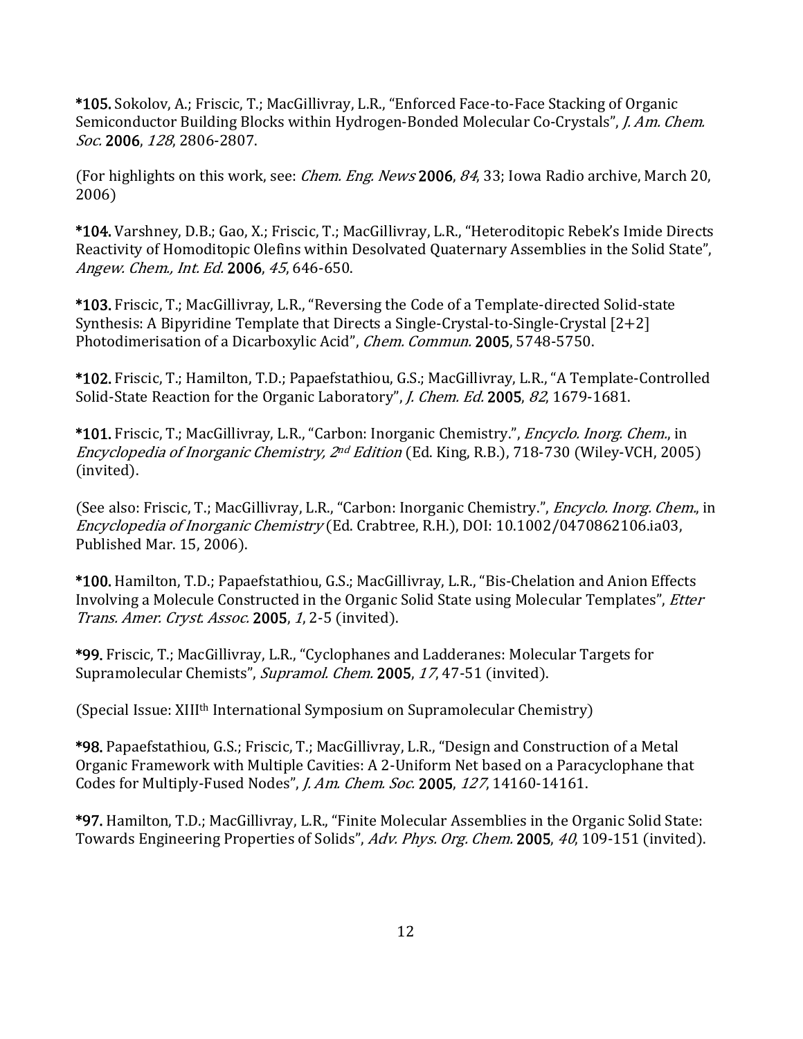**\*105.** Sokolov, A.; Friscic, T.; MacGillivray, L.R., "Enforced Face-to-Face Stacking of Organic Semiconductor Building Blocks within Hydrogen-Bonded Molecular Co-Crystals", *J. Am. Chem. Soc.* **2006**, *128*, 2806-2807.

(For highlights on this work, see: *Chem. Eng. News* **2006**, *84*, 33; Iowa Radio archive, March 20, 2006)

**\*104.** Varshney, D.B.; Gao, X.; Friscic, T.; MacGillivray, L.R., "Heteroditopic Rebek's Imide Directs Reactivity of Homoditopic Olefins within Desolvated Quaternary Assemblies in the Solid State", *Angew. Chem., Int. Ed.* **2006**, *45*, 646-650.

**\*103.** Friscic, T.; MacGillivray, L.R., "Reversing the Code of a Template-directed Solid-state Synthesis: A Bipyridine Template that Directs a Single-Crystal-to-Single-Crystal [2+2] Photodimerisation of a Dicarboxylic Acid", *Chem. Commun.* **2005**, 5748-5750.

**\*102.** Friscic, T.; Hamilton, T.D.; Papaefstathiou, G.S.; MacGillivray, L.R., "A Template-Controlled Solid-State Reaction for the Organic Laboratory", *J. Chem. Ed.* **2005**, *82*, 1679-1681.

**\*101.** Friscic, T.; MacGillivray, L.R., "Carbon: Inorganic Chemistry.", *Encyclo. Inorg. Chem.*, in *Encyclopedia of Inorganic Chemistry, 2nd Edition* (Ed. King, R.B.), 718-730 (Wiley-VCH, 2005) (invited).

(See also: Friscic, T.; MacGillivray, L.R., "Carbon: Inorganic Chemistry.", *Encyclo. Inorg. Chem.*, in *Encyclopedia of Inorganic Chemistry* (Ed. Crabtree, R.H.), DOI: 10.1002/0470862106.ia03, Published Mar. 15, 2006).

**\*100.** Hamilton, T.D.; Papaefstathiou, G.S.; MacGillivray, L.R., "Bis-Chelation and Anion Effects Involving a Molecule Constructed in the Organic Solid State using Molecular Templates", *Etter Trans. Amer. Cryst. Assoc.* **2005**, *1*, 2-5 (invited).

**\*99.** Friscic, T.; MacGillivray, L.R., "Cyclophanes and Ladderanes: Molecular Targets for Supramolecular Chemists", *Supramol. Chem.* **2005**, *17*, 47-51 (invited).

(Special Issue: XIIIth International Symposium on Supramolecular Chemistry)

**\*98.** Papaefstathiou, G.S.; Friscic, T.; MacGillivray, L.R., "Design and Construction of a Metal Organic Framework with Multiple Cavities: A 2-Uniform Net based on a Paracyclophane that Codes for Multiply-Fused Nodes", *J. Am. Chem. Soc.* **2005**, *127*, 14160-14161.

**\*97.** Hamilton, T.D.; MacGillivray, L.R., "Finite Molecular Assemblies in the Organic Solid State: Towards Engineering Properties of Solids", *Adv. Phys. Org. Chem.* **2005**, *40*, 109-151 (invited).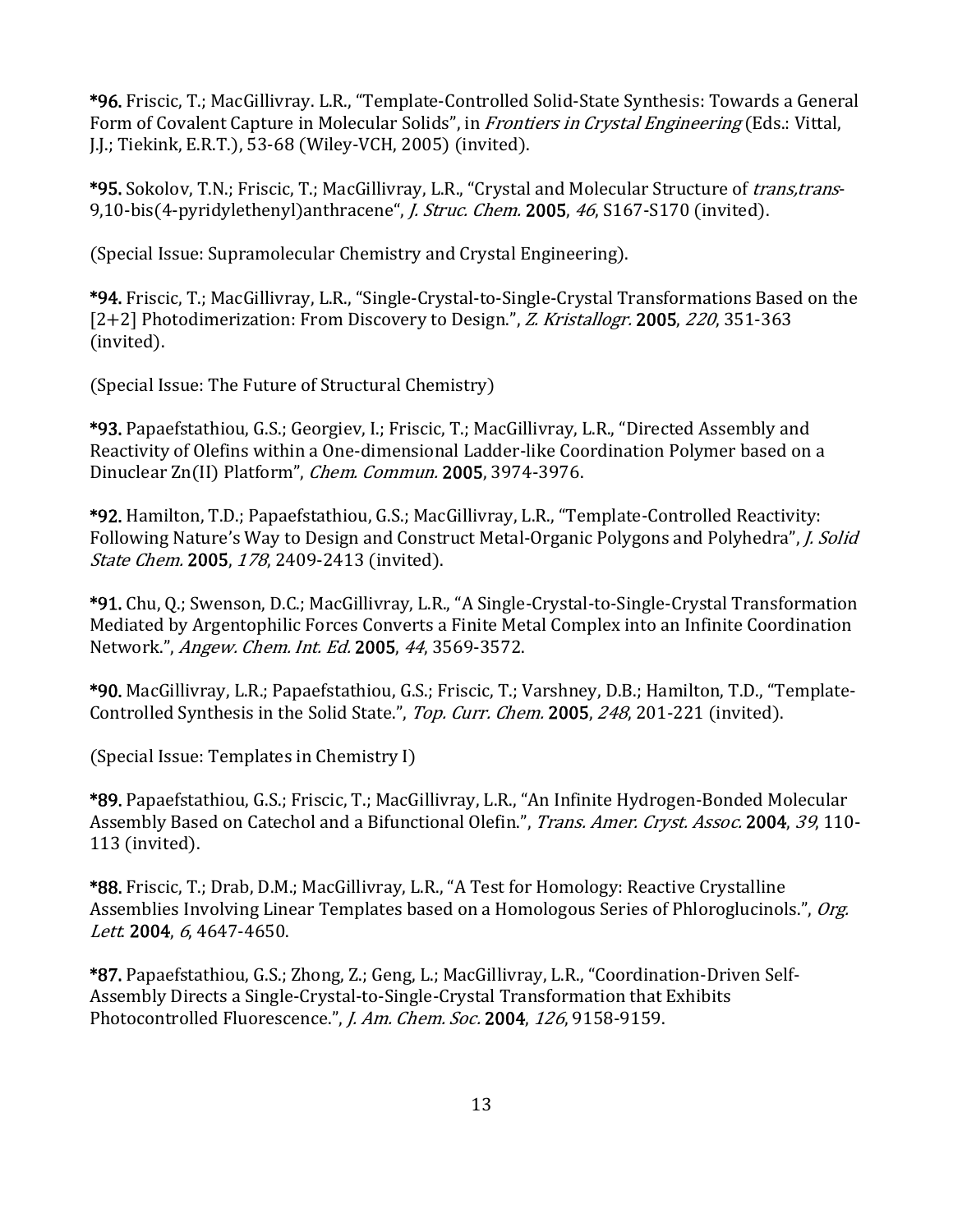**\*96.** Friscic, T.; MacGillivray. L.R., "Template-Controlled Solid-State Synthesis: Towards a General Form of Covalent Capture in Molecular Solids", in *Frontiers in Crystal Engineering* (Eds.: Vittal, J.J.; Tiekink, E.R.T.), 53-68 (Wiley-VCH, 2005) (invited).

**\*95.** Sokolov, T.N.; Friscic, T.; MacGillivray, L.R., "Crystal and Molecular Structure of *trans,trans*-9,10-bis(4-pyridylethenyl)anthracene", *J. Struc. Chem.* **2005**, *46*, S167-S170 (invited).

(Special Issue: Supramolecular Chemistry and Crystal Engineering).

**\*94.** Friscic, T.; MacGillivray, L.R., "Single-Crystal-to-Single-Crystal Transformations Based on the [2+2] Photodimerization: From Discovery to Design.", *Z. Kristallogr.* **2005**, *220*, 351-363 (invited).

(Special Issue: The Future of Structural Chemistry)

**\*93.** Papaefstathiou, G.S.; Georgiev, I.; Friscic, T.; MacGillivray, L.R., "Directed Assembly and Reactivity of Olefins within a One-dimensional Ladder-like Coordination Polymer based on a Dinuclear Zn(II) Platform", *Chem. Commun.* **2005**, 3974-3976.

**\*92.** Hamilton, T.D.; Papaefstathiou, G.S.; MacGillivray, L.R., "Template-Controlled Reactivity: Following Nature's Way to Design and Construct Metal-Organic Polygons and Polyhedra", *J. Solid State Chem.* **2005**, *178*, 2409-2413 (invited).

**\*91.** Chu, Q.; Swenson, D.C.; MacGillivray, L.R., "A Single-Crystal-to-Single-Crystal Transformation Mediated by Argentophilic Forces Converts a Finite Metal Complex into an Infinite Coordination Network.", *Angew. Chem. Int. Ed.* **2005**, *44*, 3569-3572.

**\*90.** MacGillivray, L.R.; Papaefstathiou, G.S.; Friscic, T.; Varshney, D.B.; Hamilton, T.D., "Template-Controlled Synthesis in the Solid State.", *Top. Curr. Chem.* **2005**, *248*, 201-221 (invited).

(Special Issue: Templates in Chemistry I)

**\*89.** Papaefstathiou, G.S.; Friscic, T.; MacGillivray, L.R., "An Infinite Hydrogen-Bonded Molecular Assembly Based on Catechol and a Bifunctional Olefin.", *Trans. Amer. Cryst. Assoc.* **2004**, *39*, 110-113 (invited).

**\*88.** Friscic, T.; Drab, D.M.; MacGillivray, L.R., "A Test for Homology: Reactive Crystalline Assemblies Involving Linear Templates based on a Homologous Series of Phloroglucinols.", *Org. Lett.* **2004**, *6*, 4647-4650.

**\*87.** Papaefstathiou, G.S.; Zhong, Z.; Geng, L.; MacGillivray, L.R., "Coordination-Driven Self-Assembly Directs a Single-Crystal-to-Single-Crystal Transformation that Exhibits Photocontrolled Fluorescence.", *J. Am. Chem. Soc.* **2004**, *126*, 9158-9159.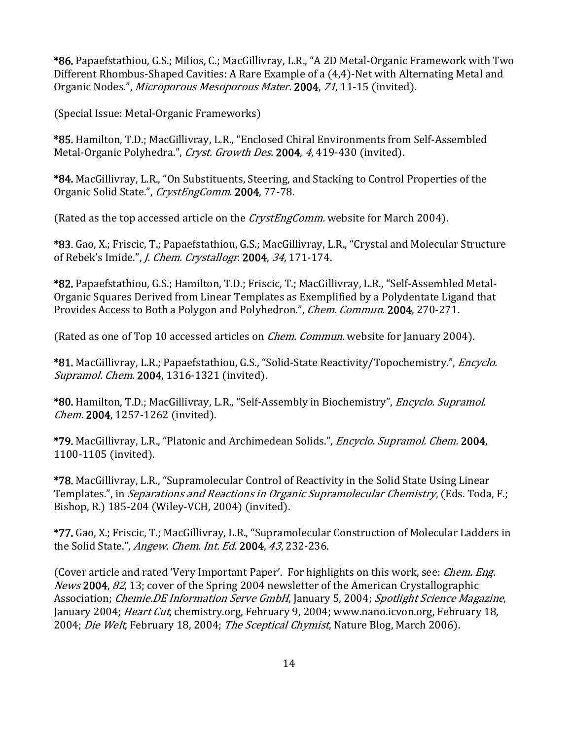**\*86.** Papaefstathiou, G.S.; Milios, C.; MacGillivray, L.R., "A 2D Metal-Organic Framework with Two Different Rhombus-Shaped Cavities: A Rare Example of a (4,4)-Net with Alternating Metal and Organic Nodes.", *Microporous Mesoporous Mater.* **2004**, *71*, 11-15 (invited).

(Special Issue: Metal-Organic Frameworks)

**\*85.** Hamilton, T.D.; MacGillivray, L.R., "Enclosed Chiral Environments from Self-Assembled Metal-Organic Polyhedra.", *Cryst. Growth Des.* **2004**, *4*, 419-430 (invited).

**\*84.** MacGillivray, L.R., "On Substituents, Steering, and Stacking to Control Properties of the Organic Solid State.", *CrystEngComm.* **2004**, 77-78.

(Rated as the top accessed article on the *CrystEngComm.* website for March 2004).

**\*83.** Gao, X.; Friscic, T.; Papaefstathiou, G.S.; MacGillivray, L.R., "Crystal and Molecular Structure of Rebek's Imide.", *J. Chem. Crystallogr.* **2004**, *34*, 171-174.

**\*82.** Papaefstathiou, G.S.; Hamilton, T.D.; Friscic, T.; MacGillivray, L.R., "Self-Assembled Metal-Organic Squares Derived from Linear Templates as Exemplified by a Polydentate Ligand that Provides Access to Both a Polygon and Polyhedron.", *Chem. Commun.* **2004**, 270-271.

(Rated as one of Top 10 accessed articles on *Chem. Commun.* website for January 2004).

**\*81.** MacGillivray, L.R.; Papaefstathiou, G.S., "Solid-State Reactivity/Topochemistry.", *Encyclo. Supramol. Chem.* **2004**, 1316-1321 (invited).

**\*80.** Hamilton, T.D.; MacGillivray, L.R., "Self-Assembly in Biochemistry", *Encyclo. Supramol. Chem.* **2004**, 1257-1262 (invited).

**\*79.** MacGillivray, L.R., "Platonic and Archimedean Solids.", *Encyclo. Supramol. Chem.* **2004**, 1100-1105 (invited).

**\*78.** MacGillivray, L.R., "Supramolecular Control of Reactivity in the Solid State Using Linear Templates.", in *Separations and Reactions in Organic Supramolecular Chemistry*, (Eds. Toda, F.; Bishop, R.) 185-204 (Wiley-VCH, 2004) (invited).

**\*77.** Gao, X.; Friscic, T.; MacGillivray, L.R., "Supramolecular Construction of Molecular Ladders in the Solid State.", *Angew. Chem. Int. Ed.* **2004**, *43*, 232-236.

(Cover article and rated 'Very Important Paper'. For highlights on this work, see: *Chem. Eng. News* **2004**, *82*, 13; cover of the Spring 2004 newsletter of the American Crystallographic Association; *Chemie.DE Information Serve GmbH*, January 5, 2004; *Spotlight Science Magazine*, January 2004; *Heart Cut*, chemistry.org, February 9, 2004; www.nano.icvon.org, February 18, 2004; *Die Welt*, February 18, 2004; *The Sceptical Chymist*, Nature Blog, March 2006).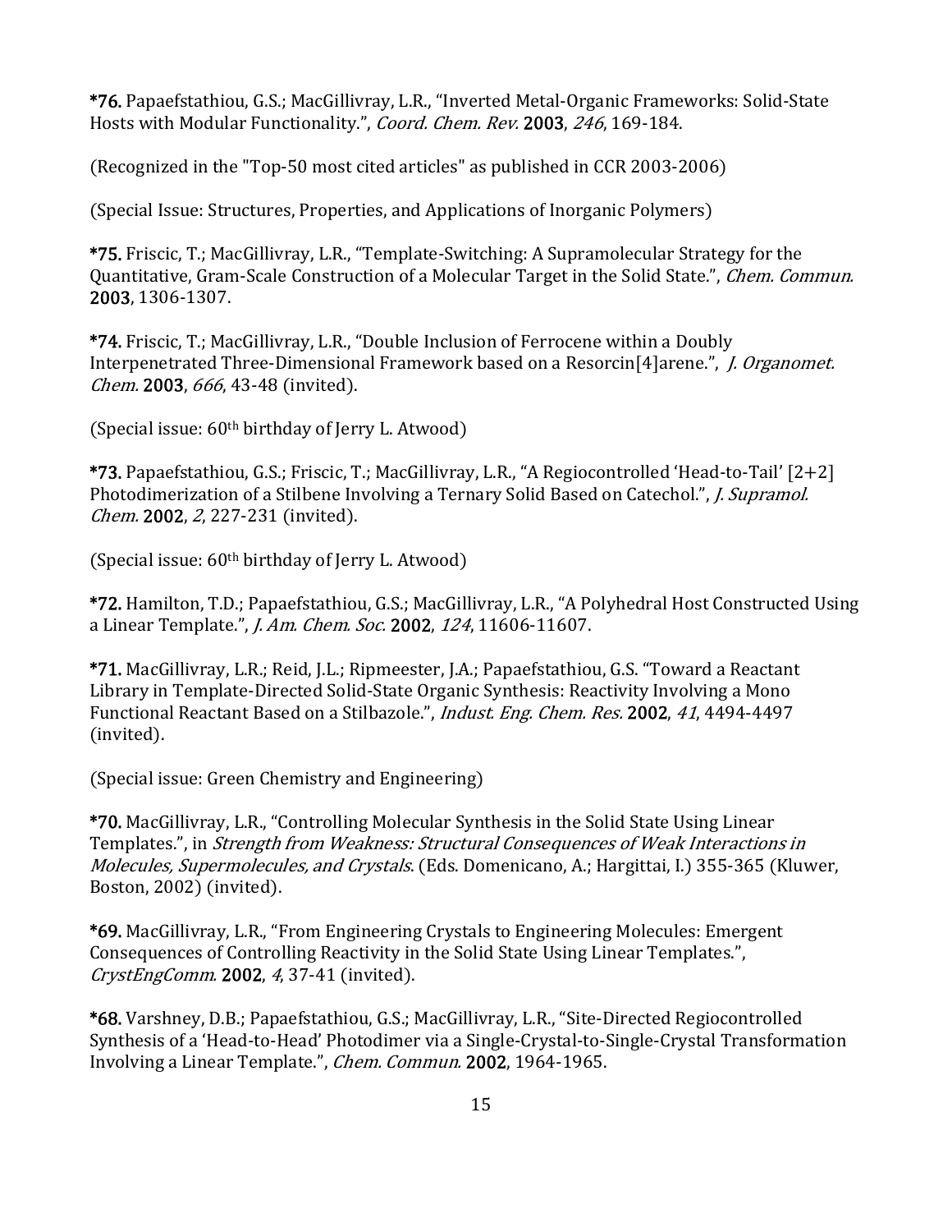**\*76.** Papaefstathiou, G.S.; MacGillivray, L.R., "Inverted Metal-Organic Frameworks: Solid-State Hosts with Modular Functionality.", *Coord. Chem. Rev.* **2003**, *246*, 169-184.

(Recognized in the "Top-50 most cited articles" as published in CCR 2003-2006)

(Special Issue: Structures, Properties, and Applications of Inorganic Polymers)

**\*75.** Friscic, T.; MacGillivray, L.R., "Template-Switching: A Supramolecular Strategy for the Quantitative, Gram-Scale Construction of a Molecular Target in the Solid State.", *Chem. Commun.* **2003**, 1306-1307.

**\*74.** Friscic, T.; MacGillivray, L.R., "Double Inclusion of Ferrocene within a Doubly Interpenetrated Three-Dimensional Framework based on a Resorcin[4]arene.", *J. Organomet. Chem.* **2003**, *666*, 43-48 (invited).

(Special issue: 60th birthday of Jerry L. Atwood)

**\*73.** Papaefstathiou, G.S.; Friscic, T.; MacGillivray, L.R., "A Regiocontrolled 'Head-to-Tail' [2+2] Photodimerization of a Stilbene Involving a Ternary Solid Based on Catechol.", *J. Supramol. Chem.* **2002**, *2*, 227-231 (invited).

(Special issue: 60th birthday of Jerry L. Atwood)

**\*72.** Hamilton, T.D.; Papaefstathiou, G.S.; MacGillivray, L.R., "A Polyhedral Host Constructed Using a Linear Template.", *J. Am. Chem. Soc.* **2002**, *124*, 11606-11607.

**\*71.** MacGillivray, L.R.; Reid, J.L.; Ripmeester, J.A.; Papaefstathiou, G.S. "Toward a Reactant Library in Template-Directed Solid-State Organic Synthesis: Reactivity Involving a Mono Functional Reactant Based on a Stilbazole.", *Indust. Eng. Chem. Res.* **2002**, *41*, 4494-4497 (invited).

(Special issue: Green Chemistry and Engineering)

**\*70.** MacGillivray, L.R., "Controlling Molecular Synthesis in the Solid State Using Linear Templates.", in *Strength from Weakness: Structural Consequences of Weak Interactions in Molecules, Supermolecules, and Crystals*. (Eds. Domenicano, A.; Hargittai, I.) 355-365 (Kluwer, Boston, 2002) (invited).

**\*69.** MacGillivray, L.R., "From Engineering Crystals to Engineering Molecules: Emergent Consequences of Controlling Reactivity in the Solid State Using Linear Templates.", *CrystEngComm.* **2002**, *4*, 37-41 (invited).

**\*68.** Varshney, D.B.; Papaefstathiou, G.S.; MacGillivray, L.R., "Site-Directed Regiocontrolled Synthesis of a 'Head-to-Head' Photodimer via a Single-Crystal-to-Single-Crystal Transformation Involving a Linear Template.", *Chem. Commun.* **2002**, 1964-1965.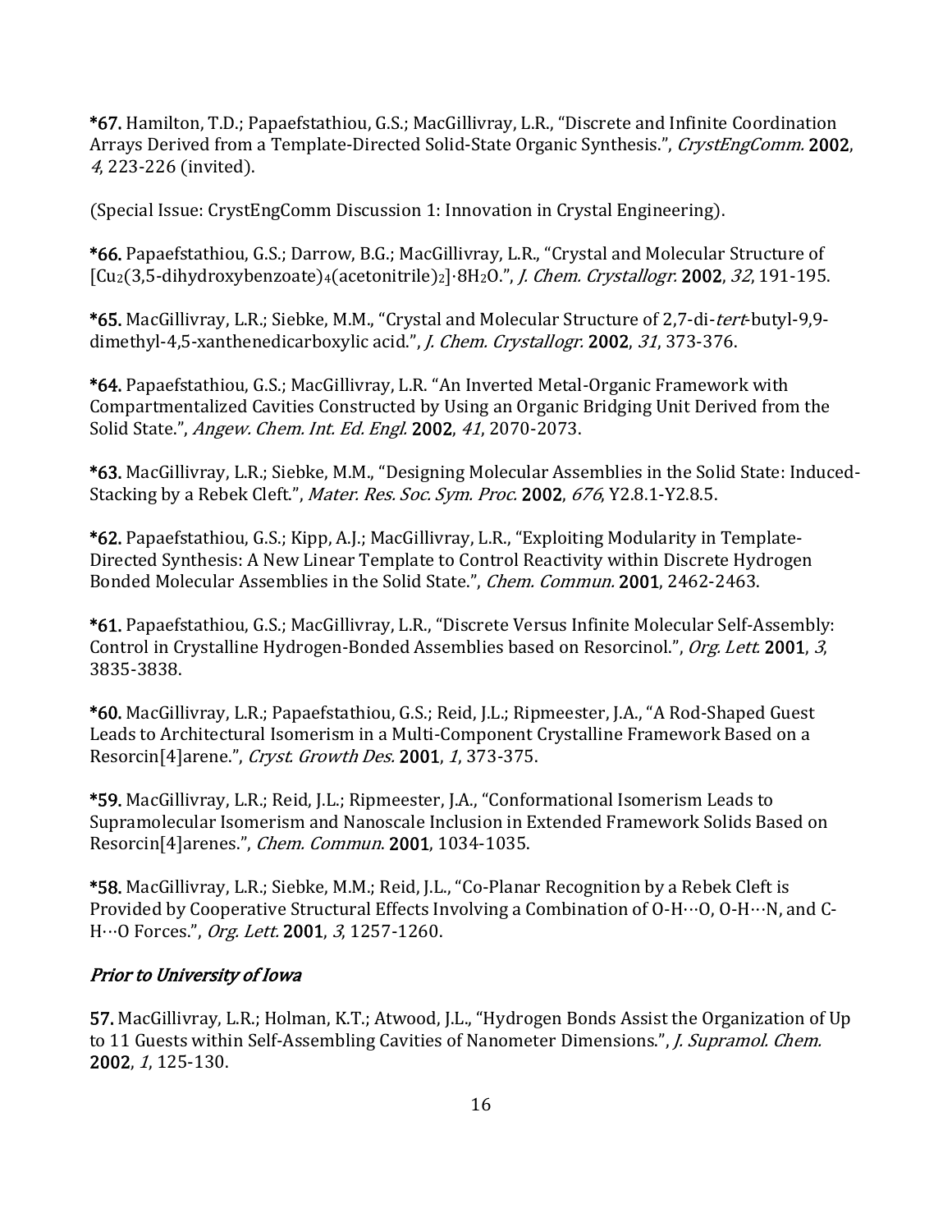**\*67.** Hamilton, T.D.; Papaefstathiou, G.S.; MacGillivray, L.R., "Discrete and Infinite Coordination Arrays Derived from a Template-Directed Solid-State Organic Synthesis.", *CrystEngComm.* **2002**, *4*, 223-226 (invited).

(Special Issue: CrystEngComm Discussion 1: Innovation in Crystal Engineering).

**\*66.** Papaefstathiou, G.S.; Darrow, B.G.; MacGillivray, L.R., "Crystal and Molecular Structure of $[Cu_2(3,5\text{-dihydroxybenzoate})_4(\text{acetonitrile})_2]\cdot 8H_2O$.", *J. Chem. Crystallogr.* **2002**, *32*, 191-195.

**\*65.** MacGillivray, L.R.; Siebke, M.M., "Crystal and Molecular Structure of 2,7-di-*tert*-butyl-9,9-dimethyl-4,5-xanthenedicarboxylic acid.", *J. Chem. Crystallogr.* **2002**, *31*, 373-376.

**\*64.** Papaefstathiou, G.S.; MacGillivray, L.R. "An Inverted Metal-Organic Framework with Compartmentalized Cavities Constructed by Using an Organic Bridging Unit Derived from the Solid State.", *Angew. Chem. Int. Ed. Engl.* **2002**, *41*, 2070-2073.

**\*63.** MacGillivray, L.R.; Siebke, M.M., "Designing Molecular Assemblies in the Solid State: Induced-Stacking by a Rebek Cleft.", *Mater. Res. Soc. Sym. Proc.* **2002**, *676*, Y2.8.1-Y2.8.5.

**\*62.** Papaefstathiou, G.S.; Kipp, A.J.; MacGillivray, L.R., "Exploiting Modularity in Template-Directed Synthesis: A New Linear Template to Control Reactivity within Discrete Hydrogen Bonded Molecular Assemblies in the Solid State.", *Chem. Commun.* **2001**, 2462-2463.

**\*61.** Papaefstathiou, G.S.; MacGillivray, L.R., "Discrete Versus Infinite Molecular Self-Assembly: Control in Crystalline Hydrogen-Bonded Assemblies based on Resorcinol.", *Org. Lett.* **2001**, *3*, 3835-3838.

**\*60.** MacGillivray, L.R.; Papaefstathiou, G.S.; Reid, J.L.; Ripmeester, J.A., "A Rod-Shaped Guest Leads to Architectural Isomerism in a Multi-Component Crystalline Framework Based on a Resorcin[4]arene.", *Cryst. Growth Des.* **2001**, *1*, 373-375.

**\*59.** MacGillivray, L.R.; Reid, J.L.; Ripmeester, J.A., "Conformational Isomerism Leads to Supramolecular Isomerism and Nanoscale Inclusion in Extended Framework Solids Based on Resorcin[4]arenes.", *Chem. Commun*. **2001**, 1034-1035.

**\*58.** MacGillivray, L.R.; Siebke, M.M.; Reid, J.L., "Co-Planar Recognition by a Rebek Cleft is Provided by Cooperative Structural Effects Involving a Combination of O-H···O, O-H···N, and C-H···O Forces.", *Org. Lett.* **2001**, *3*, 1257-1260.

## *Prior to University of Iowa*

**57.** MacGillivray, L.R.; Holman, K.T.; Atwood, J.L., "Hydrogen Bonds Assist the Organization of Up to 11 Guests within Self-Assembling Cavities of Nanometer Dimensions.", *J. Supramol. Chem.* **2002**, *1*, 125-130.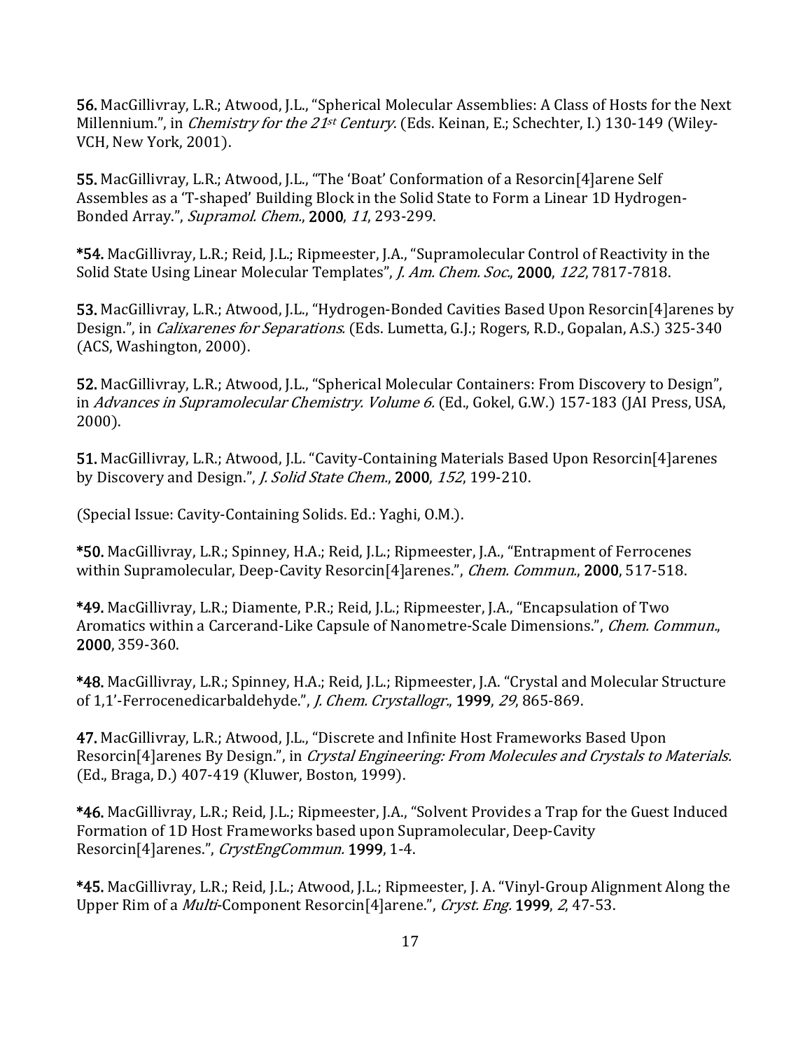**56.** MacGillivray, L.R.; Atwood, J.L., "Spherical Molecular Assemblies: A Class of Hosts for the Next Millennium.", in *Chemistry for the 21st Century*. (Eds. Keinan, E.; Schechter, I.) 130-149 (Wiley-VCH, New York, 2001).

**55.** MacGillivray, L.R.; Atwood, J.L., "The 'Boat' Conformation of a Resorcin[4]arene Self Assembles as a 'T-shaped' Building Block in the Solid State to Form a Linear 1D Hydrogen-Bonded Array.", *Supramol. Chem.*, **2000**, *11*, 293-299.

**\*54.** MacGillivray, L.R.; Reid, J.L.; Ripmeester, J.A., "Supramolecular Control of Reactivity in the Solid State Using Linear Molecular Templates", *J. Am. Chem. Soc.*, **2000**, *122*, 7817-7818.

**53.** MacGillivray, L.R.; Atwood, J.L., "Hydrogen-Bonded Cavities Based Upon Resorcin[4]arenes by Design.", in *Calixarenes for Separations.* (Eds. Lumetta, G.J.; Rogers, R.D., Gopalan, A.S.) 325-340 (ACS, Washington, 2000).

**52.** MacGillivray, L.R.; Atwood, J.L., "Spherical Molecular Containers: From Discovery to Design", in *Advances in Supramolecular Chemistry. Volume 6.* (Ed., Gokel, G.W.) 157-183 (JAI Press, USA, 2000).

**51.** MacGillivray, L.R.; Atwood, J.L. "Cavity-Containing Materials Based Upon Resorcin[4]arenes by Discovery and Design.", *J. Solid State Chem.*, **2000**, *152*, 199-210.

(Special Issue: Cavity-Containing Solids. Ed.: Yaghi, O.M.).

**\*50.** MacGillivray, L.R.; Spinney, H.A.; Reid, J.L.; Ripmeester, J.A., "Entrapment of Ferrocenes within Supramolecular, Deep-Cavity Resorcin[4]arenes.", *Chem. Commun.*, **2000**, 517-518.

**\*49.** MacGillivray, L.R.; Diamente, P.R.; Reid, J.L.; Ripmeester, J.A., "Encapsulation of Two Aromatics within a Carcerand-Like Capsule of Nanometre-Scale Dimensions.", *Chem. Commun.*, **2000**, 359-360.

**\*48.** MacGillivray, L.R.; Spinney, H.A.; Reid, J.L.; Ripmeester, J.A. "Crystal and Molecular Structure of 1,1'-Ferrocenedicarbaldehyde.", *J. Chem. Crystallogr.*, **1999**, *29*, 865-869.

**47.** MacGillivray, L.R.; Atwood, J.L., "Discrete and Infinite Host Frameworks Based Upon Resorcin[4]arenes By Design.", in *Crystal Engineering: From Molecules and Crystals to Materials.* (Ed., Braga, D.) 407-419 (Kluwer, Boston, 1999).

**\*46.** MacGillivray, L.R.; Reid, J.L.; Ripmeester, J.A., "Solvent Provides a Trap for the Guest Induced Formation of 1D Host Frameworks based upon Supramolecular, Deep-Cavity Resorcin[4]arenes.", *CrystEngCommun.* **1999**, 1-4.

**\*45.** MacGillivray, L.R.; Reid, J.L.; Atwood, J.L.; Ripmeester, J. A. "Vinyl-Group Alignment Along the Upper Rim of a *Multi*-Component Resorcin[4]arene.", *Cryst. Eng.* **1999**, *2*, 47-53.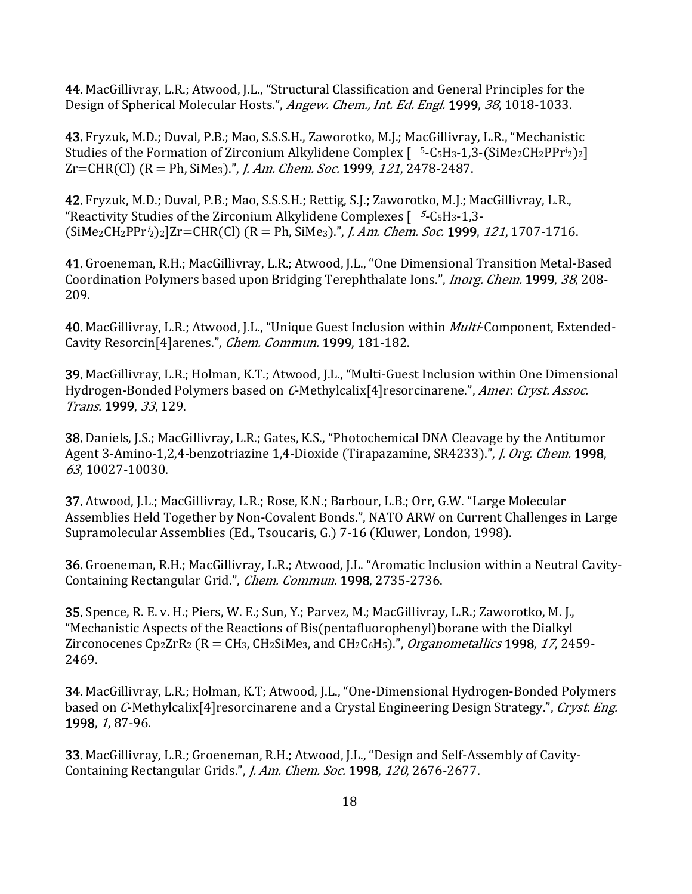**44.** MacGillivray, L.R.; Atwood, J.L., "Structural Classification and General Principles for the Design of Spherical Molecular Hosts.", *Angew. Chem., Int. Ed. Engl.* **1999**, *38*, 1018-1033.

**43.** Fryzuk, M.D.; Duval, P.B.; Mao, S.S.S.H., Zaworotko, M.J.; MacGillivray, L.R., "Mechanistic Studies of the Formation of Zirconium Alkylidene Complex [ $^5$-$C_5H_3$-1,3-($SiMe_2CH_2PPr^i{}_2$)$_2$] Zr=CHR(Cl) (R = Ph, $SiMe_3$).", *J. Am. Chem. Soc.* **1999**, *121*, 2478-2487.

**42.** Fryzuk, M.D.; Duval, P.B.; Mao, S.S.S.H.; Rettig, S.J.; Zaworotko, M.J.; MacGillivray, L.R., "Reactivity Studies of the Zirconium Alkylidene Complexes [ $^5$-$C_5H_3$-1,3-($SiMe_2CH_2PPr^i{}_2$)$_2$]Zr=CHR(Cl) (R = Ph, $SiMe_3$).", *J. Am. Chem. Soc.* **1999**, *121*, 1707-1716.

**41.** Groeneman, R.H.; MacGillivray, L.R.; Atwood, J.L., "One Dimensional Transition Metal-Based Coordination Polymers based upon Bridging Terephthalate Ions.", *Inorg. Chem.* **1999**, *38*, 208-209.

**40.** MacGillivray, L.R.; Atwood, J.L., "Unique Guest Inclusion within *Multi*-Component, Extended-Cavity Resorcin[4]arenes.", *Chem. Commun.* **1999**, 181-182.

**39.** MacGillivray, L.R.; Holman, K.T.; Atwood, J.L., "Multi-Guest Inclusion within One Dimensional Hydrogen-Bonded Polymers based on *C*-Methylcalix[4]resorcinarene.", *Amer. Cryst. Assoc. Trans.* **1999**, *33*, 129.

**38.** Daniels, J.S.; MacGillivray, L.R.; Gates, K.S., "Photochemical DNA Cleavage by the Antitumor Agent 3-Amino-1,2,4-benzotriazine 1,4-Dioxide (Tirapazamine, SR4233).", *J. Org. Chem.* **1998**, *63*, 10027-10030.

**37.** Atwood, J.L.; MacGillivray, L.R.; Rose, K.N.; Barbour, L.B.; Orr, G.W. "Large Molecular Assemblies Held Together by Non-Covalent Bonds.", NATO ARW on Current Challenges in Large Supramolecular Assemblies (Ed., Tsoucaris, G.) 7-16 (Kluwer, London, 1998).

**36.** Groeneman, R.H.; MacGillivray, L.R.; Atwood, J.L. "Aromatic Inclusion within a Neutral Cavity-Containing Rectangular Grid.", *Chem. Commun.* **1998**, 2735-2736.

**35.** Spence, R. E. v. H.; Piers, W. E.; Sun, Y.; Parvez, M.; MacGillivray, L.R.; Zaworotko, M. J., "Mechanistic Aspects of the Reactions of Bis(pentafluorophenyl)borane with the Dialkyl Zirconocenes $Cp_2ZrR_2$ (R = $CH_3$, $CH_2SiMe_3$, and $CH_2C_6H_5$).", *Organometallics* **1998**, *17*, 2459-2469.

**34.** MacGillivray, L.R.; Holman, K.T; Atwood, J.L., "One-Dimensional Hydrogen-Bonded Polymers based on *C*-Methylcalix[4]resorcinarene and a Crystal Engineering Design Strategy.", *Cryst. Eng.* **1998**, *1*, 87-96.

**33.** MacGillivray, L.R.; Groeneman, R.H.; Atwood, J.L., "Design and Self-Assembly of Cavity-Containing Rectangular Grids.", *J. Am. Chem. Soc.* **1998**, *120*, 2676-2677.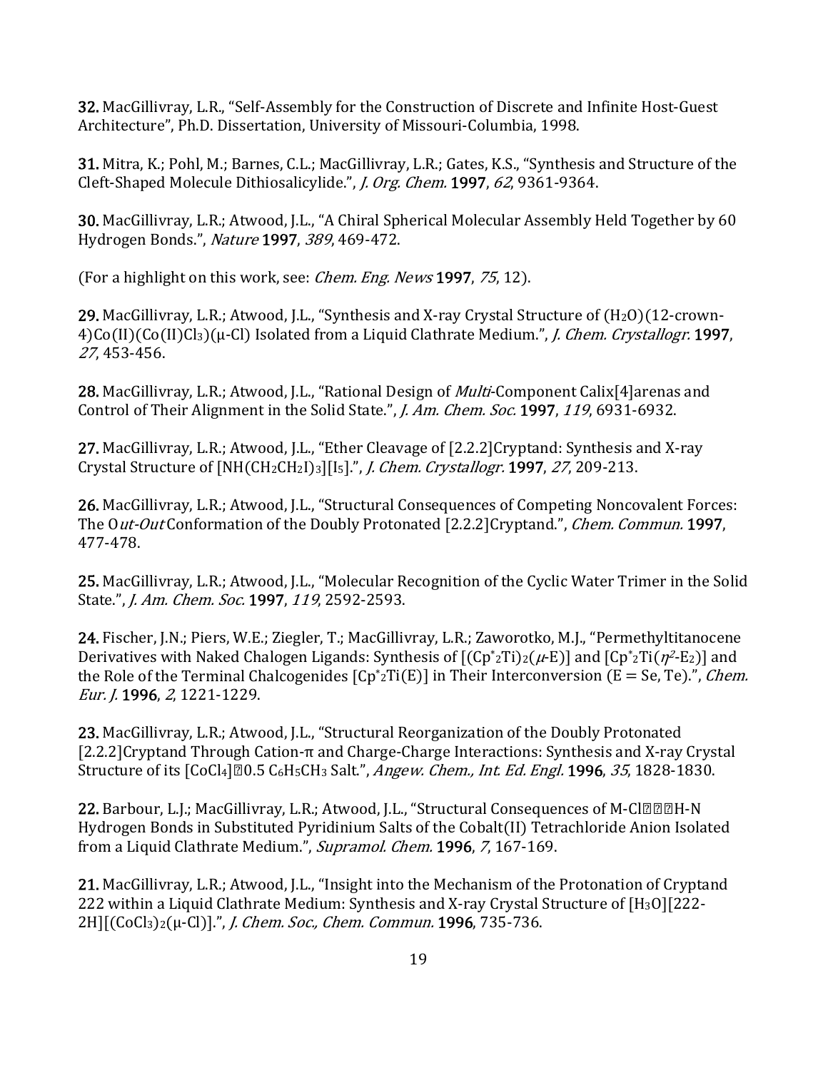**32.** MacGillivray, L.R., "Self-Assembly for the Construction of Discrete and Infinite Host-Guest Architecture", Ph.D. Dissertation, University of Missouri-Columbia, 1998.

**31.** Mitra, K.; Pohl, M.; Barnes, C.L.; MacGillivray, L.R.; Gates, K.S., "Synthesis and Structure of the Cleft-Shaped Molecule Dithiosalicylide.", *J. Org. Chem.* **1997**, *62*, 9361-9364.

**30.** MacGillivray, L.R.; Atwood, J.L., "A Chiral Spherical Molecular Assembly Held Together by 60 Hydrogen Bonds.", *Nature* **1997**, *389*, 469-472.

(For a highlight on this work, see: *Chem. Eng. News* **1997**, *75*, 12).

**29.** MacGillivray, L.R.; Atwood, J.L., "Synthesis and X-ray Crystal Structure of ($H_2O$)(12-crown-4)Co(II)(Co(II)$Cl_3$)(μ-Cl) Isolated from a Liquid Clathrate Medium.", *J. Chem. Crystallogr.* **1997**, *27*, 453-456.

**28.** MacGillivray, L.R.; Atwood, J.L., "Rational Design of *Multi*-Component Calix[4]arenas and Control of Their Alignment in the Solid State.", *J. Am. Chem. Soc.* **1997**, *119*, 6931-6932.

**27.** MacGillivray, L.R.; Atwood, J.L., "Ether Cleavage of [2.2.2]Cryptand: Synthesis and X-ray Crystal Structure of [NH($CH_2CH_2I)_3$][$I_5$].", *J. Chem. Crystallogr.* **1997**, *27*, 209-213.

**26.** MacGillivray, L.R.; Atwood, J.L., "Structural Consequences of Competing Noncovalent Forces: The O*ut-Out* Conformation of the Doubly Protonated [2.2.2]Cryptand.", *Chem. Commun.* **1997**, 477-478.

**25.** MacGillivray, L.R.; Atwood, J.L., "Molecular Recognition of the Cyclic Water Trimer in the Solid State.", *J. Am. Chem. Soc.* **1997**, *119*, 2592-2593.

**24.** Fischer, J.N.; Piers, W.E.; Ziegler, T.; MacGillivray, L.R.; Zaworotko, M.J., "Permethyltitanocene Derivatives with Naked Chalogen Ligands: Synthesis of [($Cp^*_2Ti)_2$($\mu$-E)] and [$Cp^*_2Ti$($\eta^2$-$E_2$)] and the Role of the Terminal Chalcogenides [$Cp^*_2Ti$(E)] in Their Interconversion (E = Se, Te).", *Chem. Eur. J.* **1996**, *2*, 1221-1229.

**23.** MacGillivray, L.R.; Atwood, J.L., "Structural Reorganization of the Doubly Protonated [2.2.2]Cryptand Through Cation-π and Charge-Charge Interactions: Synthesis and X-ray Crystal Structure of its [$CoCl_4$]⋅0.5 $C_6H_5CH_3$ Salt.", *Angew. Chem., Int. Ed. Engl.* **1996**, *35*, 1828-1830.

**22.** Barbour, L.J.; MacGillivray, L.R.; Atwood, J.L., "Structural Consequences of M-Cl⋅⋅⋅H-N Hydrogen Bonds in Substituted Pyridinium Salts of the Cobalt(II) Tetrachloride Anion Isolated from a Liquid Clathrate Medium.", *Supramol. Chem.* **1996**, *7*, 167-169.

**21.** MacGillivray, L.R.; Atwood, J.L., "Insight into the Mechanism of the Protonation of Cryptand 222 within a Liquid Clathrate Medium: Synthesis and X-ray Crystal Structure of [$H_3O$][222-2H][($CoCl_3)_2$(μ-Cl)].", *J. Chem. Soc., Chem. Commun.* **1996**, 735-736.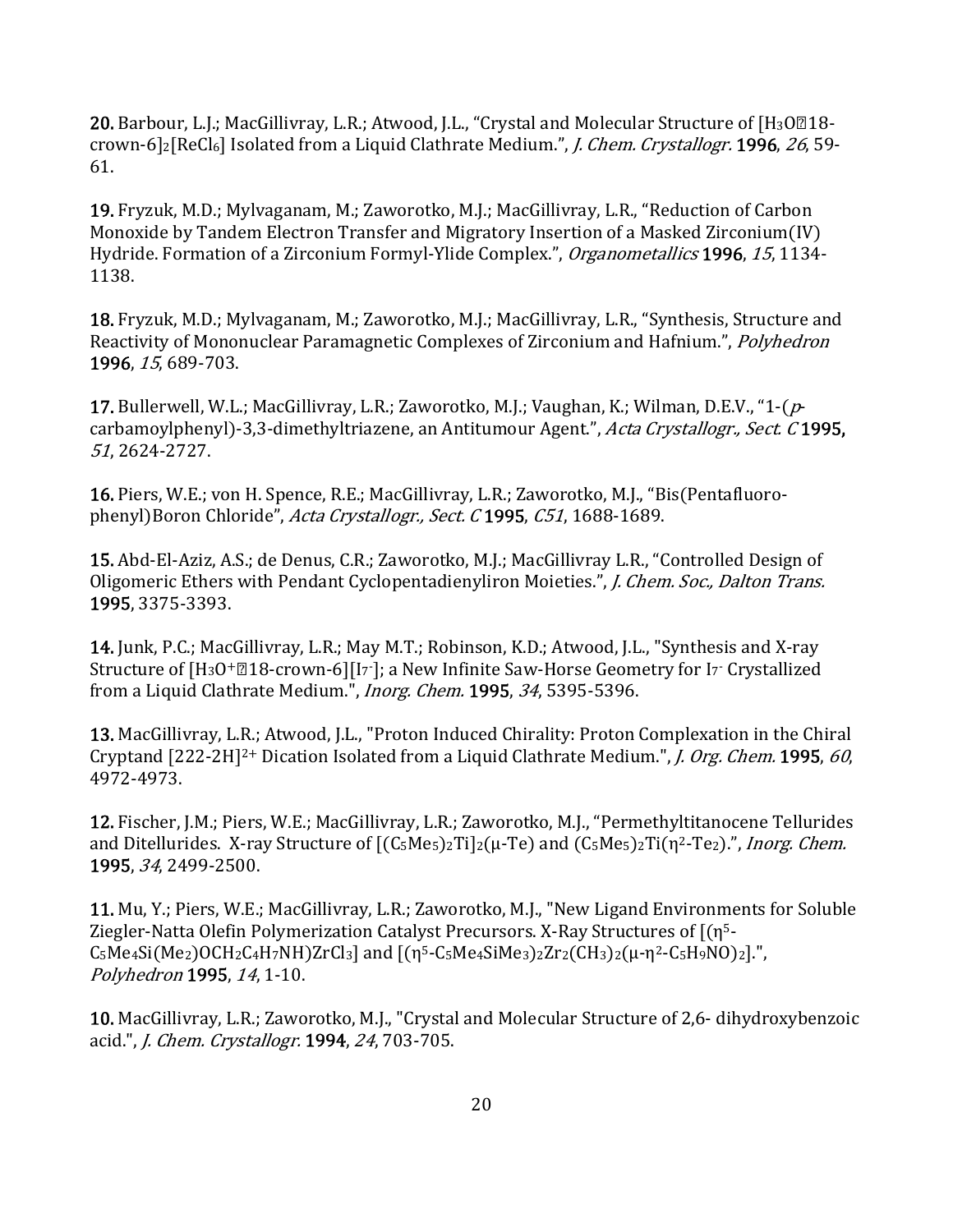**20.** Barbour, L.J.; MacGillivray, L.R.; Atwood, J.L., “Crystal and Molecular Structure of [$H_3O$⊂18-crown-6]$_2$[$ReCl_6$] Isolated from a Liquid Clathrate Medium.”, *J. Chem. Crystallogr.* **1996**, *26*, 59-61.

**19.** Fryzuk, M.D.; Mylvaganam, M.; Zaworotko, M.J.; MacGillivray, L.R., “Reduction of Carbon Monoxide by Tandem Electron Transfer and Migratory Insertion of a Masked Zirconium(IV) Hydride. Formation of a Zirconium Formyl-Ylide Complex.”, *Organometallics* **1996**, *15*, 1134-1138.

**18.** Fryzuk, M.D.; Mylvaganam, M.; Zaworotko, M.J.; MacGillivray, L.R., “Synthesis, Structure and Reactivity of Mononuclear Paramagnetic Complexes of Zirconium and Hafnium.”, *Polyhedron* **1996**, *15*, 689-703.

**17.** Bullerwell, W.L.; MacGillivray, L.R.; Zaworotko, M.J.; Vaughan, K.; Wilman, D.E.V., “1-(*p*-carbamoylphenyl)-3,3-dimethyltriazene, an Antitumour Agent.”, *Acta Crystallogr., Sect. C* **1995,** *51*, 2624-2727.

**16.** Piers, W.E.; von H. Spence, R.E.; MacGillivray, L.R.; Zaworotko, M.J., “Bis(Pentafluoro-phenyl)Boron Chloride”, *Acta Crystallogr., Sect. C* **1995**, *C51*, 1688-1689.

**15.** Abd-El-Aziz, A.S.; de Denus, C.R.; Zaworotko, M.J.; MacGillivray L.R., “Controlled Design of Oligomeric Ethers with Pendant Cyclopentadienyliron Moieties.”, *J. Chem. Soc., Dalton Trans.* **1995**, 3375-3393.

**14.** Junk, P.C.; MacGillivray, L.R.; May M.T.; Robinson, K.D.; Atwood, J.L., "Synthesis and X-ray Structure of [$H_3O^+$⊂18-crown-6][$I_7^-$]; a New Infinite Saw-Horse Geometry for $I_7^-$ Crystallized from a Liquid Clathrate Medium.", *Inorg. Chem.* **1995**, *34*, 5395-5396.

**13.** MacGillivray, L.R.; Atwood, J.L., "Proton Induced Chirality: Proton Complexation in the Chiral Cryptand [222-2H]$^{2+}$ Dication Isolated from a Liquid Clathrate Medium.", *J. Org. Chem.* **1995**, *60*, 4972-4973.

**12.** Fischer, J.M.; Piers, W.E.; MacGillivray, L.R.; Zaworotko, M.J., “Permethyltitanocene Tellurides and Ditellurides. X-ray Structure of [($C_5Me_5$)$_2$Ti]$_2$(μ-Te) and ($C_5Me_5$)$_2$Ti($\eta^2$-$Te_2$).”, *Inorg. Chem.* **1995**, *34*, 2499-2500.

**11.** Mu, Y.; Piers, W.E.; MacGillivray, L.R.; Zaworotko, M.J., "New Ligand Environments for Soluble Ziegler-Natta Olefin Polymerization Catalyst Precursors. X-Ray Structures of [($\eta^5$-$C_5Me_4$Si($Me_2$)$OCH_2C_4H_7NH$)$ZrCl_3$] and [($\eta^5$-$C_5Me_4SiMe_3$)$_2Zr_2$($CH_3$)$_2$(μ-$\eta^2$-$C_5H_9NO$)$_2$].", *Polyhedron* **1995**, *14*, 1-10.

**10.** MacGillivray, L.R.; Zaworotko, M.J., "Crystal and Molecular Structure of 2,6- dihydroxybenzoic acid.", *J. Chem. Crystallogr.* **1994**, *24*, 703-705.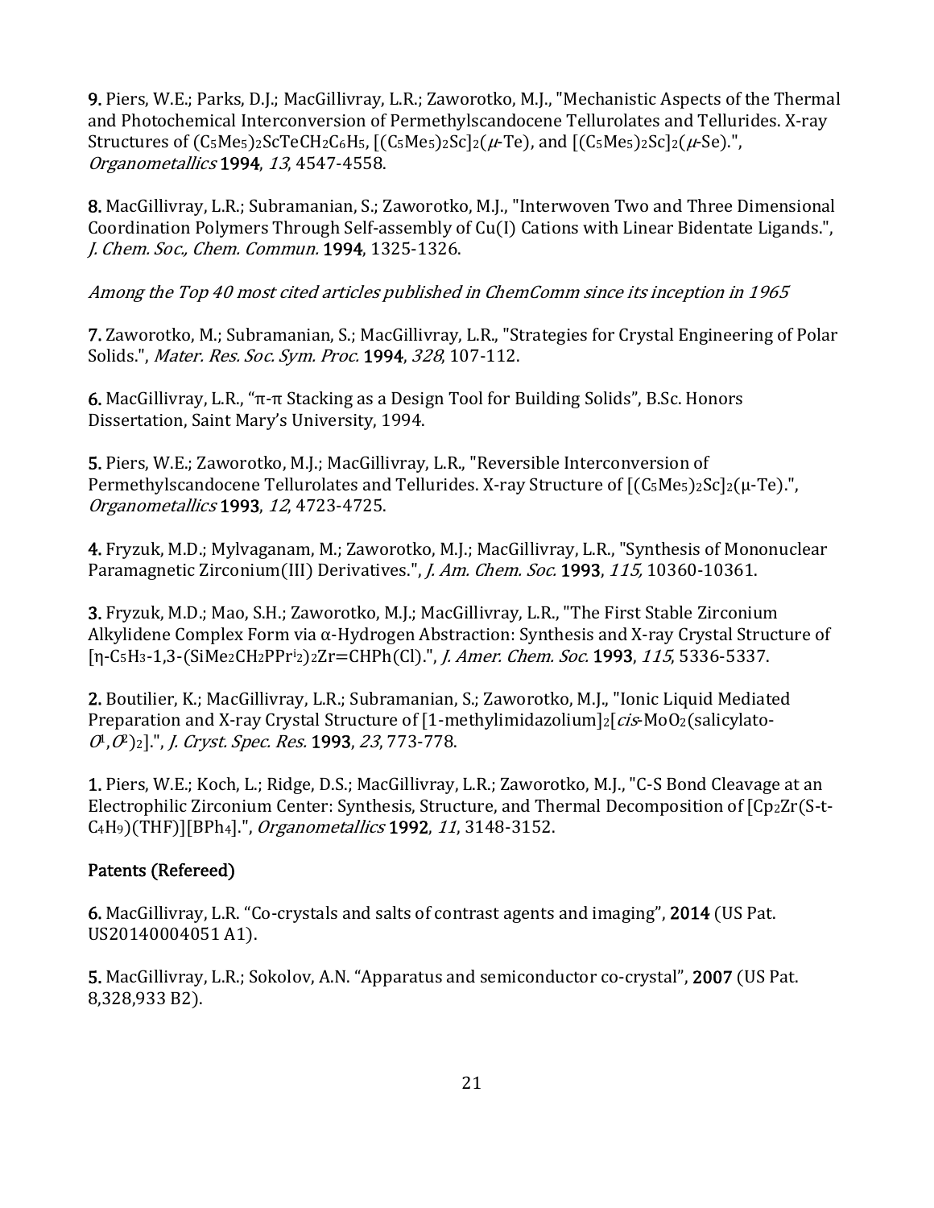**9.** Piers, W.E.; Parks, D.J.; MacGillivray, L.R.; Zaworotko, M.J., "Mechanistic Aspects of the Thermal and Photochemical Interconversion of Permethylscandocene Tellurolates and Tellurides. X-ray Structures of $(C_5Me_5)_2ScTeCH_2C_6H_5$, $[(C_5Me_5)_2Sc]_2(\mu\text{-}Te)$, and $[(C_5Me_5)_2Sc]_2(\mu\text{-}Se)$.", *Organometallics* **1994**, *13*, 4547-4558.

**8.** MacGillivray, L.R.; Subramanian, S.; Zaworotko, M.J., "Interwoven Two and Three Dimensional Coordination Polymers Through Self-assembly of Cu(I) Cations with Linear Bidentate Ligands.", *J. Chem. Soc., Chem. Commun.* **1994**, 1325-1326.

*Among the Top 40 most cited articles published in ChemComm since its inception in 1965*

**7.** Zaworotko, M.; Subramanian, S.; MacGillivray, L.R., "Strategies for Crystal Engineering of Polar Solids.", *Mater. Res. Soc. Sym. Proc.* **1994**, *328*, 107-112.

**6.** MacGillivray, L.R., "π-π Stacking as a Design Tool for Building Solids", B.Sc. Honors Dissertation, Saint Mary's University, 1994.

**5.** Piers, W.E.; Zaworotko, M.J.; MacGillivray, L.R., "Reversible Interconversion of Permethylscandocene Tellurolates and Tellurides. X-ray Structure of $[(C_5Me_5)_2Sc]_2(\mu\text{-}Te)$.", *Organometallics* **1993**, *12*, 4723-4725.

**4.** Fryzuk, M.D.; Mylvaganam, M.; Zaworotko, M.J.; MacGillivray, L.R., "Synthesis of Mononuclear Paramagnetic Zirconium(III) Derivatives.", *J. Am. Chem. Soc.* **1993**, *115,* 10360-10361.

**3.** Fryzuk, M.D.; Mao, S.H.; Zaworotko, M.J.; MacGillivray, L.R., "The First Stable Zirconium Alkylidene Complex Form via α-Hydrogen Abstraction: Synthesis and X-ray Crystal Structure of $[\eta\text{-}C_5H_3\text{-}1,3\text{-}(SiMe_2CH_2PPr^i{}_2)_2Zr{=}CHPh(Cl)$.", *J. Amer. Chem. Soc.* **1993**, *115*, 5336-5337.

**2.** Boutilier, K.; MacGillivray, L.R.; Subramanian, S.; Zaworotko, M.J., "Ionic Liquid Mediated Preparation and X-ray Crystal Structure of [1-methylimidazolium]$_2$[*cis*-$MoO_2$(salicylato-$O^1$,$O^2$)$_2$].", *J. Cryst. Spec. Res.* **1993**, *23*, 773-778.

**1.** Piers, W.E.; Koch, L.; Ridge, D.S.; MacGillivray, L.R.; Zaworotko, M.J., "C-S Bond Cleavage at an Electrophilic Zirconium Center: Synthesis, Structure, and Thermal Decomposition of $[Cp_2Zr(S\text{-}t\text{-}C_4H_9)(THF)][BPh_4]$.", *Organometallics* **1992**, *11*, 3148-3152.

## Patents (Refereed)

**6.** MacGillivray, L.R. "Co-crystals and salts of contrast agents and imaging", **2014** (US Pat. US20140004051 A1).

**5.** MacGillivray, L.R.; Sokolov, A.N. "Apparatus and semiconductor co-crystal", **2007** (US Pat. 8,328,933 B2).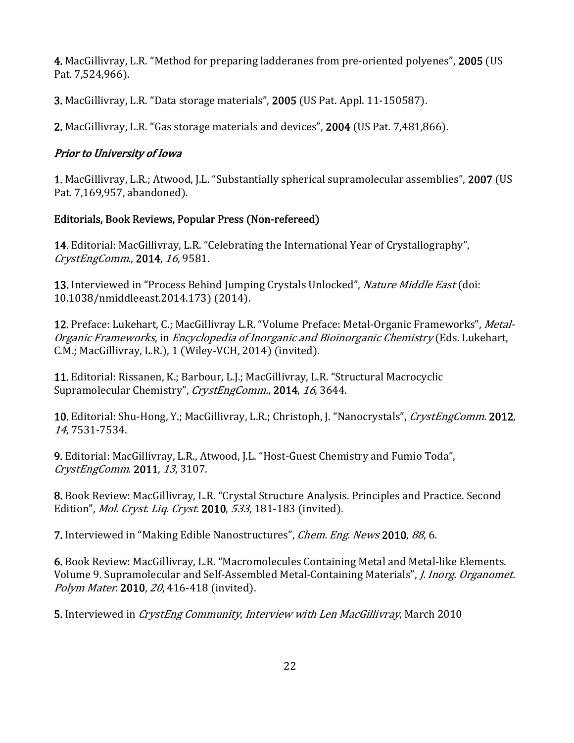**4.** MacGillivray, L.R. "Method for preparing ladderanes from pre-oriented polyenes", **2005** (US Pat. 7,524,966).

**3.** MacGillivray, L.R. "Data storage materials", **2005** (US Pat. Appl. 11-150587).

**2.** MacGillivray, L.R. "Gas storage materials and devices", **2004** (US Pat. 7,481,866).

### *Prior to University of Iowa*

**1.** MacGillivray, L.R.; Atwood, J.L. "Substantially spherical supramolecular assemblies", **2007** (US Pat. 7,169,957, abandoned).

### Editorials, Book Reviews, Popular Press (Non-refereed)

**14.** Editorial: MacGillivray, L.R. "Celebrating the International Year of Crystallography", *CrystEngComm.*, **2014**, *16*, 9581.

**13.** Interviewed in "Process Behind Jumping Crystals Unlocked", *Nature Middle East* (doi: 10.1038/nmiddleeast.2014.173) (2014).

**12.** Preface: Lukehart, C.; MacGillivray L.R. "Volume Preface: Metal-Organic Frameworks", *Metal-Organic Frameworks*, in *Encyclopedia of Inorganic and Bioinorganic Chemistry* (Eds. Lukehart, C.M.; MacGillivray, L.R.), 1 (Wiley-VCH, 2014) (invited).

**11.** Editorial: Rissanen, K.; Barbour, L.J.; MacGillivray, L.R. "Structural Macrocyclic Supramolecular Chemistry", *CrystEngComm.*, **2014**, *16*, 3644.

**10.** Editorial: Shu-Hong, Y.; MacGillivray, L.R.; Christoph, J. "Nanocrystals", *CrystEngComm.* **2012**, *14*, 7531-7534.

**9.** Editorial: MacGillivray, L.R., Atwood, J.L. "Host-Guest Chemistry and Fumio Toda", *CrystEngComm.* **2011**, *13*, 3107.

**8.** Book Review: MacGillivray, L.R. "Crystal Structure Analysis. Principles and Practice. Second Edition", *Mol. Cryst. Liq. Cryst.* **2010**, *533*, 181-183 (invited).

**7.** Interviewed in "Making Edible Nanostructures", *Chem. Eng. News* **2010**, *88*, 6.

**6.** Book Review: MacGillivray, L.R. "Macromolecules Containing Metal and Metal-like Elements. Volume 9. Supramolecular and Self-Assembled Metal-Containing Materials", *J. Inorg. Organomet. Polym Mater.* **2010**, *20*, 416-418 (invited).

**5.** Interviewed in *CrystEng Community*, *Interview with Len MacGillivray*, March 2010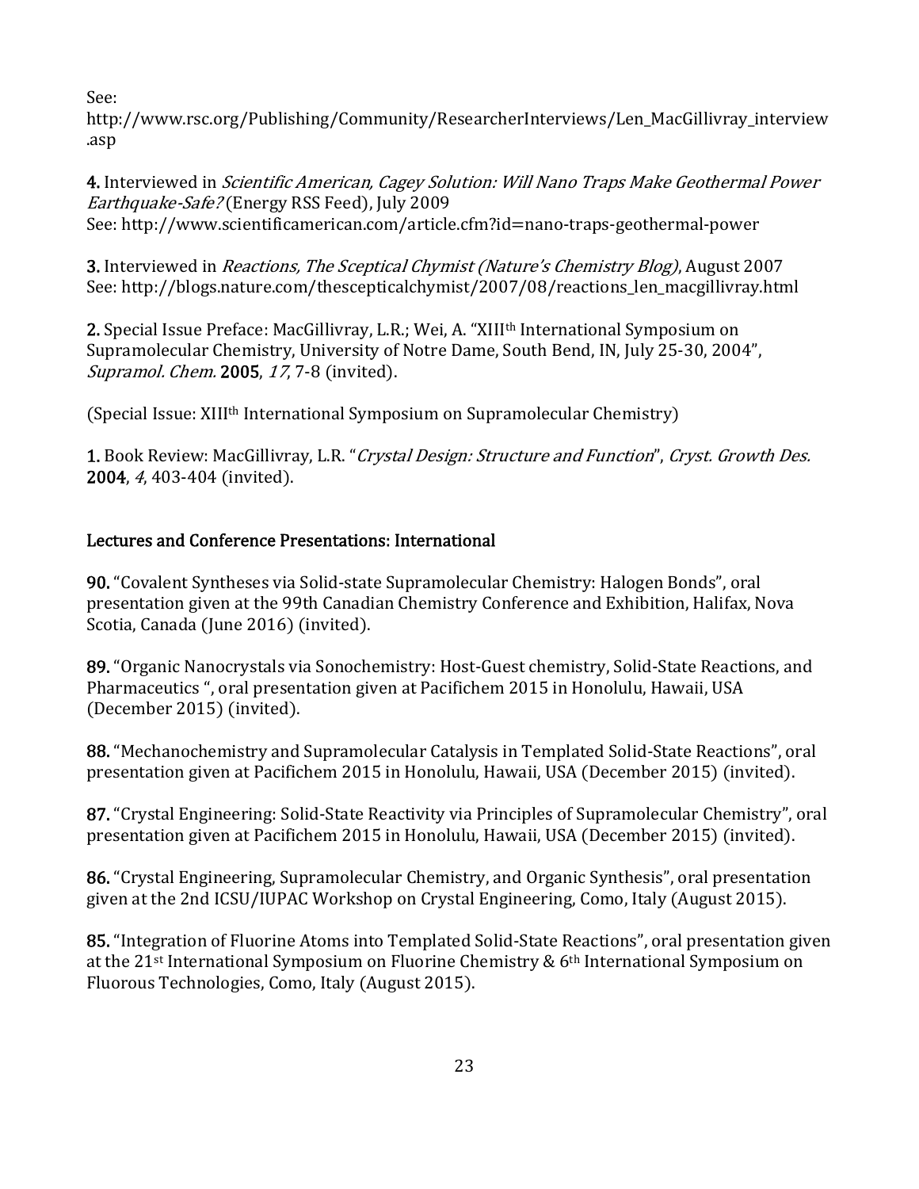See: http://www.rsc.org/Publishing/Community/ResearcherInterviews/Len_MacGillivray_interview.asp

**4.** Interviewed in *Scientific American, Cagey Solution: Will Nano Traps Make Geothermal Power Earthquake-Safe?* (Energy RSS Feed), July 2009
See: http://www.scientificamerican.com/article.cfm?id=nano-traps-geothermal-power

**3.** Interviewed in *Reactions, The Sceptical Chymist (Nature's Chemistry Blog)*, August 2007
See: http://blogs.nature.com/thescepticalchymist/2007/08/reactions_len_macgillivray.html

**2.** Special Issue Preface: MacGillivray, L.R.; Wei, A. "XIII$^{th}$ International Symposium on Supramolecular Chemistry, University of Notre Dame, South Bend, IN, July 25-30, 2004", *Supramol. Chem.* **2005**, *17*, 7-8 (invited).

(Special Issue: XIII$^{th}$ International Symposium on Supramolecular Chemistry)

**1.** Book Review: MacGillivray, L.R. "*Crystal Design: Structure and Function*", *Cryst. Growth Des.* **2004**, *4*, 403-404 (invited).

## Lectures and Conference Presentations: International

**90.** "Covalent Syntheses via Solid-state Supramolecular Chemistry: Halogen Bonds", oral presentation given at the 99th Canadian Chemistry Conference and Exhibition, Halifax, Nova Scotia, Canada (June 2016) (invited).

**89.** "Organic Nanocrystals via Sonochemistry: Host-Guest chemistry, Solid-State Reactions, and Pharmaceutics ", oral presentation given at Pacifichem 2015 in Honolulu, Hawaii, USA (December 2015) (invited).

**88.** "Mechanochemistry and Supramolecular Catalysis in Templated Solid-State Reactions", oral presentation given at Pacifichem 2015 in Honolulu, Hawaii, USA (December 2015) (invited).

**87.** "Crystal Engineering: Solid-State Reactivity via Principles of Supramolecular Chemistry", oral presentation given at Pacifichem 2015 in Honolulu, Hawaii, USA (December 2015) (invited).

**86.** "Crystal Engineering, Supramolecular Chemistry, and Organic Synthesis", oral presentation given at the 2nd ICSU/IUPAC Workshop on Crystal Engineering, Como, Italy (August 2015).

**85.** "Integration of Fluorine Atoms into Templated Solid-State Reactions", oral presentation given at the 21$^{st}$ International Symposium on Fluorine Chemistry & 6$^{th}$ International Symposium on Fluorous Technologies, Como, Italy (August 2015).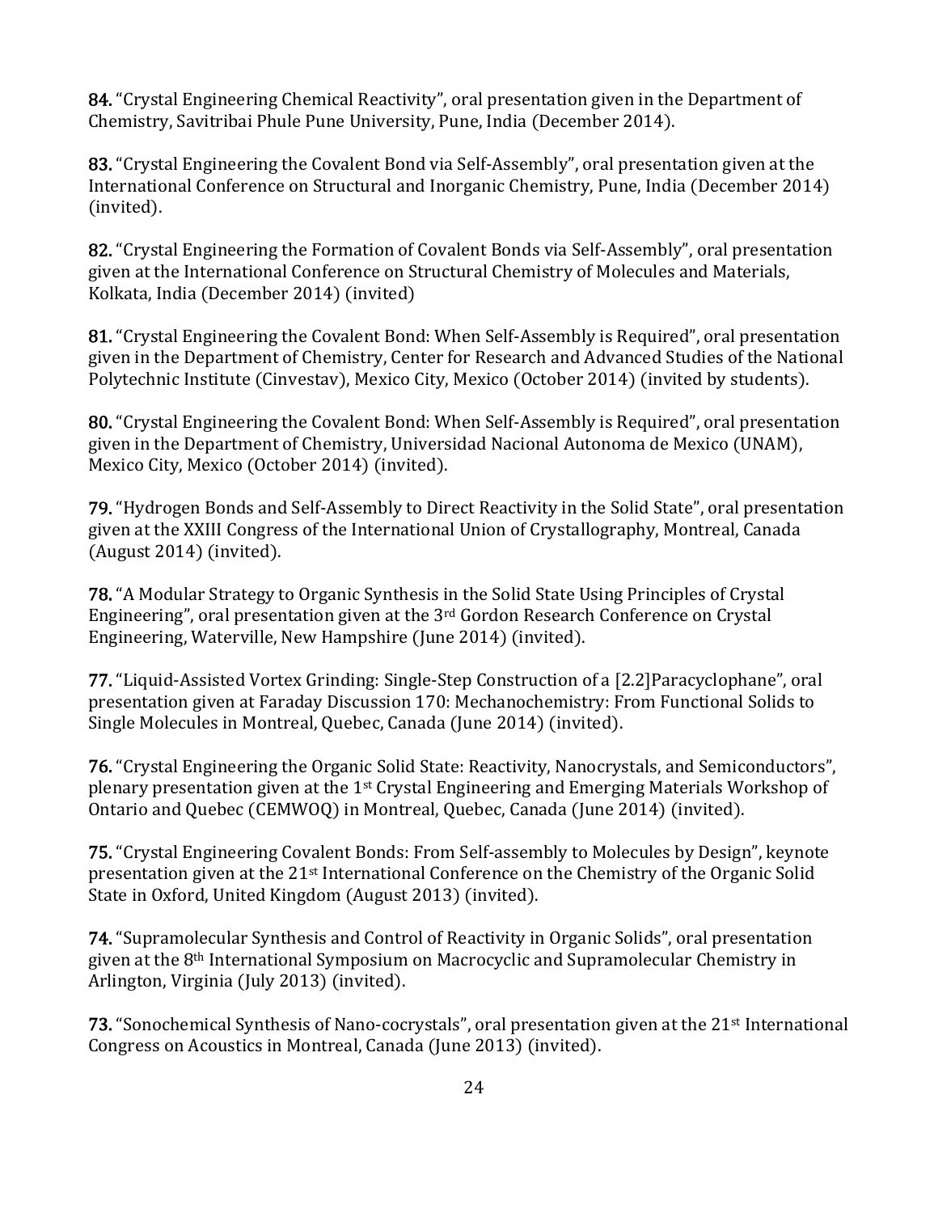**84.** "Crystal Engineering Chemical Reactivity", oral presentation given in the Department of Chemistry, Savitribai Phule Pune University, Pune, India (December 2014).

**83.** "Crystal Engineering the Covalent Bond via Self-Assembly", oral presentation given at the International Conference on Structural and Inorganic Chemistry, Pune, India (December 2014) (invited).

**82.** "Crystal Engineering the Formation of Covalent Bonds via Self-Assembly", oral presentation given at the International Conference on Structural Chemistry of Molecules and Materials, Kolkata, India (December 2014) (invited)

**81.** "Crystal Engineering the Covalent Bond: When Self-Assembly is Required", oral presentation given in the Department of Chemistry, Center for Research and Advanced Studies of the National Polytechnic Institute (Cinvestav), Mexico City, Mexico (October 2014) (invited by students).

**80.** "Crystal Engineering the Covalent Bond: When Self-Assembly is Required", oral presentation given in the Department of Chemistry, Universidad Nacional Autonoma de Mexico (UNAM), Mexico City, Mexico (October 2014) (invited).

**79.** "Hydrogen Bonds and Self-Assembly to Direct Reactivity in the Solid State", oral presentation given at the XXIII Congress of the International Union of Crystallography, Montreal, Canada (August 2014) (invited).

**78.** "A Modular Strategy to Organic Synthesis in the Solid State Using Principles of Crystal Engineering", oral presentation given at the 3rd Gordon Research Conference on Crystal Engineering, Waterville, New Hampshire (June 2014) (invited).

**77.** "Liquid-Assisted Vortex Grinding: Single-Step Construction of a [2.2]Paracyclophane", oral presentation given at Faraday Discussion 170: Mechanochemistry: From Functional Solids to Single Molecules in Montreal, Quebec, Canada (June 2014) (invited).

**76.** "Crystal Engineering the Organic Solid State: Reactivity, Nanocrystals, and Semiconductors", plenary presentation given at the 1st Crystal Engineering and Emerging Materials Workshop of Ontario and Quebec (CEMWOQ) in Montreal, Quebec, Canada (June 2014) (invited).

**75.** "Crystal Engineering Covalent Bonds: From Self-assembly to Molecules by Design", keynote presentation given at the 21st International Conference on the Chemistry of the Organic Solid State in Oxford, United Kingdom (August 2013) (invited).

**74.** "Supramolecular Synthesis and Control of Reactivity in Organic Solids", oral presentation given at the 8th International Symposium on Macrocyclic and Supramolecular Chemistry in Arlington, Virginia (July 2013) (invited).

**73.** "Sonochemical Synthesis of Nano-cocrystals", oral presentation given at the 21st International Congress on Acoustics in Montreal, Canada (June 2013) (invited).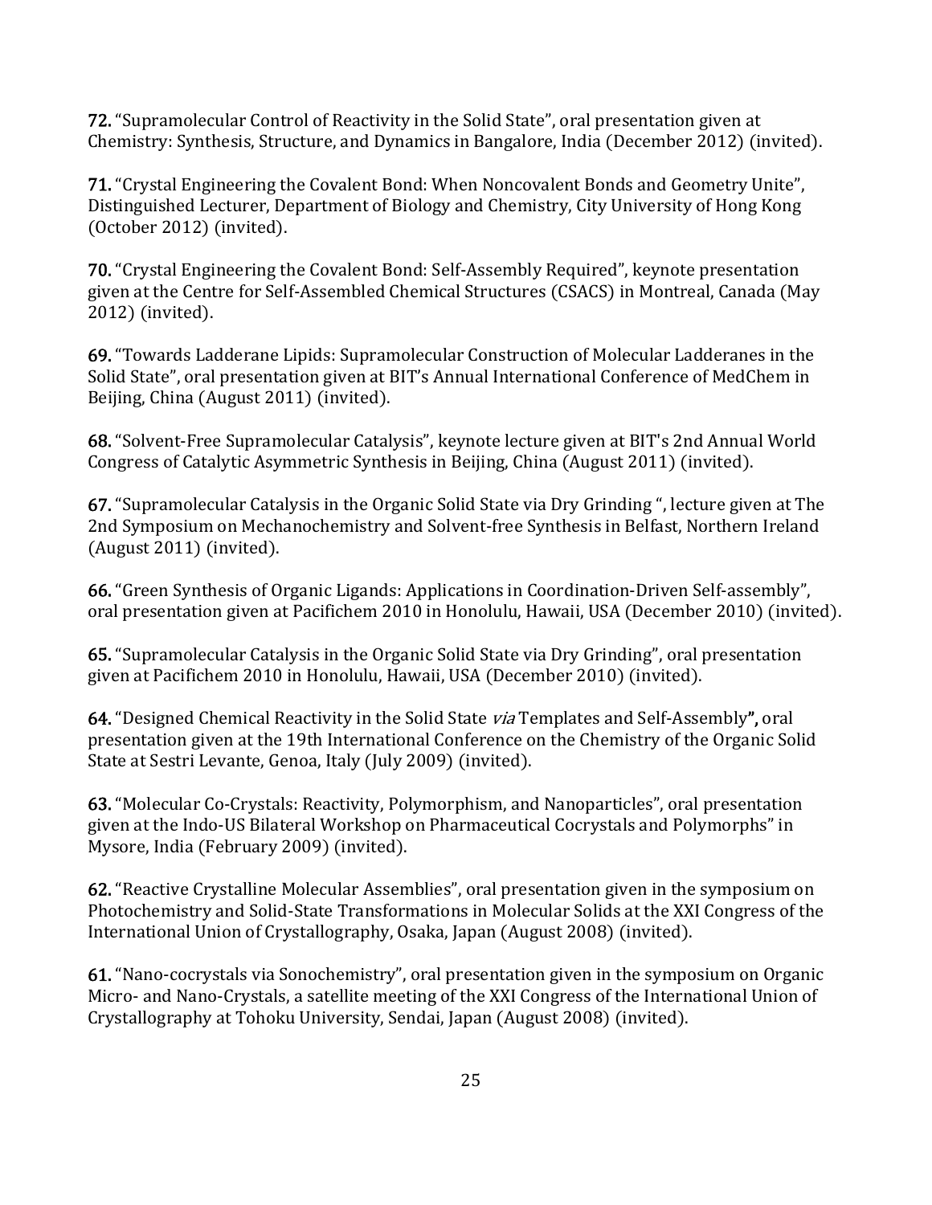**72.** "Supramolecular Control of Reactivity in the Solid State", oral presentation given at Chemistry: Synthesis, Structure, and Dynamics in Bangalore, India (December 2012) (invited).

**71.** "Crystal Engineering the Covalent Bond: When Noncovalent Bonds and Geometry Unite", Distinguished Lecturer, Department of Biology and Chemistry, City University of Hong Kong (October 2012) (invited).

**70.** "Crystal Engineering the Covalent Bond: Self-Assembly Required", keynote presentation given at the Centre for Self-Assembled Chemical Structures (CSACS) in Montreal, Canada (May 2012) (invited).

**69.** "Towards Ladderane Lipids: Supramolecular Construction of Molecular Ladderanes in the Solid State", oral presentation given at BIT's Annual International Conference of MedChem in Beijing, China (August 2011) (invited).

**68.** "Solvent-Free Supramolecular Catalysis", keynote lecture given at BIT's 2nd Annual World Congress of Catalytic Asymmetric Synthesis in Beijing, China (August 2011) (invited).

**67.** "Supramolecular Catalysis in the Organic Solid State via Dry Grinding ", lecture given at The 2nd Symposium on Mechanochemistry and Solvent-free Synthesis in Belfast, Northern Ireland (August 2011) (invited).

**66.** "Green Synthesis of Organic Ligands: Applications in Coordination-Driven Self-assembly", oral presentation given at Pacifichem 2010 in Honolulu, Hawaii, USA (December 2010) (invited).

**65.** "Supramolecular Catalysis in the Organic Solid State via Dry Grinding", oral presentation given at Pacifichem 2010 in Honolulu, Hawaii, USA (December 2010) (invited).

**64.** "Designed Chemical Reactivity in the Solid State *via* Templates and Self-Assembly**",** oral presentation given at the 19th International Conference on the Chemistry of the Organic Solid State at Sestri Levante, Genoa, Italy (July 2009) (invited).

**63.** "Molecular Co-Crystals: Reactivity, Polymorphism, and Nanoparticles", oral presentation given at the Indo-US Bilateral Workshop on Pharmaceutical Cocrystals and Polymorphs" in Mysore, India (February 2009) (invited).

**62.** "Reactive Crystalline Molecular Assemblies", oral presentation given in the symposium on Photochemistry and Solid-State Transformations in Molecular Solids at the XXI Congress of the International Union of Crystallography, Osaka, Japan (August 2008) (invited).

**61.** "Nano-cocrystals via Sonochemistry", oral presentation given in the symposium on Organic Micro- and Nano-Crystals, a satellite meeting of the XXI Congress of the International Union of Crystallography at Tohoku University, Sendai, Japan (August 2008) (invited).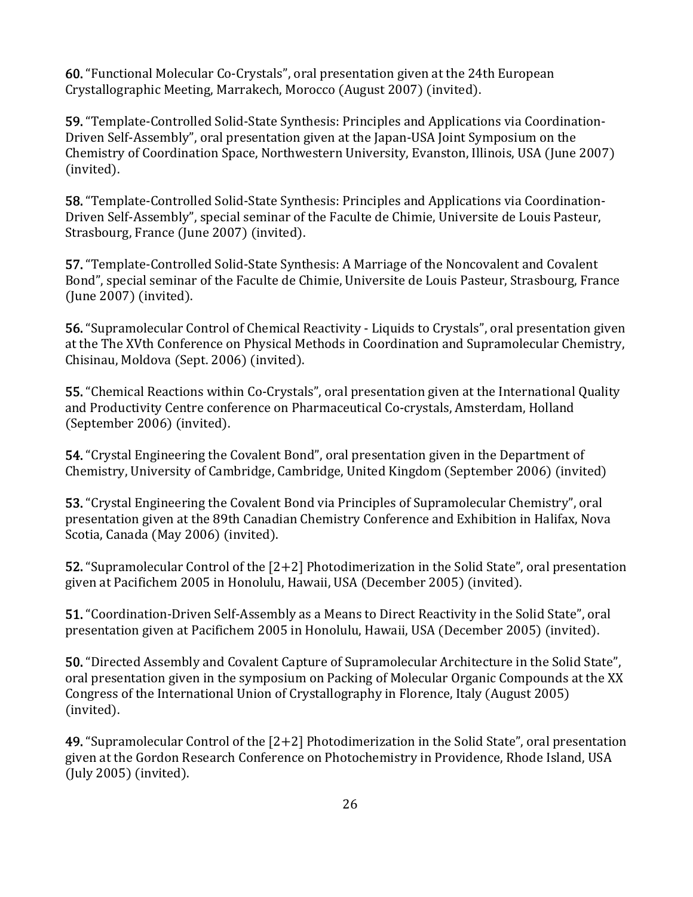**60.** "Functional Molecular Co-Crystals", oral presentation given at the 24th European Crystallographic Meeting, Marrakech, Morocco (August 2007) (invited).

**59.** "Template-Controlled Solid-State Synthesis: Principles and Applications via Coordination-Driven Self-Assembly", oral presentation given at the Japan-USA Joint Symposium on the Chemistry of Coordination Space, Northwestern University, Evanston, Illinois, USA (June 2007) (invited).

**58.** "Template-Controlled Solid-State Synthesis: Principles and Applications via Coordination-Driven Self-Assembly", special seminar of the Faculte de Chimie, Universite de Louis Pasteur, Strasbourg, France (June 2007) (invited).

**57.** "Template-Controlled Solid-State Synthesis: A Marriage of the Noncovalent and Covalent Bond", special seminar of the Faculte de Chimie, Universite de Louis Pasteur, Strasbourg, France (June 2007) (invited).

**56.** "Supramolecular Control of Chemical Reactivity - Liquids to Crystals", oral presentation given at the The XVth Conference on Physical Methods in Coordination and Supramolecular Chemistry, Chisinau, Moldova (Sept. 2006) (invited).

**55.** "Chemical Reactions within Co-Crystals", oral presentation given at the International Quality and Productivity Centre conference on Pharmaceutical Co-crystals, Amsterdam, Holland (September 2006) (invited).

**54.** "Crystal Engineering the Covalent Bond", oral presentation given in the Department of Chemistry, University of Cambridge, Cambridge, United Kingdom (September 2006) (invited)

**53.** "Crystal Engineering the Covalent Bond via Principles of Supramolecular Chemistry", oral presentation given at the 89th Canadian Chemistry Conference and Exhibition in Halifax, Nova Scotia, Canada (May 2006) (invited).

**52.** "Supramolecular Control of the [2+2] Photodimerization in the Solid State", oral presentation given at Pacifichem 2005 in Honolulu, Hawaii, USA (December 2005) (invited).

**51.** "Coordination-Driven Self-Assembly as a Means to Direct Reactivity in the Solid State", oral presentation given at Pacifichem 2005 in Honolulu, Hawaii, USA (December 2005) (invited).

**50.** "Directed Assembly and Covalent Capture of Supramolecular Architecture in the Solid State", oral presentation given in the symposium on Packing of Molecular Organic Compounds at the XX Congress of the International Union of Crystallography in Florence, Italy (August 2005) (invited).

**49.** "Supramolecular Control of the [2+2] Photodimerization in the Solid State", oral presentation given at the Gordon Research Conference on Photochemistry in Providence, Rhode Island, USA (July 2005) (invited).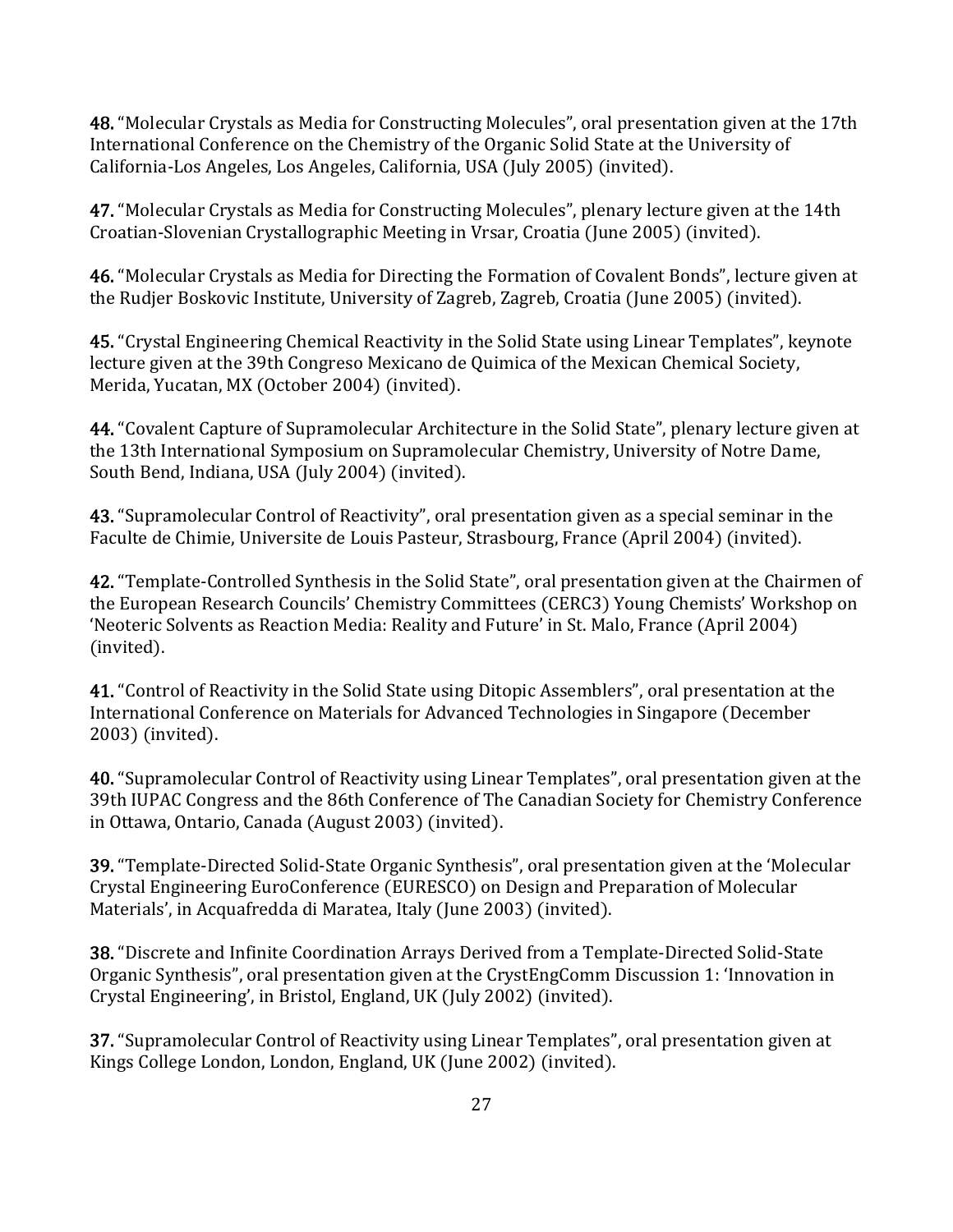**48.** "Molecular Crystals as Media for Constructing Molecules", oral presentation given at the 17th International Conference on the Chemistry of the Organic Solid State at the University of California-Los Angeles, Los Angeles, California, USA (July 2005) (invited).

**47.** "Molecular Crystals as Media for Constructing Molecules", plenary lecture given at the 14th Croatian-Slovenian Crystallographic Meeting in Vrsar, Croatia (June 2005) (invited).

**46.** "Molecular Crystals as Media for Directing the Formation of Covalent Bonds", lecture given at the Rudjer Boskovic Institute, University of Zagreb, Zagreb, Croatia (June 2005) (invited).

**45.** "Crystal Engineering Chemical Reactivity in the Solid State using Linear Templates", keynote lecture given at the 39th Congreso Mexicano de Quimica of the Mexican Chemical Society, Merida, Yucatan, MX (October 2004) (invited).

**44.** "Covalent Capture of Supramolecular Architecture in the Solid State", plenary lecture given at the 13th International Symposium on Supramolecular Chemistry, University of Notre Dame, South Bend, Indiana, USA (July 2004) (invited).

**43.** "Supramolecular Control of Reactivity", oral presentation given as a special seminar in the Faculte de Chimie, Universite de Louis Pasteur, Strasbourg, France (April 2004) (invited).

**42.** "Template-Controlled Synthesis in the Solid State", oral presentation given at the Chairmen of the European Research Councils' Chemistry Committees (CERC3) Young Chemists' Workshop on 'Neoteric Solvents as Reaction Media: Reality and Future' in St. Malo, France (April 2004) (invited).

**41.** "Control of Reactivity in the Solid State using Ditopic Assemblers", oral presentation at the International Conference on Materials for Advanced Technologies in Singapore (December 2003) (invited).

**40.** "Supramolecular Control of Reactivity using Linear Templates", oral presentation given at the 39th IUPAC Congress and the 86th Conference of The Canadian Society for Chemistry Conference in Ottawa, Ontario, Canada (August 2003) (invited).

**39.** "Template-Directed Solid-State Organic Synthesis", oral presentation given at the 'Molecular Crystal Engineering EuroConference (EURESCO) on Design and Preparation of Molecular Materials', in Acquafredda di Maratea, Italy (June 2003) (invited).

**38.** "Discrete and Infinite Coordination Arrays Derived from a Template-Directed Solid-State Organic Synthesis", oral presentation given at the CrystEngComm Discussion 1: 'Innovation in Crystal Engineering', in Bristol, England, UK (July 2002) (invited).

**37.** "Supramolecular Control of Reactivity using Linear Templates", oral presentation given at Kings College London, London, England, UK (June 2002) (invited).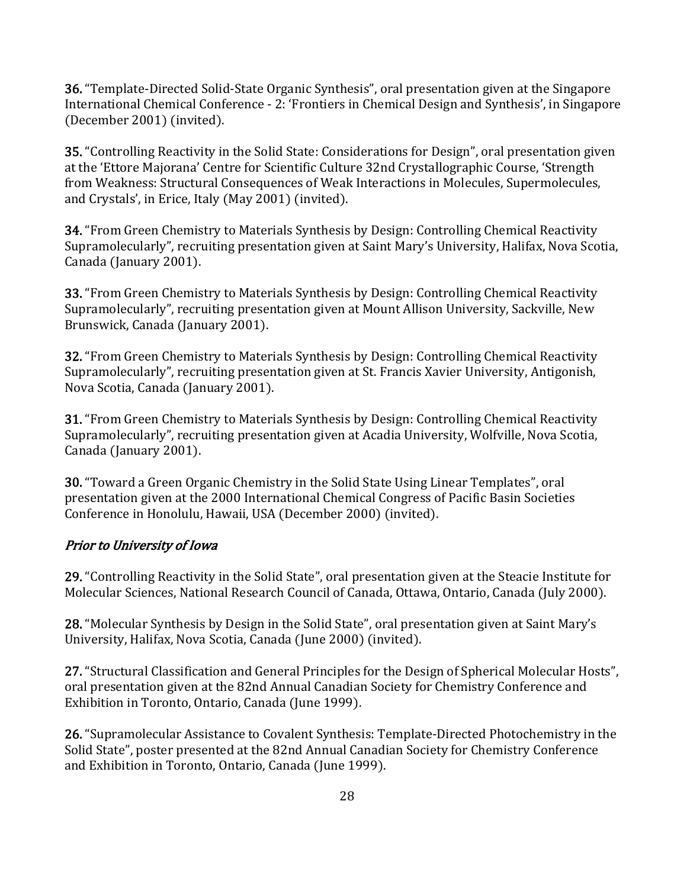**36.** "Template-Directed Solid-State Organic Synthesis", oral presentation given at the Singapore International Chemical Conference - 2: 'Frontiers in Chemical Design and Synthesis', in Singapore (December 2001) (invited).

**35.** "Controlling Reactivity in the Solid State: Considerations for Design", oral presentation given at the 'Ettore Majorana' Centre for Scientific Culture 32nd Crystallographic Course, 'Strength from Weakness: Structural Consequences of Weak Interactions in Molecules, Supermolecules, and Crystals', in Erice, Italy (May 2001) (invited).

**34.** "From Green Chemistry to Materials Synthesis by Design: Controlling Chemical Reactivity Supramolecularly", recruiting presentation given at Saint Mary's University, Halifax, Nova Scotia, Canada (January 2001).

**33.** "From Green Chemistry to Materials Synthesis by Design: Controlling Chemical Reactivity Supramolecularly", recruiting presentation given at Mount Allison University, Sackville, New Brunswick, Canada (January 2001).

**32.** "From Green Chemistry to Materials Synthesis by Design: Controlling Chemical Reactivity Supramolecularly", recruiting presentation given at St. Francis Xavier University, Antigonish, Nova Scotia, Canada (January 2001).

**31.** "From Green Chemistry to Materials Synthesis by Design: Controlling Chemical Reactivity Supramolecularly", recruiting presentation given at Acadia University, Wolfville, Nova Scotia, Canada (January 2001).

**30.** "Toward a Green Organic Chemistry in the Solid State Using Linear Templates", oral presentation given at the 2000 International Chemical Congress of Pacific Basin Societies Conference in Honolulu, Hawaii, USA (December 2000) (invited).

### *Prior to University of Iowa*

**29.** "Controlling Reactivity in the Solid State", oral presentation given at the Steacie Institute for Molecular Sciences, National Research Council of Canada, Ottawa, Ontario, Canada (July 2000).

**28.** "Molecular Synthesis by Design in the Solid State", oral presentation given at Saint Mary's University, Halifax, Nova Scotia, Canada (June 2000) (invited).

**27.** "Structural Classification and General Principles for the Design of Spherical Molecular Hosts", oral presentation given at the 82nd Annual Canadian Society for Chemistry Conference and Exhibition in Toronto, Ontario, Canada (June 1999).

**26.** "Supramolecular Assistance to Covalent Synthesis: Template-Directed Photochemistry in the Solid State", poster presented at the 82nd Annual Canadian Society for Chemistry Conference and Exhibition in Toronto, Ontario, Canada (June 1999).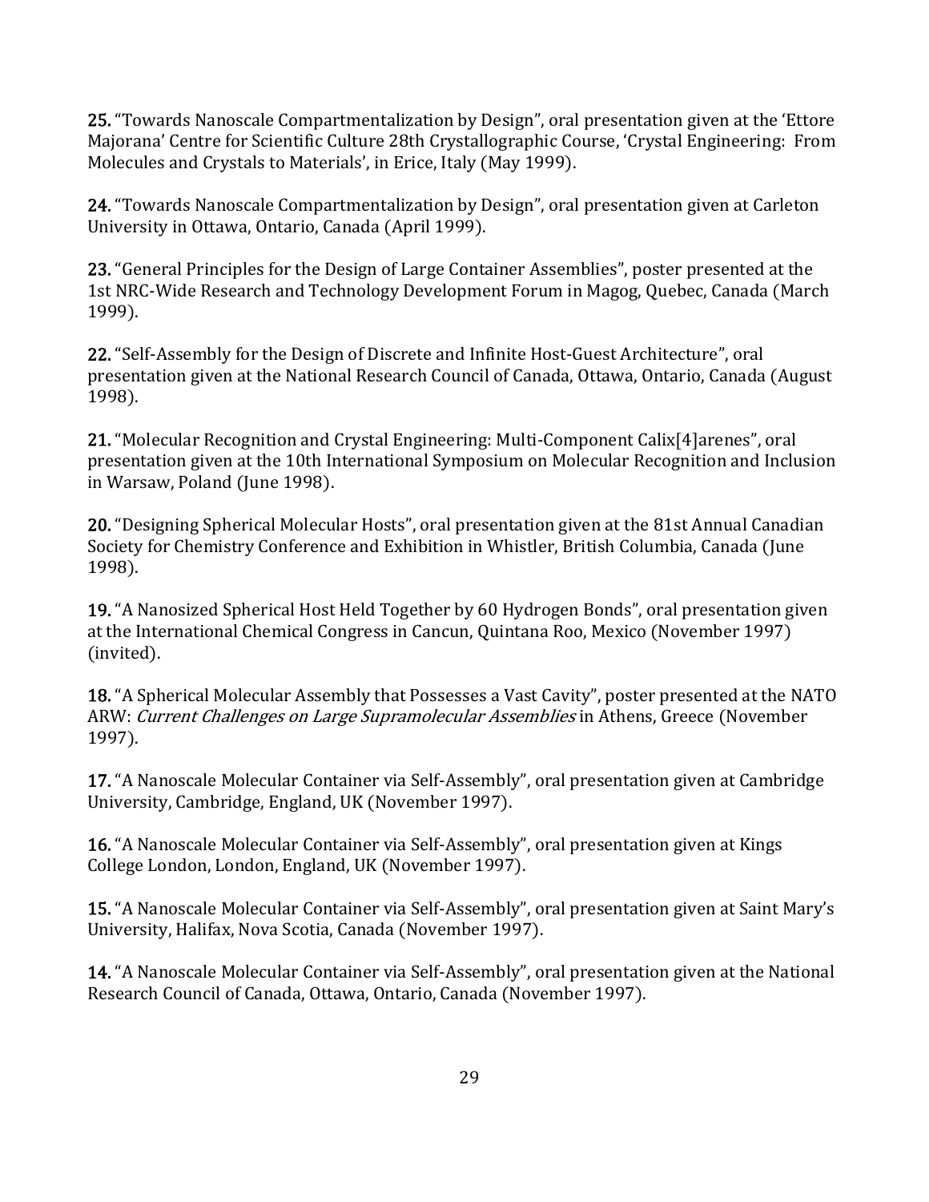**25.** "Towards Nanoscale Compartmentalization by Design", oral presentation given at the 'Ettore Majorana' Centre for Scientific Culture 28th Crystallographic Course, 'Crystal Engineering: From Molecules and Crystals to Materials', in Erice, Italy (May 1999).

**24.** "Towards Nanoscale Compartmentalization by Design", oral presentation given at Carleton University in Ottawa, Ontario, Canada (April 1999).

**23.** "General Principles for the Design of Large Container Assemblies", poster presented at the 1st NRC-Wide Research and Technology Development Forum in Magog, Quebec, Canada (March 1999).

**22.** "Self-Assembly for the Design of Discrete and Infinite Host-Guest Architecture", oral presentation given at the National Research Council of Canada, Ottawa, Ontario, Canada (August 1998).

**21.** "Molecular Recognition and Crystal Engineering: Multi-Component Calix[4]arenes", oral presentation given at the 10th International Symposium on Molecular Recognition and Inclusion in Warsaw, Poland (June 1998).

**20.** "Designing Spherical Molecular Hosts", oral presentation given at the 81st Annual Canadian Society for Chemistry Conference and Exhibition in Whistler, British Columbia, Canada (June 1998).

**19.** "A Nanosized Spherical Host Held Together by 60 Hydrogen Bonds", oral presentation given at the International Chemical Congress in Cancun, Quintana Roo, Mexico (November 1997) (invited).

**18.** "A Spherical Molecular Assembly that Possesses a Vast Cavity", poster presented at the NATO ARW: *Current Challenges on Large Supramolecular Assemblies* in Athens, Greece (November 1997).

**17.** "A Nanoscale Molecular Container via Self-Assembly", oral presentation given at Cambridge University, Cambridge, England, UK (November 1997).

**16.** "A Nanoscale Molecular Container via Self-Assembly", oral presentation given at Kings College London, London, England, UK (November 1997).

**15.** "A Nanoscale Molecular Container via Self-Assembly", oral presentation given at Saint Mary's University, Halifax, Nova Scotia, Canada (November 1997).

**14.** "A Nanoscale Molecular Container via Self-Assembly", oral presentation given at the National Research Council of Canada, Ottawa, Ontario, Canada (November 1997).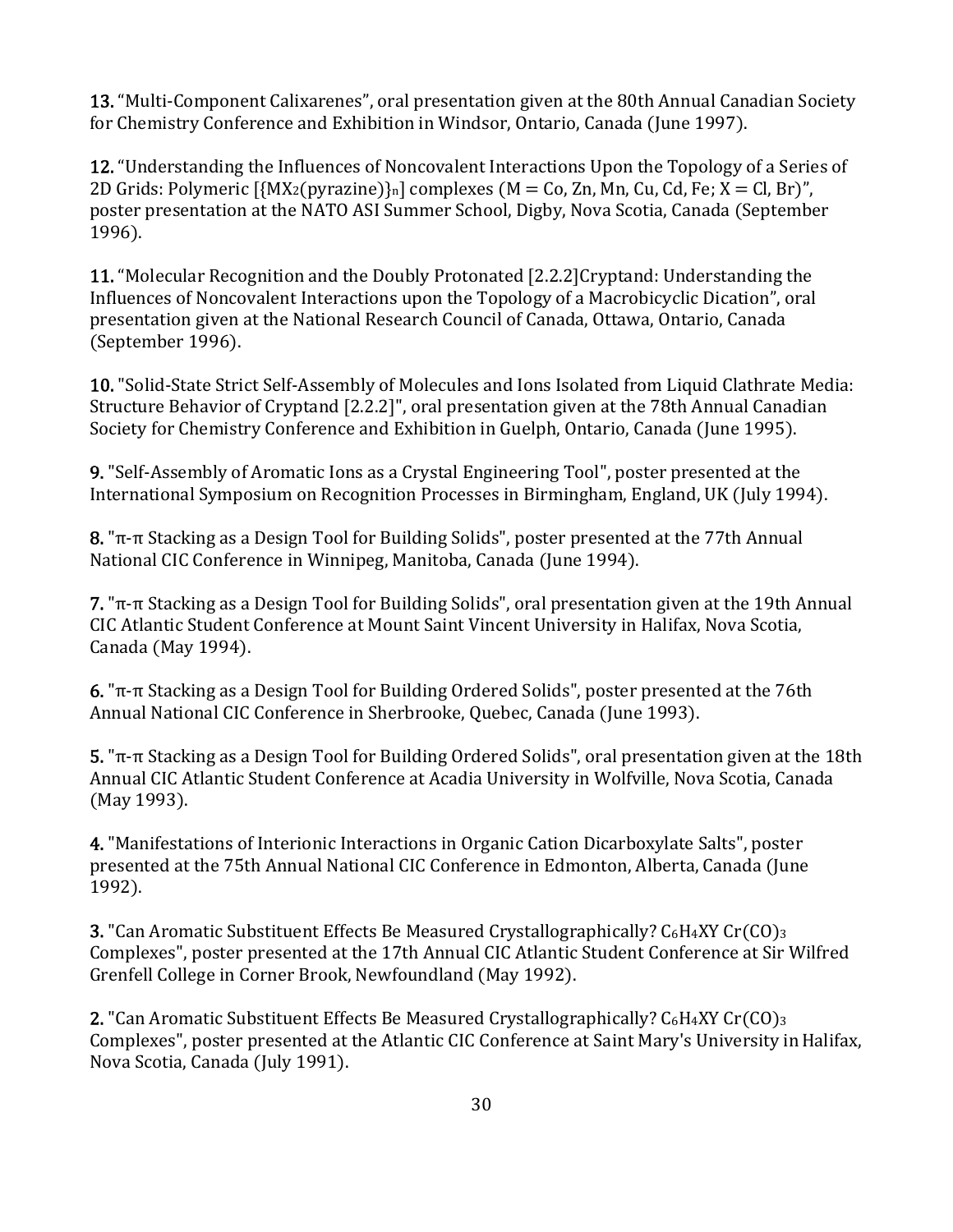**13.** "Multi-Component Calixarenes", oral presentation given at the 80th Annual Canadian Society for Chemistry Conference and Exhibition in Windsor, Ontario, Canada (June 1997).

**12.** "Understanding the Influences of Noncovalent Interactions Upon the Topology of a Series of 2D Grids: Polymeric $[\{MX_2(pyrazine)\}_n]$ complexes (M = Co, Zn, Mn, Cu, Cd, Fe; X = Cl, Br)", poster presentation at the NATO ASI Summer School, Digby, Nova Scotia, Canada (September 1996).

**11.** "Molecular Recognition and the Doubly Protonated [2.2.2]Cryptand: Understanding the Influences of Noncovalent Interactions upon the Topology of a Macrobicyclic Dication", oral presentation given at the National Research Council of Canada, Ottawa, Ontario, Canada (September 1996).

**10.** "Solid-State Strict Self-Assembly of Molecules and Ions Isolated from Liquid Clathrate Media: Structure Behavior of Cryptand [2.2.2]", oral presentation given at the 78th Annual Canadian Society for Chemistry Conference and Exhibition in Guelph, Ontario, Canada (June 1995).

**9.** "Self-Assembly of Aromatic Ions as a Crystal Engineering Tool", poster presented at the International Symposium on Recognition Processes in Birmingham, England, UK (July 1994).

**8.** "π-π Stacking as a Design Tool for Building Solids", poster presented at the 77th Annual National CIC Conference in Winnipeg, Manitoba, Canada (June 1994).

**7.** "π-π Stacking as a Design Tool for Building Solids", oral presentation given at the 19th Annual CIC Atlantic Student Conference at Mount Saint Vincent University in Halifax, Nova Scotia, Canada (May 1994).

**6.** "π-π Stacking as a Design Tool for Building Ordered Solids", poster presented at the 76th Annual National CIC Conference in Sherbrooke, Quebec, Canada (June 1993).

**5.** "π-π Stacking as a Design Tool for Building Ordered Solids", oral presentation given at the 18th Annual CIC Atlantic Student Conference at Acadia University in Wolfville, Nova Scotia, Canada (May 1993).

**4.** "Manifestations of Interionic Interactions in Organic Cation Dicarboxylate Salts", poster presented at the 75th Annual National CIC Conference in Edmonton, Alberta, Canada (June 1992).

**3.** "Can Aromatic Substituent Effects Be Measured Crystallographically? $C_6H_4XY\ Cr(CO)_3$ Complexes", poster presented at the 17th Annual CIC Atlantic Student Conference at Sir Wilfred Grenfell College in Corner Brook, Newfoundland (May 1992).

**2.** "Can Aromatic Substituent Effects Be Measured Crystallographically? $C_6H_4XY\ Cr(CO)_3$ Complexes", poster presented at the Atlantic CIC Conference at Saint Mary's University in Halifax, Nova Scotia, Canada (July 1991).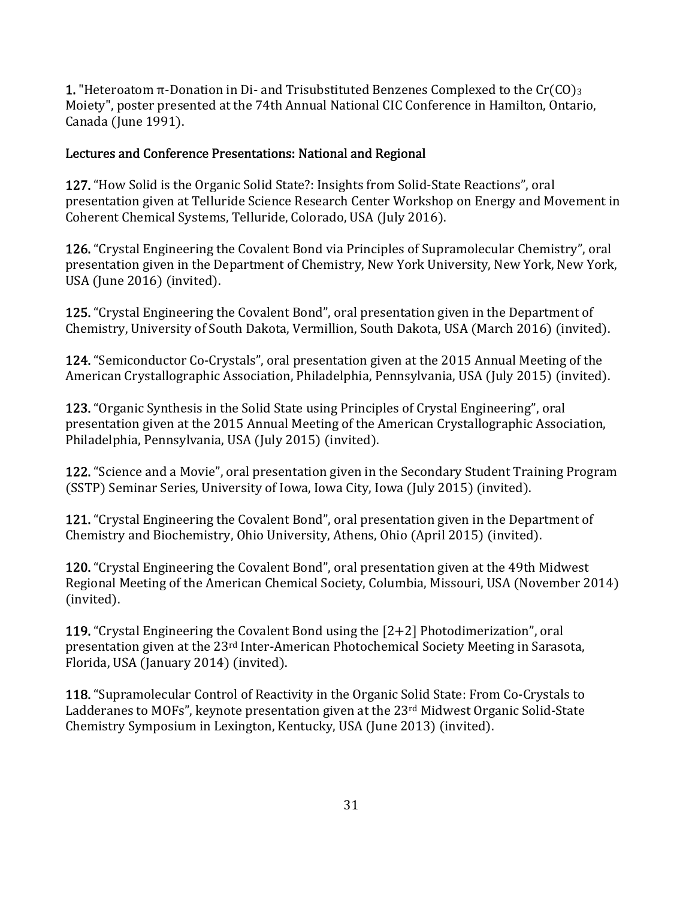**1.** "Heteroatom π-Donation in Di- and Trisubstituted Benzenes Complexed to the $Cr(CO)_3$ Moiety", poster presented at the 74th Annual National CIC Conference in Hamilton, Ontario, Canada (June 1991).

## Lectures and Conference Presentations: National and Regional

**127.** "How Solid is the Organic Solid State?: Insights from Solid-State Reactions", oral presentation given at Telluride Science Research Center Workshop on Energy and Movement in Coherent Chemical Systems, Telluride, Colorado, USA (July 2016).

**126.** "Crystal Engineering the Covalent Bond via Principles of Supramolecular Chemistry", oral presentation given in the Department of Chemistry, New York University, New York, New York, USA (June 2016) (invited).

**125.** "Crystal Engineering the Covalent Bond", oral presentation given in the Department of Chemistry, University of South Dakota, Vermillion, South Dakota, USA (March 2016) (invited).

**124.** "Semiconductor Co-Crystals", oral presentation given at the 2015 Annual Meeting of the American Crystallographic Association, Philadelphia, Pennsylvania, USA (July 2015) (invited).

**123.** "Organic Synthesis in the Solid State using Principles of Crystal Engineering", oral presentation given at the 2015 Annual Meeting of the American Crystallographic Association, Philadelphia, Pennsylvania, USA (July 2015) (invited).

**122.** "Science and a Movie", oral presentation given in the Secondary Student Training Program (SSTP) Seminar Series, University of Iowa, Iowa City, Iowa (July 2015) (invited).

**121.** "Crystal Engineering the Covalent Bond", oral presentation given in the Department of Chemistry and Biochemistry, Ohio University, Athens, Ohio (April 2015) (invited).

**120.** "Crystal Engineering the Covalent Bond", oral presentation given at the 49th Midwest Regional Meeting of the American Chemical Society, Columbia, Missouri, USA (November 2014) (invited).

**119.** "Crystal Engineering the Covalent Bond using the [2+2] Photodimerization", oral presentation given at the 23rd Inter-American Photochemical Society Meeting in Sarasota, Florida, USA (January 2014) (invited).

**118.** "Supramolecular Control of Reactivity in the Organic Solid State: From Co-Crystals to Ladderanes to MOFs", keynote presentation given at the 23rd Midwest Organic Solid-State Chemistry Symposium in Lexington, Kentucky, USA (June 2013) (invited).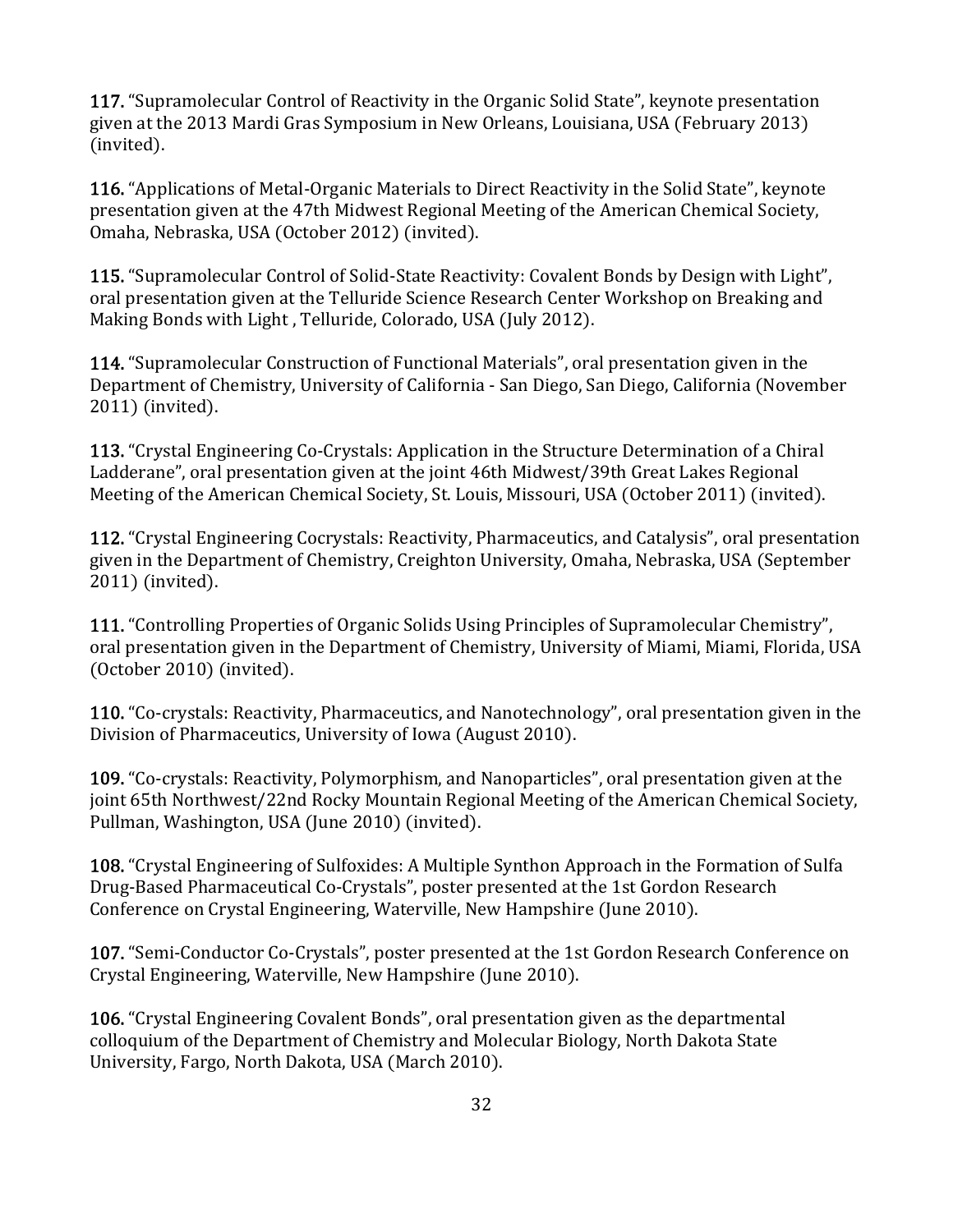**117.** “Supramolecular Control of Reactivity in the Organic Solid State”, keynote presentation given at the 2013 Mardi Gras Symposium in New Orleans, Louisiana, USA (February 2013) (invited).

**116.** “Applications of Metal-Organic Materials to Direct Reactivity in the Solid State”, keynote presentation given at the 47th Midwest Regional Meeting of the American Chemical Society, Omaha, Nebraska, USA (October 2012) (invited).

**115.** “Supramolecular Control of Solid-State Reactivity: Covalent Bonds by Design with Light”, oral presentation given at the Telluride Science Research Center Workshop on Breaking and Making Bonds with Light , Telluride, Colorado, USA (July 2012).

**114.** “Supramolecular Construction of Functional Materials”, oral presentation given in the Department of Chemistry, University of California - San Diego, San Diego, California (November 2011) (invited).

**113.** “Crystal Engineering Co-Crystals: Application in the Structure Determination of a Chiral Ladderane”, oral presentation given at the joint 46th Midwest/39th Great Lakes Regional Meeting of the American Chemical Society, St. Louis, Missouri, USA (October 2011) (invited).

**112.** “Crystal Engineering Cocrystals: Reactivity, Pharmaceutics, and Catalysis”, oral presentation given in the Department of Chemistry, Creighton University, Omaha, Nebraska, USA (September 2011) (invited).

**111.** “Controlling Properties of Organic Solids Using Principles of Supramolecular Chemistry”, oral presentation given in the Department of Chemistry, University of Miami, Miami, Florida, USA (October 2010) (invited).

**110.** “Co-crystals: Reactivity, Pharmaceutics, and Nanotechnology”, oral presentation given in the Division of Pharmaceutics, University of Iowa (August 2010).

**109.** “Co-crystals: Reactivity, Polymorphism, and Nanoparticles”, oral presentation given at the joint 65th Northwest/22nd Rocky Mountain Regional Meeting of the American Chemical Society, Pullman, Washington, USA (June 2010) (invited).

**108.** “Crystal Engineering of Sulfoxides: A Multiple Synthon Approach in the Formation of Sulfa Drug-Based Pharmaceutical Co-Crystals”, poster presented at the 1st Gordon Research Conference on Crystal Engineering, Waterville, New Hampshire (June 2010).

**107.** “Semi-Conductor Co-Crystals”, poster presented at the 1st Gordon Research Conference on Crystal Engineering, Waterville, New Hampshire (June 2010).

**106.** “Crystal Engineering Covalent Bonds”, oral presentation given as the departmental colloquium of the Department of Chemistry and Molecular Biology, North Dakota State University, Fargo, North Dakota, USA (March 2010).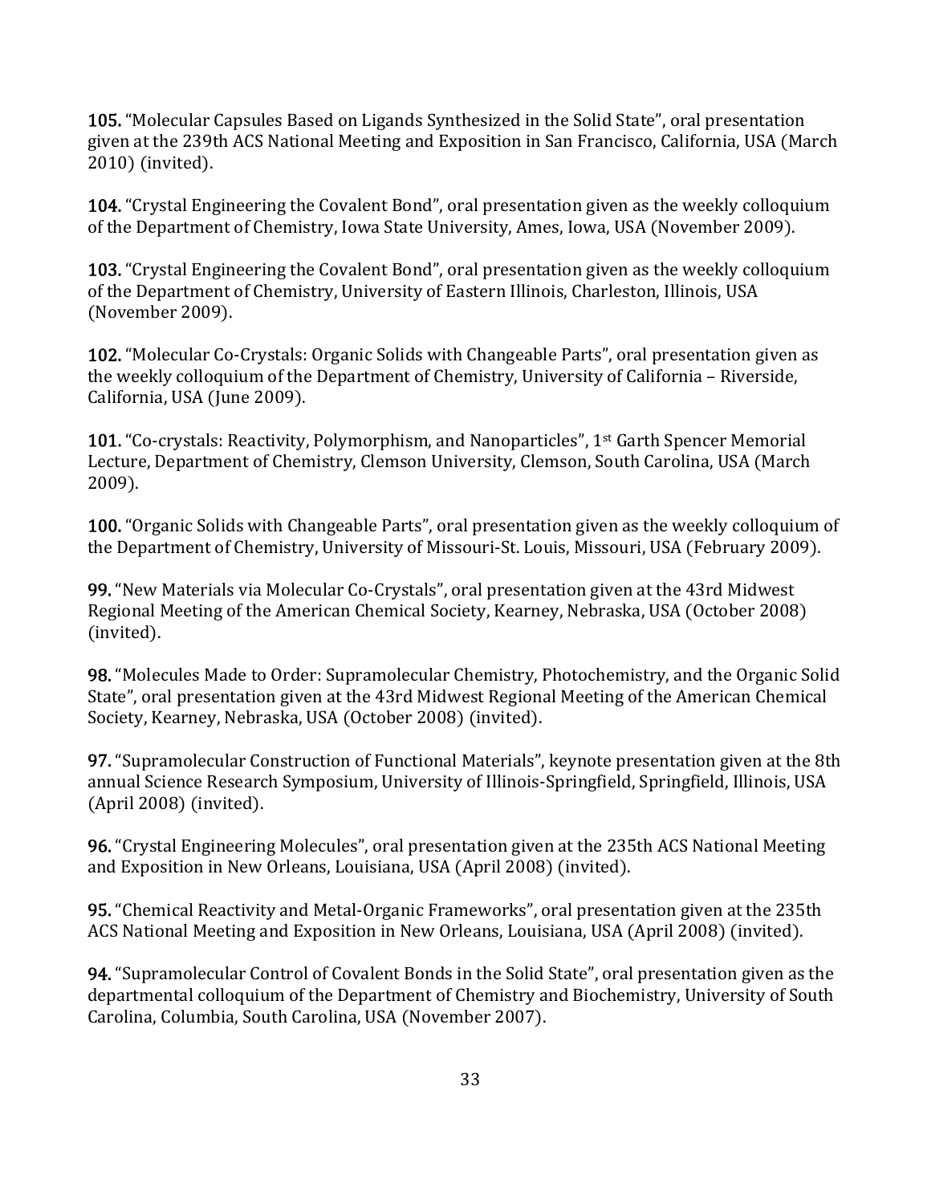**105.** "Molecular Capsules Based on Ligands Synthesized in the Solid State", oral presentation given at the 239th ACS National Meeting and Exposition in San Francisco, California, USA (March 2010) (invited).

**104.** "Crystal Engineering the Covalent Bond", oral presentation given as the weekly colloquium of the Department of Chemistry, Iowa State University, Ames, Iowa, USA (November 2009).

**103.** "Crystal Engineering the Covalent Bond", oral presentation given as the weekly colloquium of the Department of Chemistry, University of Eastern Illinois, Charleston, Illinois, USA (November 2009).

**102.** "Molecular Co-Crystals: Organic Solids with Changeable Parts", oral presentation given as the weekly colloquium of the Department of Chemistry, University of California – Riverside, California, USA (June 2009).

**101.** "Co-crystals: Reactivity, Polymorphism, and Nanoparticles", 1st Garth Spencer Memorial Lecture, Department of Chemistry, Clemson University, Clemson, South Carolina, USA (March 2009).

**100.** "Organic Solids with Changeable Parts", oral presentation given as the weekly colloquium of the Department of Chemistry, University of Missouri-St. Louis, Missouri, USA (February 2009).

**99.** "New Materials via Molecular Co-Crystals", oral presentation given at the 43rd Midwest Regional Meeting of the American Chemical Society, Kearney, Nebraska, USA (October 2008) (invited).

**98.** "Molecules Made to Order: Supramolecular Chemistry, Photochemistry, and the Organic Solid State", oral presentation given at the 43rd Midwest Regional Meeting of the American Chemical Society, Kearney, Nebraska, USA (October 2008) (invited).

**97.** "Supramolecular Construction of Functional Materials", keynote presentation given at the 8th annual Science Research Symposium, University of Illinois-Springfield, Springfield, Illinois, USA (April 2008) (invited).

**96.** "Crystal Engineering Molecules", oral presentation given at the 235th ACS National Meeting and Exposition in New Orleans, Louisiana, USA (April 2008) (invited).

**95.** "Chemical Reactivity and Metal-Organic Frameworks", oral presentation given at the 235th ACS National Meeting and Exposition in New Orleans, Louisiana, USA (April 2008) (invited).

**94.** "Supramolecular Control of Covalent Bonds in the Solid State", oral presentation given as the departmental colloquium of the Department of Chemistry and Biochemistry, University of South Carolina, Columbia, South Carolina, USA (November 2007).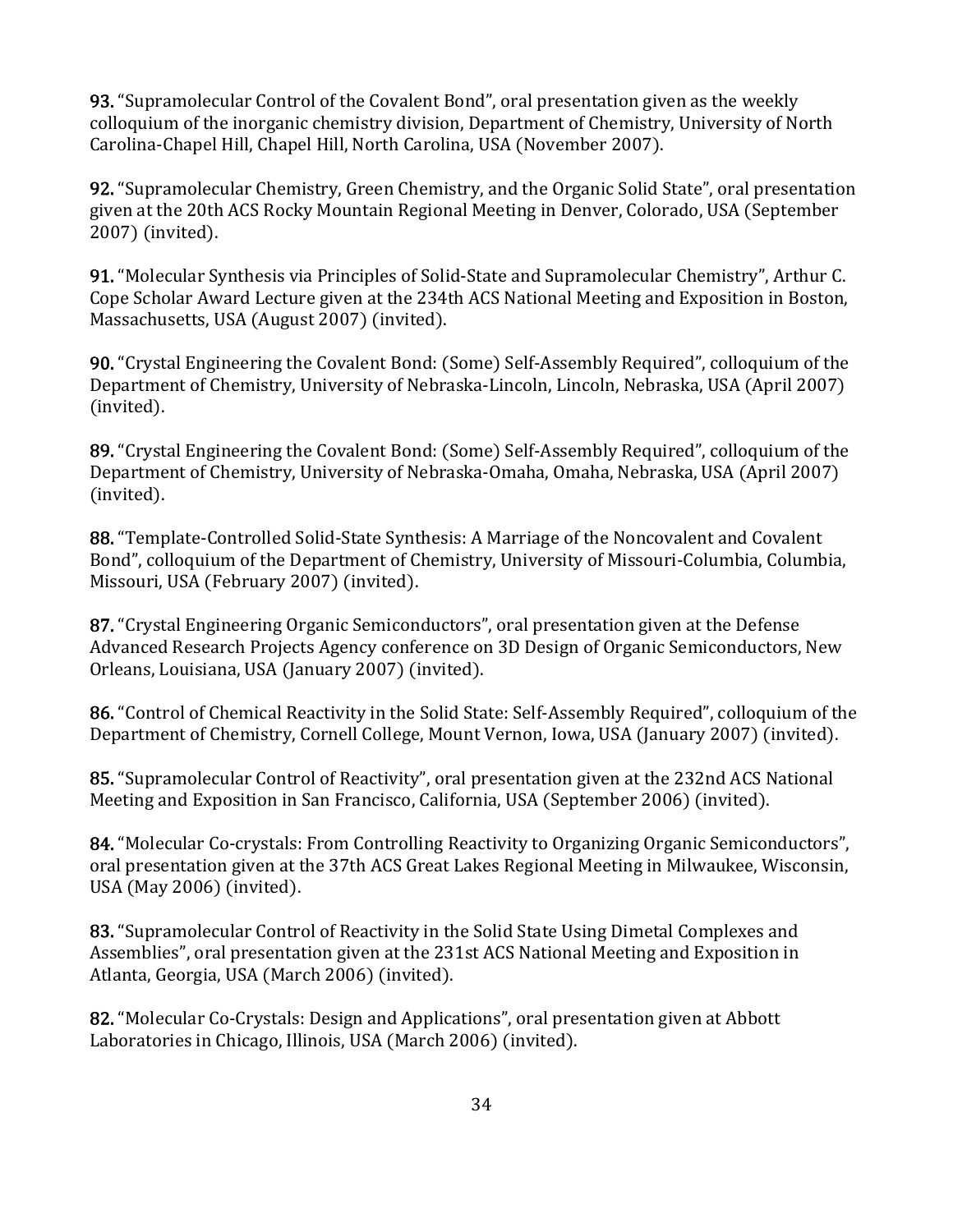**93.** "Supramolecular Control of the Covalent Bond", oral presentation given as the weekly colloquium of the inorganic chemistry division, Department of Chemistry, University of North Carolina-Chapel Hill, Chapel Hill, North Carolina, USA (November 2007).

**92.** "Supramolecular Chemistry, Green Chemistry, and the Organic Solid State", oral presentation given at the 20th ACS Rocky Mountain Regional Meeting in Denver, Colorado, USA (September 2007) (invited).

**91.** "Molecular Synthesis via Principles of Solid-State and Supramolecular Chemistry", Arthur C. Cope Scholar Award Lecture given at the 234th ACS National Meeting and Exposition in Boston, Massachusetts, USA (August 2007) (invited).

**90.** "Crystal Engineering the Covalent Bond: (Some) Self-Assembly Required", colloquium of the Department of Chemistry, University of Nebraska-Lincoln, Lincoln, Nebraska, USA (April 2007) (invited).

**89.** "Crystal Engineering the Covalent Bond: (Some) Self-Assembly Required", colloquium of the Department of Chemistry, University of Nebraska-Omaha, Omaha, Nebraska, USA (April 2007) (invited).

**88.** "Template-Controlled Solid-State Synthesis: A Marriage of the Noncovalent and Covalent Bond", colloquium of the Department of Chemistry, University of Missouri-Columbia, Columbia, Missouri, USA (February 2007) (invited).

**87.** "Crystal Engineering Organic Semiconductors", oral presentation given at the Defense Advanced Research Projects Agency conference on 3D Design of Organic Semiconductors, New Orleans, Louisiana, USA (January 2007) (invited).

**86.** "Control of Chemical Reactivity in the Solid State: Self-Assembly Required", colloquium of the Department of Chemistry, Cornell College, Mount Vernon, Iowa, USA (January 2007) (invited).

**85.** "Supramolecular Control of Reactivity", oral presentation given at the 232nd ACS National Meeting and Exposition in San Francisco, California, USA (September 2006) (invited).

**84.** "Molecular Co-crystals: From Controlling Reactivity to Organizing Organic Semiconductors", oral presentation given at the 37th ACS Great Lakes Regional Meeting in Milwaukee, Wisconsin, USA (May 2006) (invited).

**83.** "Supramolecular Control of Reactivity in the Solid State Using Dimetal Complexes and Assemblies", oral presentation given at the 231st ACS National Meeting and Exposition in Atlanta, Georgia, USA (March 2006) (invited).

**82.** "Molecular Co-Crystals: Design and Applications", oral presentation given at Abbott Laboratories in Chicago, Illinois, USA (March 2006) (invited).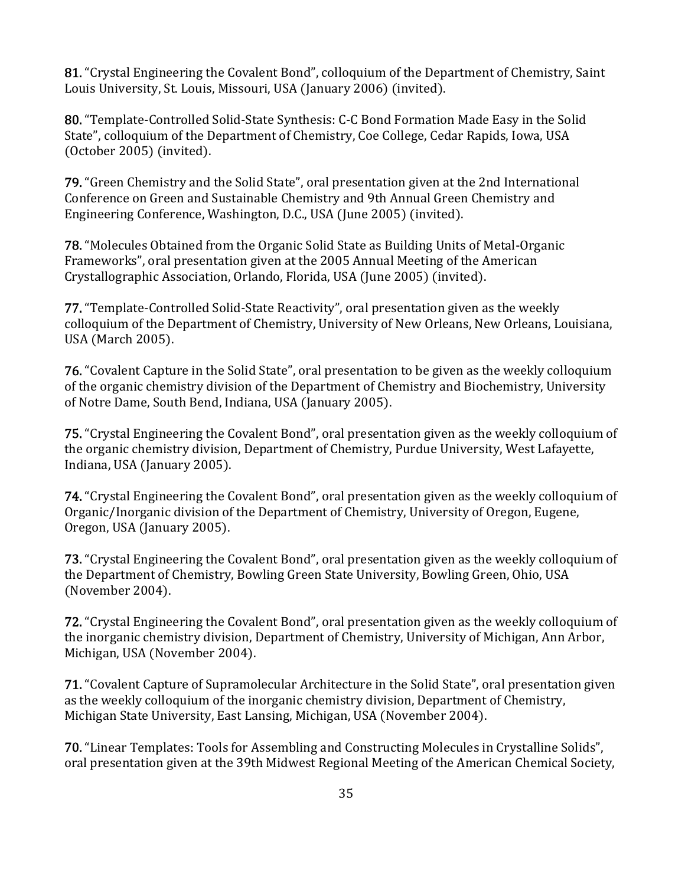**81.** "Crystal Engineering the Covalent Bond", colloquium of the Department of Chemistry, Saint Louis University, St. Louis, Missouri, USA (January 2006) (invited).

**80.** "Template-Controlled Solid-State Synthesis: C-C Bond Formation Made Easy in the Solid State", colloquium of the Department of Chemistry, Coe College, Cedar Rapids, Iowa, USA (October 2005) (invited).

**79.** "Green Chemistry and the Solid State", oral presentation given at the 2nd International Conference on Green and Sustainable Chemistry and 9th Annual Green Chemistry and Engineering Conference, Washington, D.C., USA (June 2005) (invited).

**78.** "Molecules Obtained from the Organic Solid State as Building Units of Metal-Organic Frameworks", oral presentation given at the 2005 Annual Meeting of the American Crystallographic Association, Orlando, Florida, USA (June 2005) (invited).

**77.** "Template-Controlled Solid-State Reactivity", oral presentation given as the weekly colloquium of the Department of Chemistry, University of New Orleans, New Orleans, Louisiana, USA (March 2005).

**76.** "Covalent Capture in the Solid State", oral presentation to be given as the weekly colloquium of the organic chemistry division of the Department of Chemistry and Biochemistry, University of Notre Dame, South Bend, Indiana, USA (January 2005).

**75.** "Crystal Engineering the Covalent Bond", oral presentation given as the weekly colloquium of the organic chemistry division, Department of Chemistry, Purdue University, West Lafayette, Indiana, USA (January 2005).

**74.** "Crystal Engineering the Covalent Bond", oral presentation given as the weekly colloquium of Organic/Inorganic division of the Department of Chemistry, University of Oregon, Eugene, Oregon, USA (January 2005).

**73.** "Crystal Engineering the Covalent Bond", oral presentation given as the weekly colloquium of the Department of Chemistry, Bowling Green State University, Bowling Green, Ohio, USA (November 2004).

**72.** "Crystal Engineering the Covalent Bond", oral presentation given as the weekly colloquium of the inorganic chemistry division, Department of Chemistry, University of Michigan, Ann Arbor, Michigan, USA (November 2004).

**71.** "Covalent Capture of Supramolecular Architecture in the Solid State", oral presentation given as the weekly colloquium of the inorganic chemistry division, Department of Chemistry, Michigan State University, East Lansing, Michigan, USA (November 2004).

**70.** "Linear Templates: Tools for Assembling and Constructing Molecules in Crystalline Solids", oral presentation given at the 39th Midwest Regional Meeting of the American Chemical Society,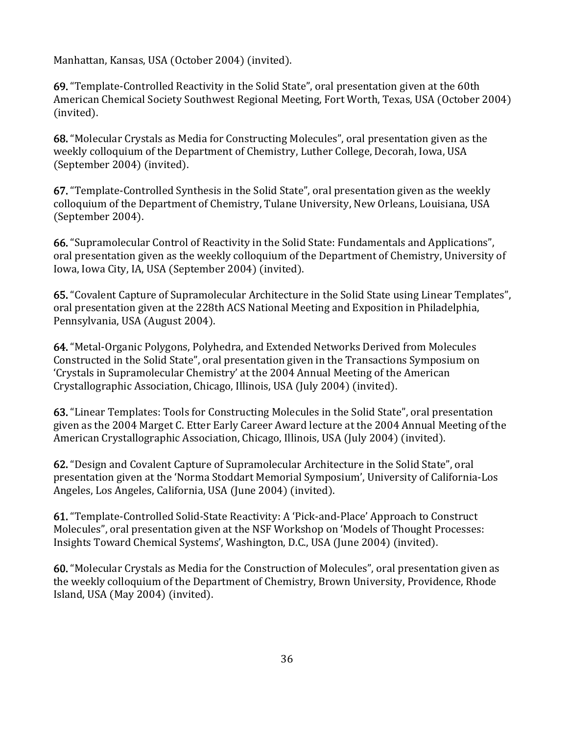Manhattan, Kansas, USA (October 2004) (invited).

**69.** “Template-Controlled Reactivity in the Solid State”, oral presentation given at the 60th American Chemical Society Southwest Regional Meeting, Fort Worth, Texas, USA (October 2004) (invited).

**68.** “Molecular Crystals as Media for Constructing Molecules”, oral presentation given as the weekly colloquium of the Department of Chemistry, Luther College, Decorah, Iowa, USA (September 2004) (invited).

**67.** “Template-Controlled Synthesis in the Solid State”, oral presentation given as the weekly colloquium of the Department of Chemistry, Tulane University, New Orleans, Louisiana, USA (September 2004).

**66.** “Supramolecular Control of Reactivity in the Solid State: Fundamentals and Applications”, oral presentation given as the weekly colloquium of the Department of Chemistry, University of Iowa, Iowa City, IA, USA (September 2004) (invited).

**65.** “Covalent Capture of Supramolecular Architecture in the Solid State using Linear Templates”, oral presentation given at the 228th ACS National Meeting and Exposition in Philadelphia, Pennsylvania, USA (August 2004).

**64.** “Metal-Organic Polygons, Polyhedra, and Extended Networks Derived from Molecules Constructed in the Solid State”, oral presentation given in the Transactions Symposium on ‘Crystals in Supramolecular Chemistry’ at the 2004 Annual Meeting of the American Crystallographic Association, Chicago, Illinois, USA (July 2004) (invited).

**63.** “Linear Templates: Tools for Constructing Molecules in the Solid State”, oral presentation given as the 2004 Marget C. Etter Early Career Award lecture at the 2004 Annual Meeting of the American Crystallographic Association, Chicago, Illinois, USA (July 2004) (invited).

**62.** “Design and Covalent Capture of Supramolecular Architecture in the Solid State”, oral presentation given at the ‘Norma Stoddart Memorial Symposium’, University of California-Los Angeles, Los Angeles, California, USA (June 2004) (invited).

**61.** “Template-Controlled Solid-State Reactivity: A ‘Pick-and-Place’ Approach to Construct Molecules”, oral presentation given at the NSF Workshop on ‘Models of Thought Processes: Insights Toward Chemical Systems’, Washington, D.C., USA (June 2004) (invited).

**60.** “Molecular Crystals as Media for the Construction of Molecules”, oral presentation given as the weekly colloquium of the Department of Chemistry, Brown University, Providence, Rhode Island, USA (May 2004) (invited).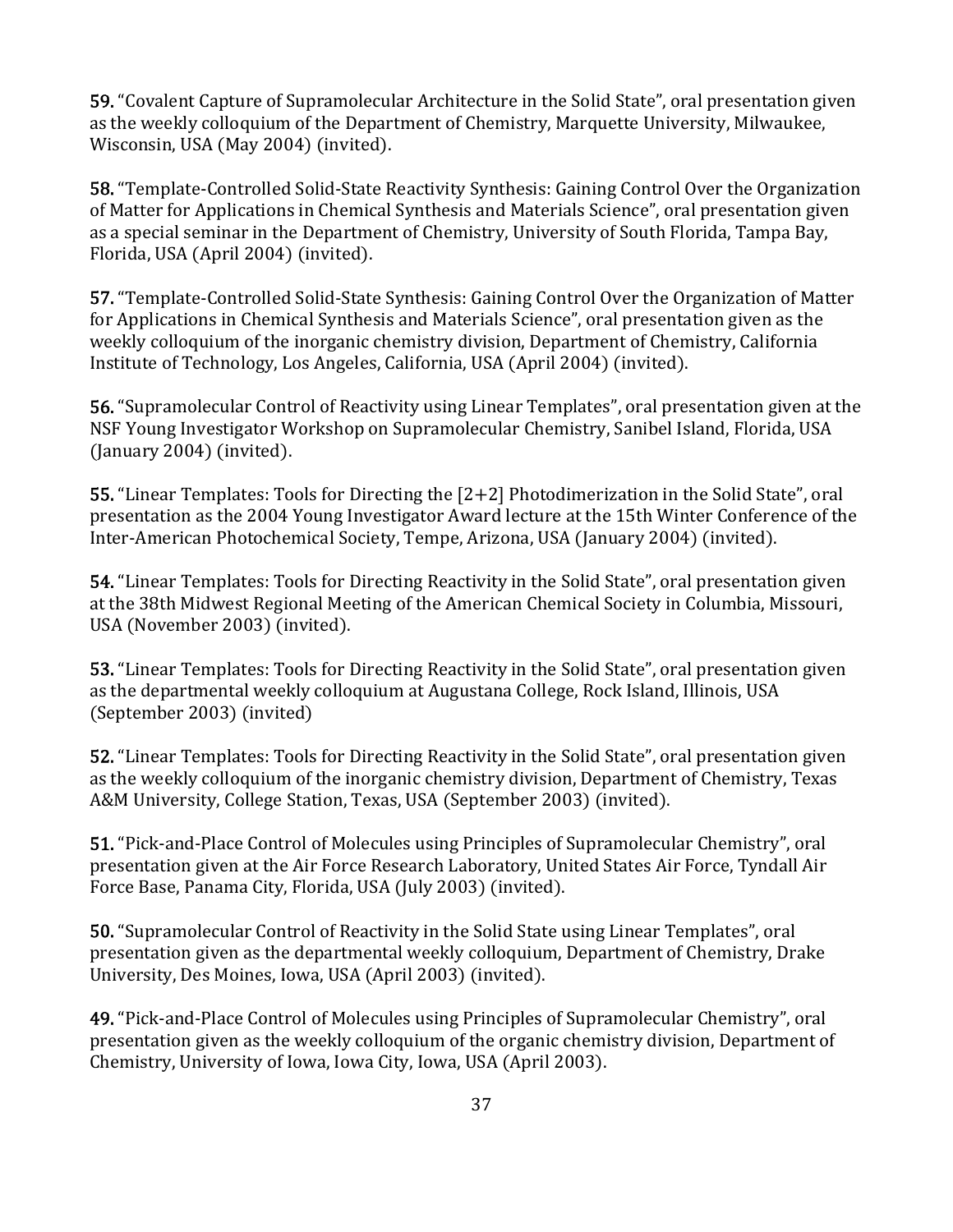**59.** "Covalent Capture of Supramolecular Architecture in the Solid State", oral presentation given as the weekly colloquium of the Department of Chemistry, Marquette University, Milwaukee, Wisconsin, USA (May 2004) (invited).

**58.** "Template-Controlled Solid-State Reactivity Synthesis: Gaining Control Over the Organization of Matter for Applications in Chemical Synthesis and Materials Science", oral presentation given as a special seminar in the Department of Chemistry, University of South Florida, Tampa Bay, Florida, USA (April 2004) (invited).

**57.** "Template-Controlled Solid-State Synthesis: Gaining Control Over the Organization of Matter for Applications in Chemical Synthesis and Materials Science", oral presentation given as the weekly colloquium of the inorganic chemistry division, Department of Chemistry, California Institute of Technology, Los Angeles, California, USA (April 2004) (invited).

**56.** "Supramolecular Control of Reactivity using Linear Templates", oral presentation given at the NSF Young Investigator Workshop on Supramolecular Chemistry, Sanibel Island, Florida, USA (January 2004) (invited).

**55.** "Linear Templates: Tools for Directing the [2+2] Photodimerization in the Solid State", oral presentation as the 2004 Young Investigator Award lecture at the 15th Winter Conference of the Inter-American Photochemical Society, Tempe, Arizona, USA (January 2004) (invited).

**54.** "Linear Templates: Tools for Directing Reactivity in the Solid State", oral presentation given at the 38th Midwest Regional Meeting of the American Chemical Society in Columbia, Missouri, USA (November 2003) (invited).

**53.** "Linear Templates: Tools for Directing Reactivity in the Solid State", oral presentation given as the departmental weekly colloquium at Augustana College, Rock Island, Illinois, USA (September 2003) (invited)

**52.** "Linear Templates: Tools for Directing Reactivity in the Solid State", oral presentation given as the weekly colloquium of the inorganic chemistry division, Department of Chemistry, Texas A&M University, College Station, Texas, USA (September 2003) (invited).

**51.** "Pick-and-Place Control of Molecules using Principles of Supramolecular Chemistry", oral presentation given at the Air Force Research Laboratory, United States Air Force, Tyndall Air Force Base, Panama City, Florida, USA (July 2003) (invited).

**50.** "Supramolecular Control of Reactivity in the Solid State using Linear Templates", oral presentation given as the departmental weekly colloquium, Department of Chemistry, Drake University, Des Moines, Iowa, USA (April 2003) (invited).

**49.** "Pick-and-Place Control of Molecules using Principles of Supramolecular Chemistry", oral presentation given as the weekly colloquium of the organic chemistry division, Department of Chemistry, University of Iowa, Iowa City, Iowa, USA (April 2003).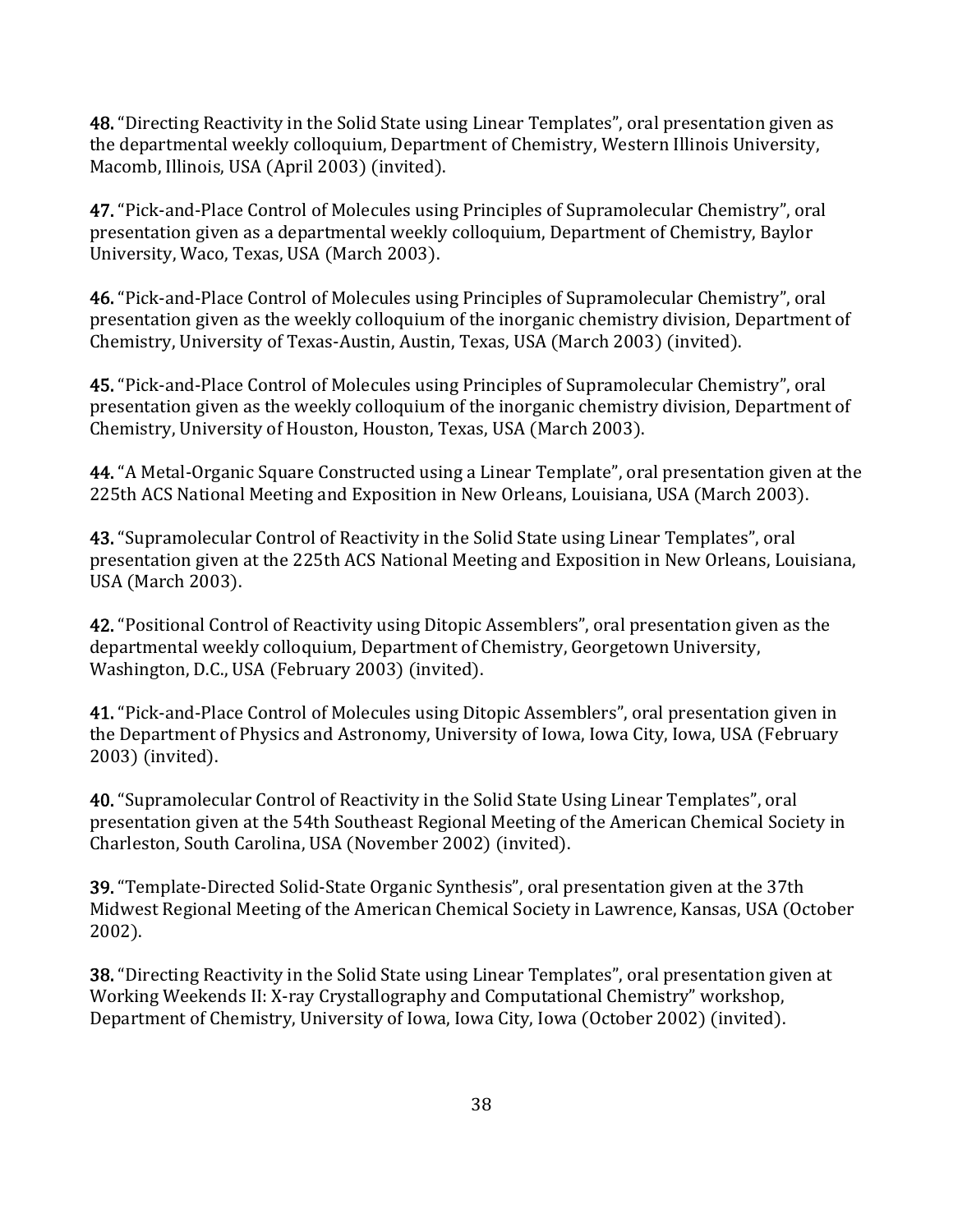**48.** “Directing Reactivity in the Solid State using Linear Templates”, oral presentation given as the departmental weekly colloquium, Department of Chemistry, Western Illinois University, Macomb, Illinois, USA (April 2003) (invited).

**47.** “Pick-and-Place Control of Molecules using Principles of Supramolecular Chemistry”, oral presentation given as a departmental weekly colloquium, Department of Chemistry, Baylor University, Waco, Texas, USA (March 2003).

**46.** “Pick-and-Place Control of Molecules using Principles of Supramolecular Chemistry”, oral presentation given as the weekly colloquium of the inorganic chemistry division, Department of Chemistry, University of Texas-Austin, Austin, Texas, USA (March 2003) (invited).

**45.** “Pick-and-Place Control of Molecules using Principles of Supramolecular Chemistry”, oral presentation given as the weekly colloquium of the inorganic chemistry division, Department of Chemistry, University of Houston, Houston, Texas, USA (March 2003).

**44.** “A Metal-Organic Square Constructed using a Linear Template”, oral presentation given at the 225th ACS National Meeting and Exposition in New Orleans, Louisiana, USA (March 2003).

**43.** “Supramolecular Control of Reactivity in the Solid State using Linear Templates”, oral presentation given at the 225th ACS National Meeting and Exposition in New Orleans, Louisiana, USA (March 2003).

**42.** “Positional Control of Reactivity using Ditopic Assemblers”, oral presentation given as the departmental weekly colloquium, Department of Chemistry, Georgetown University, Washington, D.C., USA (February 2003) (invited).

**41.** “Pick-and-Place Control of Molecules using Ditopic Assemblers”, oral presentation given in the Department of Physics and Astronomy, University of Iowa, Iowa City, Iowa, USA (February 2003) (invited).

**40.** “Supramolecular Control of Reactivity in the Solid State Using Linear Templates”, oral presentation given at the 54th Southeast Regional Meeting of the American Chemical Society in Charleston, South Carolina, USA (November 2002) (invited).

**39.** “Template-Directed Solid-State Organic Synthesis”, oral presentation given at the 37th Midwest Regional Meeting of the American Chemical Society in Lawrence, Kansas, USA (October 2002).

**38.** “Directing Reactivity in the Solid State using Linear Templates”, oral presentation given at Working Weekends II: X-ray Crystallography and Computational Chemistry” workshop, Department of Chemistry, University of Iowa, Iowa City, Iowa (October 2002) (invited).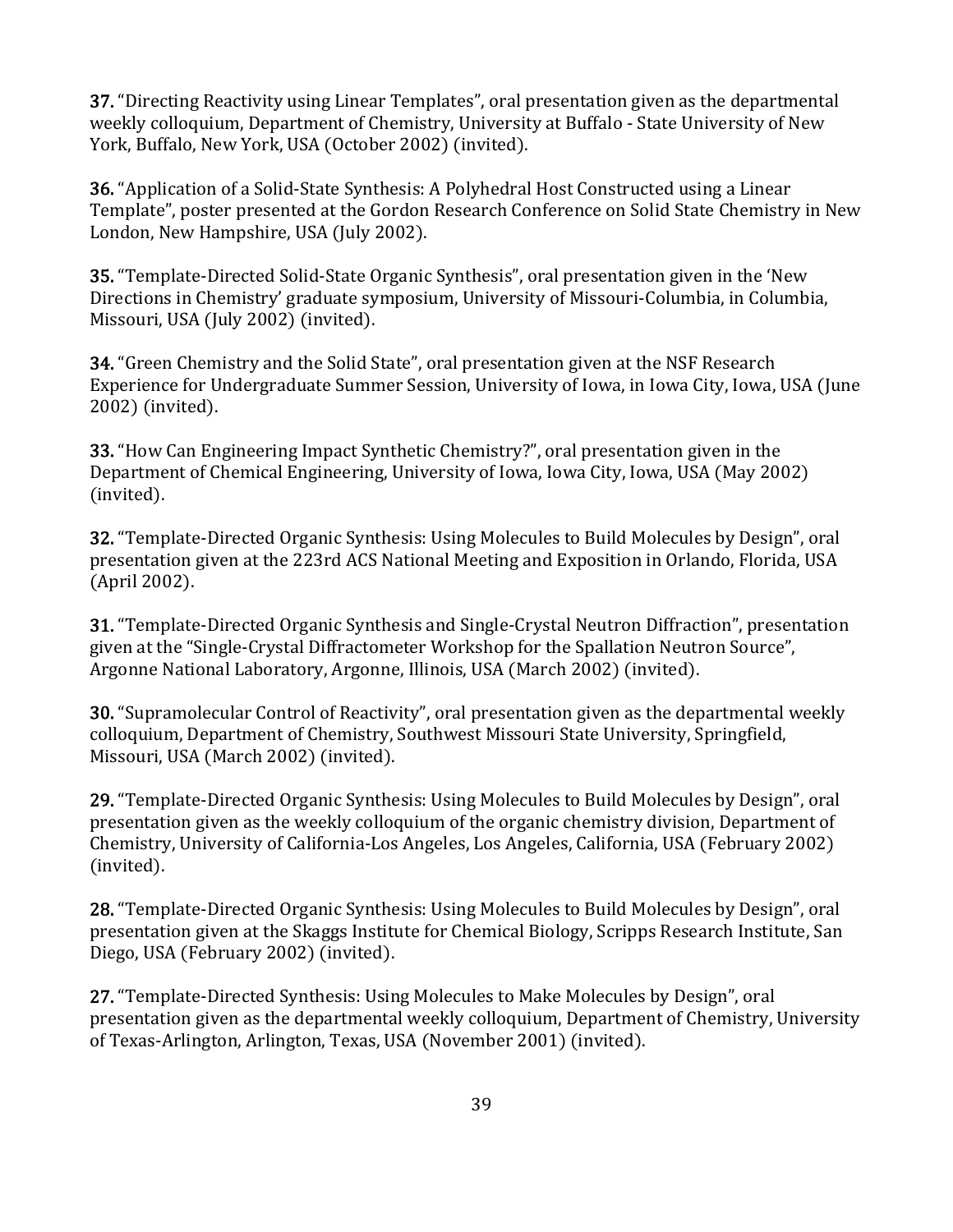**37.** “Directing Reactivity using Linear Templates”, oral presentation given as the departmental weekly colloquium, Department of Chemistry, University at Buffalo - State University of New York, Buffalo, New York, USA (October 2002) (invited).

**36.** “Application of a Solid-State Synthesis: A Polyhedral Host Constructed using a Linear Template”, poster presented at the Gordon Research Conference on Solid State Chemistry in New London, New Hampshire, USA (July 2002).

**35.** “Template-Directed Solid-State Organic Synthesis”, oral presentation given in the ‘New Directions in Chemistry’ graduate symposium, University of Missouri-Columbia, in Columbia, Missouri, USA (July 2002) (invited).

**34.** “Green Chemistry and the Solid State”, oral presentation given at the NSF Research Experience for Undergraduate Summer Session, University of Iowa, in Iowa City, Iowa, USA (June 2002) (invited).

**33.** “How Can Engineering Impact Synthetic Chemistry?”, oral presentation given in the Department of Chemical Engineering, University of Iowa, Iowa City, Iowa, USA (May 2002) (invited).

**32.** “Template-Directed Organic Synthesis: Using Molecules to Build Molecules by Design”, oral presentation given at the 223rd ACS National Meeting and Exposition in Orlando, Florida, USA (April 2002).

**31.** “Template-Directed Organic Synthesis and Single-Crystal Neutron Diffraction”, presentation given at the “Single-Crystal Diffractometer Workshop for the Spallation Neutron Source”, Argonne National Laboratory, Argonne, Illinois, USA (March 2002) (invited).

**30.** “Supramolecular Control of Reactivity”, oral presentation given as the departmental weekly colloquium, Department of Chemistry, Southwest Missouri State University, Springfield, Missouri, USA (March 2002) (invited).

**29.** “Template-Directed Organic Synthesis: Using Molecules to Build Molecules by Design”, oral presentation given as the weekly colloquium of the organic chemistry division, Department of Chemistry, University of California-Los Angeles, Los Angeles, California, USA (February 2002) (invited).

**28.** “Template-Directed Organic Synthesis: Using Molecules to Build Molecules by Design”, oral presentation given at the Skaggs Institute for Chemical Biology, Scripps Research Institute, San Diego, USA (February 2002) (invited).

**27.** “Template-Directed Synthesis: Using Molecules to Make Molecules by Design”, oral presentation given as the departmental weekly colloquium, Department of Chemistry, University of Texas-Arlington, Arlington, Texas, USA (November 2001) (invited).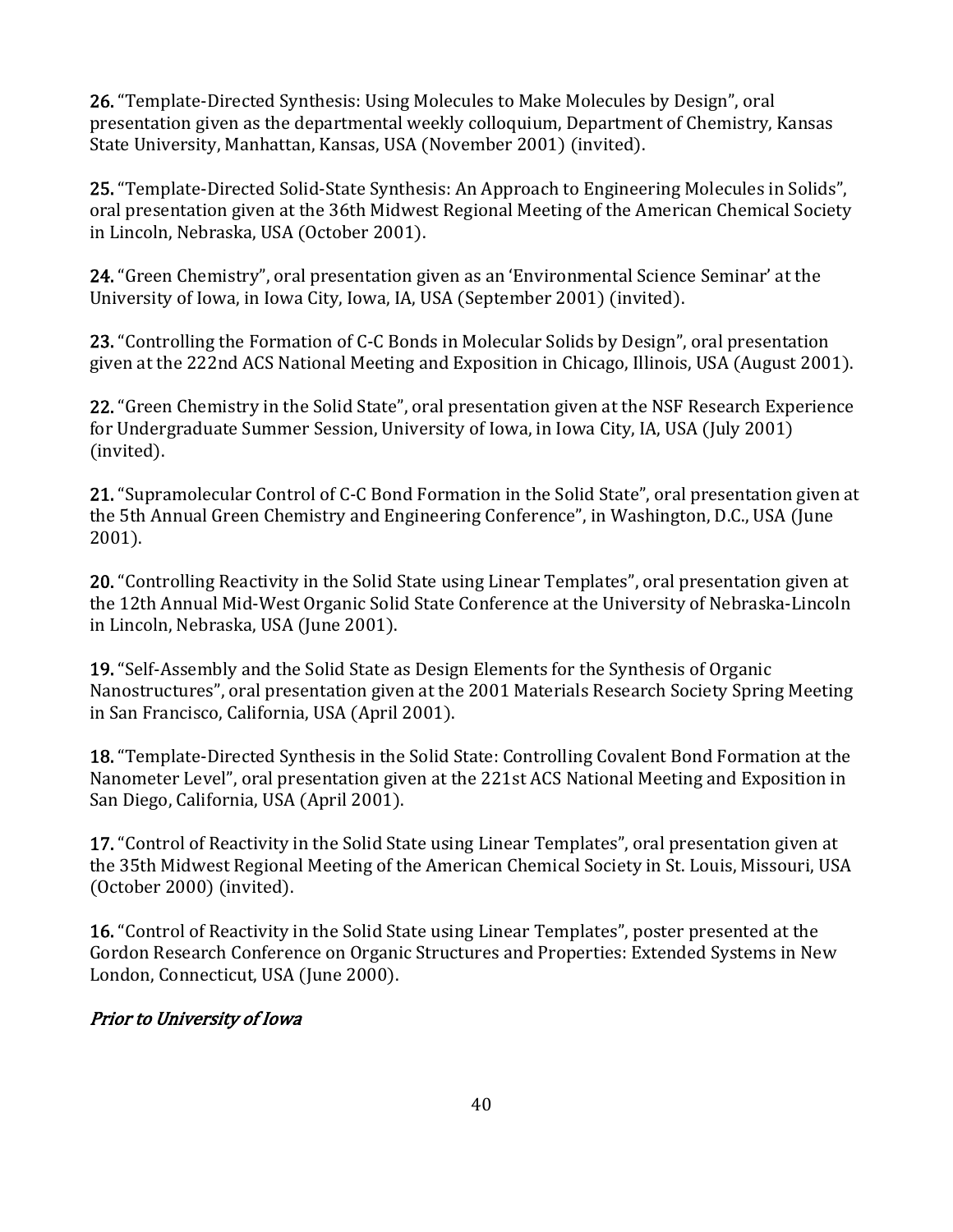**26.** "Template-Directed Synthesis: Using Molecules to Make Molecules by Design", oral presentation given as the departmental weekly colloquium, Department of Chemistry, Kansas State University, Manhattan, Kansas, USA (November 2001) (invited).

**25.** "Template-Directed Solid-State Synthesis: An Approach to Engineering Molecules in Solids", oral presentation given at the 36th Midwest Regional Meeting of the American Chemical Society in Lincoln, Nebraska, USA (October 2001).

**24.** "Green Chemistry", oral presentation given as an 'Environmental Science Seminar' at the University of Iowa, in Iowa City, Iowa, IA, USA (September 2001) (invited).

**23.** "Controlling the Formation of C-C Bonds in Molecular Solids by Design", oral presentation given at the 222nd ACS National Meeting and Exposition in Chicago, Illinois, USA (August 2001).

**22.** "Green Chemistry in the Solid State", oral presentation given at the NSF Research Experience for Undergraduate Summer Session, University of Iowa, in Iowa City, IA, USA (July 2001) (invited).

**21.** "Supramolecular Control of C-C Bond Formation in the Solid State", oral presentation given at the 5th Annual Green Chemistry and Engineering Conference", in Washington, D.C., USA (June 2001).

**20.** "Controlling Reactivity in the Solid State using Linear Templates", oral presentation given at the 12th Annual Mid-West Organic Solid State Conference at the University of Nebraska-Lincoln in Lincoln, Nebraska, USA (June 2001).

**19.** "Self-Assembly and the Solid State as Design Elements for the Synthesis of Organic Nanostructures", oral presentation given at the 2001 Materials Research Society Spring Meeting in San Francisco, California, USA (April 2001).

**18.** "Template-Directed Synthesis in the Solid State: Controlling Covalent Bond Formation at the Nanometer Level", oral presentation given at the 221st ACS National Meeting and Exposition in San Diego, California, USA (April 2001).

**17.** "Control of Reactivity in the Solid State using Linear Templates", oral presentation given at the 35th Midwest Regional Meeting of the American Chemical Society in St. Louis, Missouri, USA (October 2000) (invited).

**16.** "Control of Reactivity in the Solid State using Linear Templates", poster presented at the Gordon Research Conference on Organic Structures and Properties: Extended Systems in New London, Connecticut, USA (June 2000).

*Prior to University of Iowa*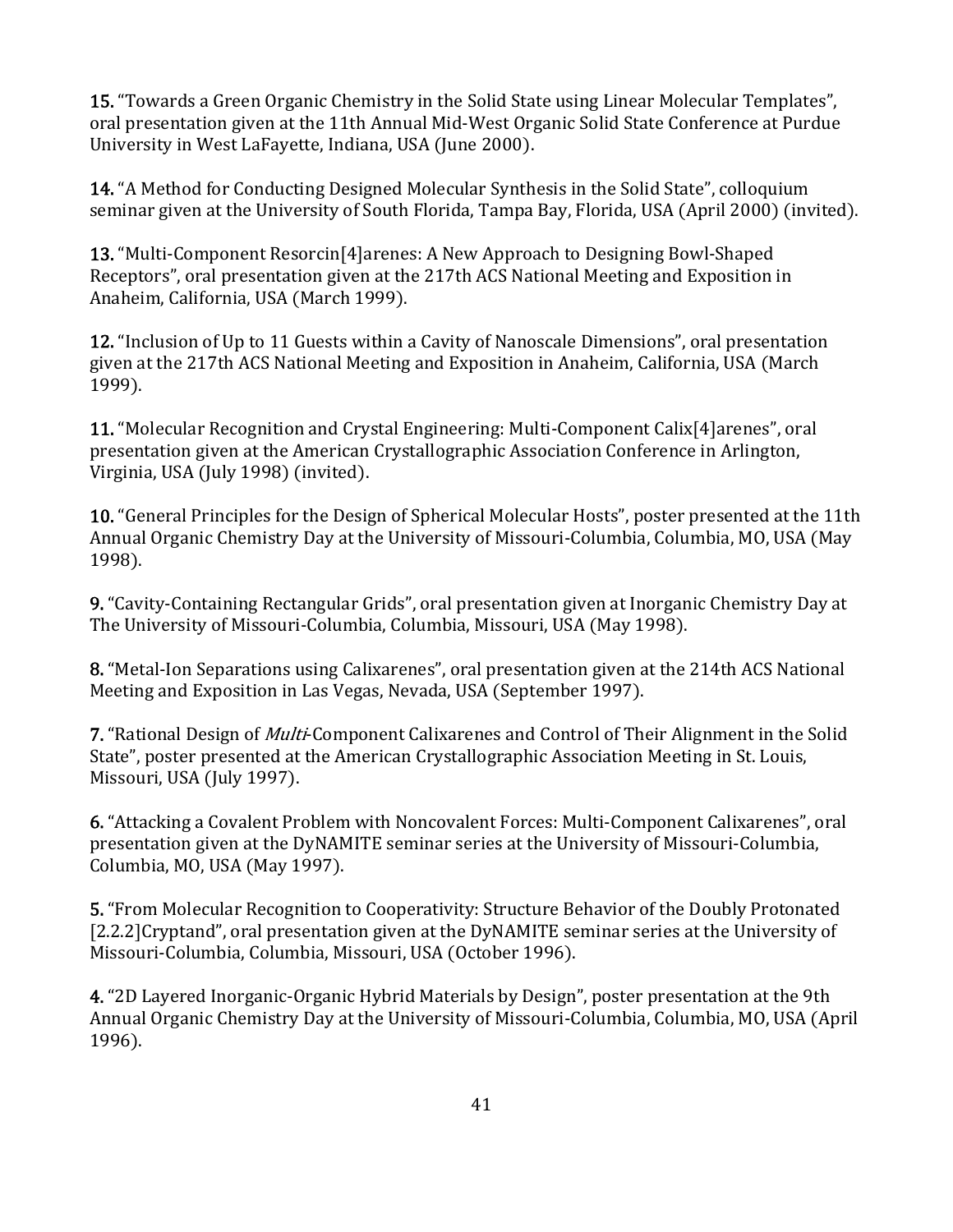**15.** "Towards a Green Organic Chemistry in the Solid State using Linear Molecular Templates", oral presentation given at the 11th Annual Mid-West Organic Solid State Conference at Purdue University in West LaFayette, Indiana, USA (June 2000).

**14.** "A Method for Conducting Designed Molecular Synthesis in the Solid State", colloquium seminar given at the University of South Florida, Tampa Bay, Florida, USA (April 2000) (invited).

**13.** "Multi-Component Resorcin[4]arenes: A New Approach to Designing Bowl-Shaped Receptors", oral presentation given at the 217th ACS National Meeting and Exposition in Anaheim, California, USA (March 1999).

**12.** "Inclusion of Up to 11 Guests within a Cavity of Nanoscale Dimensions", oral presentation given at the 217th ACS National Meeting and Exposition in Anaheim, California, USA (March 1999).

**11.** "Molecular Recognition and Crystal Engineering: Multi-Component Calix[4]arenes", oral presentation given at the American Crystallographic Association Conference in Arlington, Virginia, USA (July 1998) (invited).

**10.** "General Principles for the Design of Spherical Molecular Hosts", poster presented at the 11th Annual Organic Chemistry Day at the University of Missouri-Columbia, Columbia, MO, USA (May 1998).

**9.** "Cavity-Containing Rectangular Grids", oral presentation given at Inorganic Chemistry Day at The University of Missouri-Columbia, Columbia, Missouri, USA (May 1998).

**8.** "Metal-Ion Separations using Calixarenes", oral presentation given at the 214th ACS National Meeting and Exposition in Las Vegas, Nevada, USA (September 1997).

**7.** "Rational Design of *Multi*-Component Calixarenes and Control of Their Alignment in the Solid State", poster presented at the American Crystallographic Association Meeting in St. Louis, Missouri, USA (July 1997).

**6.** "Attacking a Covalent Problem with Noncovalent Forces: Multi-Component Calixarenes", oral presentation given at the DyNAMITE seminar series at the University of Missouri-Columbia, Columbia, MO, USA (May 1997).

**5.** "From Molecular Recognition to Cooperativity: Structure Behavior of the Doubly Protonated [2.2.2]Cryptand", oral presentation given at the DyNAMITE seminar series at the University of Missouri-Columbia, Columbia, Missouri, USA (October 1996).

**4.** "2D Layered Inorganic-Organic Hybrid Materials by Design", poster presentation at the 9th Annual Organic Chemistry Day at the University of Missouri-Columbia, Columbia, MO, USA (April 1996).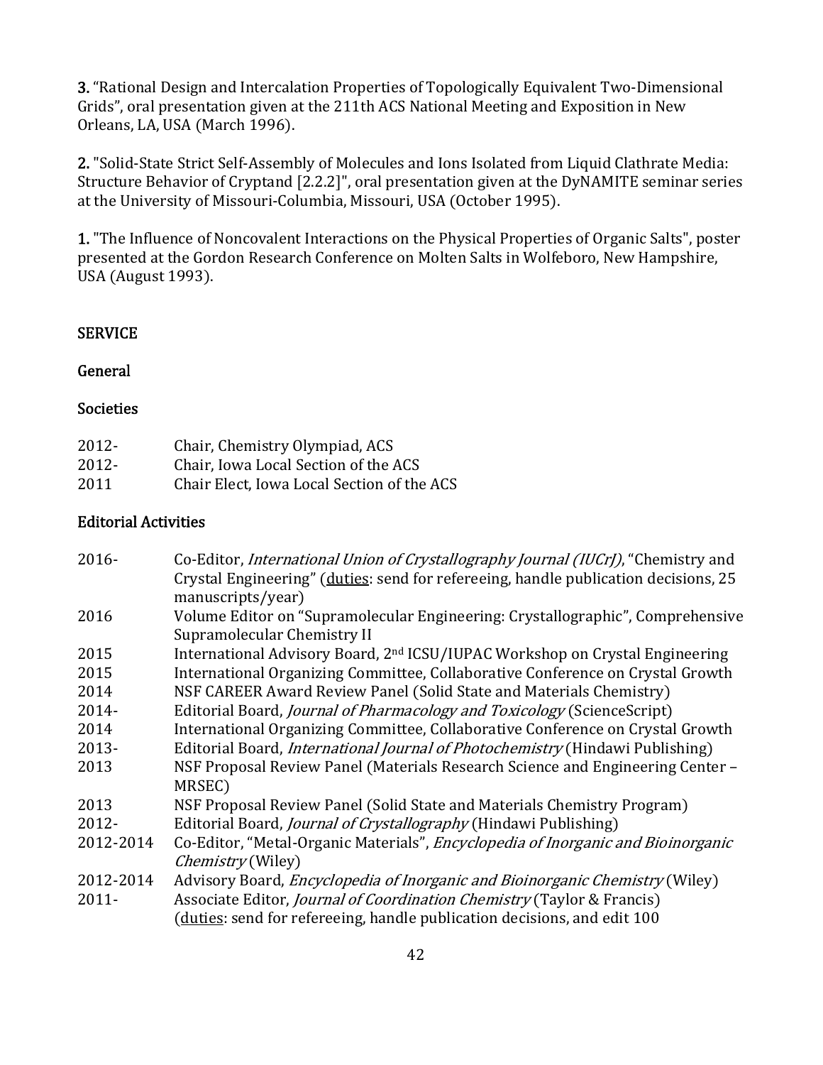**3.** "Rational Design and Intercalation Properties of Topologically Equivalent Two-Dimensional Grids", oral presentation given at the 211th ACS National Meeting and Exposition in New Orleans, LA, USA (March 1996).

**2.** "Solid-State Strict Self-Assembly of Molecules and Ions Isolated from Liquid Clathrate Media: Structure Behavior of Cryptand [2.2.2]", oral presentation given at the DyNAMITE seminar series at the University of Missouri-Columbia, Missouri, USA (October 1995).

**1.** "The Influence of Noncovalent Interactions on the Physical Properties of Organic Salts", poster presented at the Gordon Research Conference on Molten Salts in Wolfeboro, New Hampshire, USA (August 1993).

## SERVICE

### General

### Societies

| | |
|---|---|
| 2012- | Chair, Chemistry Olympiad, ACS |
| 2012- | Chair, Iowa Local Section of the ACS |
| 2011 | Chair Elect, Iowa Local Section of the ACS |

### Editorial Activities

| | |
|---|---|
| 2016- | Co-Editor, *International Union of Crystallography Journal (IUCrJ)*, "Chemistry and Crystal Engineering" (duties: send for refereeing, handle publication decisions, 25 manuscripts/year) |
| 2016 | Volume Editor on "Supramolecular Engineering: Crystallographic", Comprehensive Supramolecular Chemistry II |
| 2015 | International Advisory Board, 2nd ICSU/IUPAC Workshop on Crystal Engineering |
| 2015 | International Organizing Committee, Collaborative Conference on Crystal Growth |
| 2014 | NSF CAREER Award Review Panel (Solid State and Materials Chemistry) |
| 2014- | Editorial Board, *Journal of Pharmacology and Toxicology* (ScienceScript) |
| 2014 | International Organizing Committee, Collaborative Conference on Crystal Growth |
| 2013- | Editorial Board, *International Journal of Photochemistry* (Hindawi Publishing) |
| 2013 | NSF Proposal Review Panel (Materials Research Science and Engineering Center – MRSEC) |
| 2013 | NSF Proposal Review Panel (Solid State and Materials Chemistry Program) |
| 2012- | Editorial Board, *Journal of Crystallography* (Hindawi Publishing) |
| 2012-2014 | Co-Editor, "Metal-Organic Materials", *Encyclopedia of Inorganic and Bioinorganic Chemistry* (Wiley) |
| 2012-2014 | Advisory Board, *Encyclopedia of Inorganic and Bioinorganic Chemistry* (Wiley) |
| 2011- | Associate Editor, *Journal of Coordination Chemistry* (Taylor & Francis) (duties: send for refereeing, handle publication decisions, and edit 100 |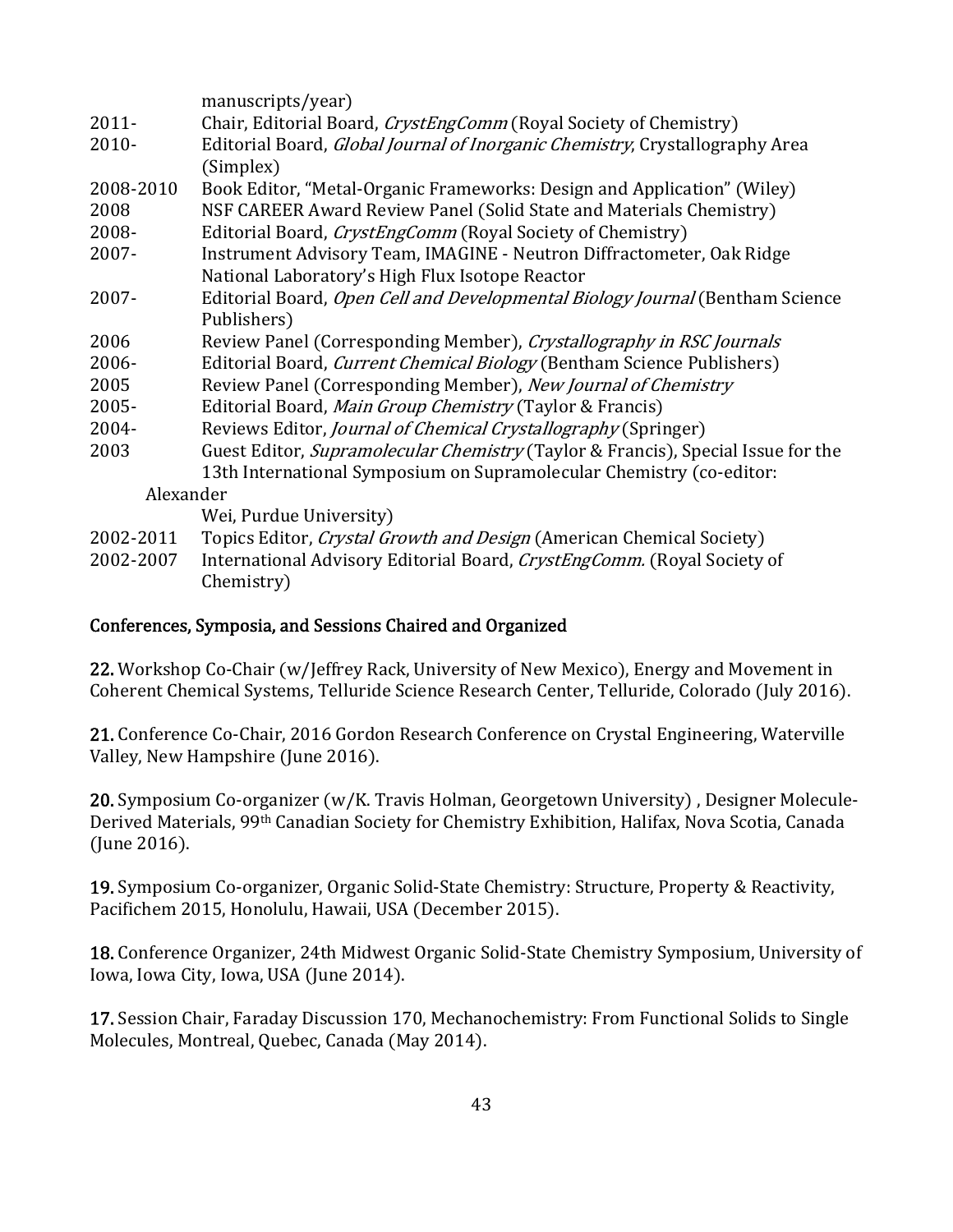manuscripts/year)

2011- Chair, Editorial Board, *CrystEngComm* (Royal Society of Chemistry)

2010- Editorial Board, *Global Journal of Inorganic Chemistry*, Crystallography Area (Simplex)

2008-2010 Book Editor, "Metal-Organic Frameworks: Design and Application" (Wiley)

2008 NSF CAREER Award Review Panel (Solid State and Materials Chemistry)

2008- Editorial Board, *CrystEngComm* (Royal Society of Chemistry)

2007- Instrument Advisory Team, IMAGINE - Neutron Diffractometer, Oak Ridge National Laboratory's High Flux Isotope Reactor

2007- Editorial Board, *Open Cell and Developmental Biology Journal* (Bentham Science Publishers)

2006 Review Panel (Corresponding Member), *Crystallography in RSC Journals*

2006- Editorial Board, *Current Chemical Biology* (Bentham Science Publishers)

2005 Review Panel (Corresponding Member), *New Journal of Chemistry*

2005- Editorial Board, *Main Group Chemistry* (Taylor & Francis)

2004- Reviews Editor, *Journal of Chemical Crystallography* (Springer)

2003 Guest Editor, *Supramolecular Chemistry* (Taylor & Francis), Special Issue for the 13th International Symposium on Supramolecular Chemistry (co-editor: Alexander Wei, Purdue University)

2002-2011 Topics Editor, *Crystal Growth and Design* (American Chemical Society)

2002-2007 International Advisory Editorial Board, *CrystEngComm.* (Royal Society of Chemistry)

## Conferences, Symposia, and Sessions Chaired and Organized

**22.** Workshop Co-Chair (w/Jeffrey Rack, University of New Mexico), Energy and Movement in Coherent Chemical Systems, Telluride Science Research Center, Telluride, Colorado (July 2016).

**21.** Conference Co-Chair, 2016 Gordon Research Conference on Crystal Engineering, Waterville Valley, New Hampshire (June 2016).

**20.** Symposium Co-organizer (w/K. Travis Holman, Georgetown University) , Designer Molecule-Derived Materials, 99th Canadian Society for Chemistry Exhibition, Halifax, Nova Scotia, Canada (June 2016).

**19.** Symposium Co-organizer, Organic Solid-State Chemistry: Structure, Property & Reactivity, Pacifichem 2015, Honolulu, Hawaii, USA (December 2015).

**18.** Conference Organizer, 24th Midwest Organic Solid-State Chemistry Symposium, University of Iowa, Iowa City, Iowa, USA (June 2014).

**17.** Session Chair, Faraday Discussion 170, Mechanochemistry: From Functional Solids to Single Molecules, Montreal, Quebec, Canada (May 2014).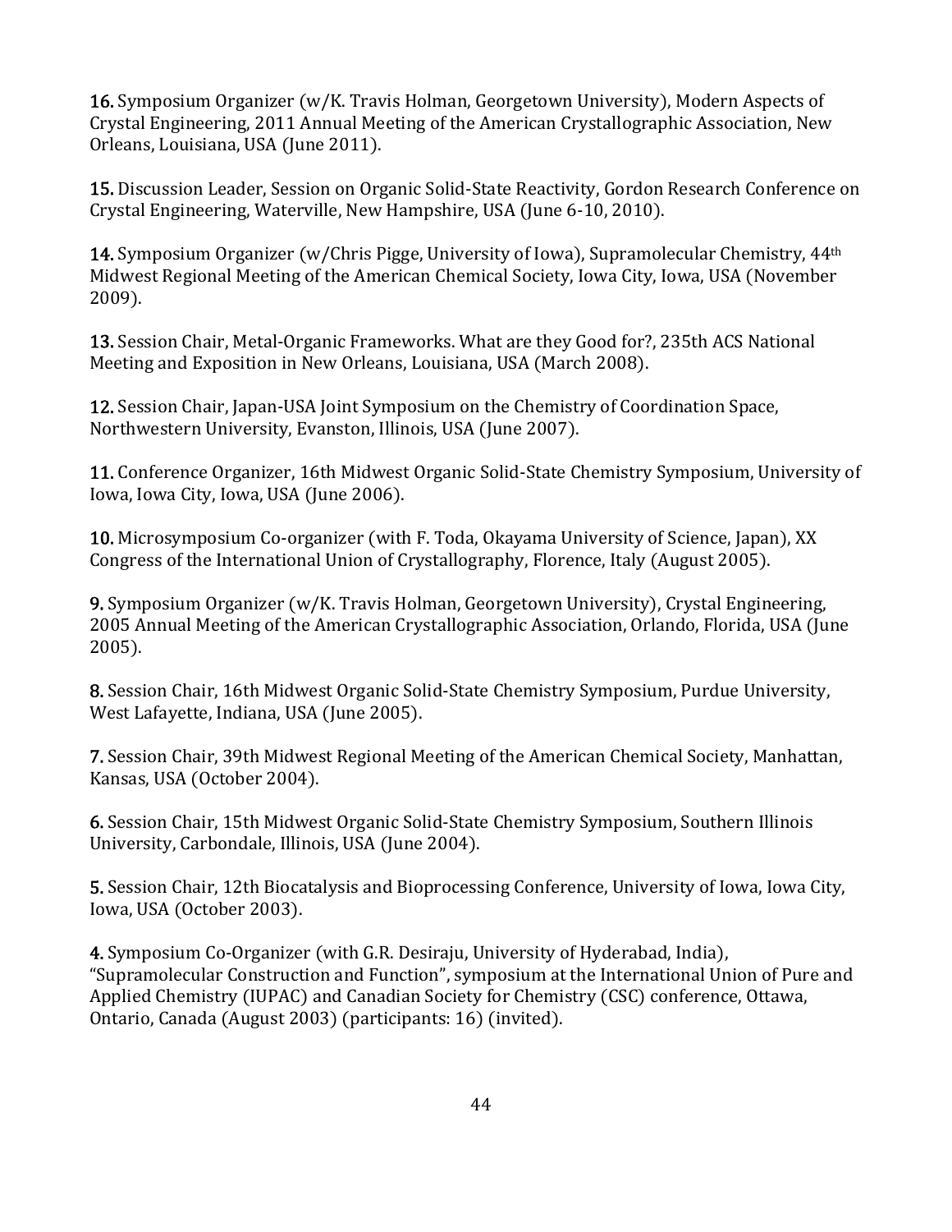**16.** Symposium Organizer (w/K. Travis Holman, Georgetown University), Modern Aspects of Crystal Engineering, 2011 Annual Meeting of the American Crystallographic Association, New Orleans, Louisiana, USA (June 2011).

**15.** Discussion Leader, Session on Organic Solid-State Reactivity, Gordon Research Conference on Crystal Engineering, Waterville, New Hampshire, USA (June 6-10, 2010).

**14.** Symposium Organizer (w/Chris Pigge, University of Iowa), Supramolecular Chemistry, 44th Midwest Regional Meeting of the American Chemical Society, Iowa City, Iowa, USA (November 2009).

**13.** Session Chair, Metal-Organic Frameworks. What are they Good for?, 235th ACS National Meeting and Exposition in New Orleans, Louisiana, USA (March 2008).

**12.** Session Chair, Japan-USA Joint Symposium on the Chemistry of Coordination Space, Northwestern University, Evanston, Illinois, USA (June 2007).

**11.** Conference Organizer, 16th Midwest Organic Solid-State Chemistry Symposium, University of Iowa, Iowa City, Iowa, USA (June 2006).

**10.** Microsymposium Co-organizer (with F. Toda, Okayama University of Science, Japan), XX Congress of the International Union of Crystallography, Florence, Italy (August 2005).

**9.** Symposium Organizer (w/K. Travis Holman, Georgetown University), Crystal Engineering, 2005 Annual Meeting of the American Crystallographic Association, Orlando, Florida, USA (June 2005).

**8.** Session Chair, 16th Midwest Organic Solid-State Chemistry Symposium, Purdue University, West Lafayette, Indiana, USA (June 2005).

**7.** Session Chair, 39th Midwest Regional Meeting of the American Chemical Society, Manhattan, Kansas, USA (October 2004).

**6.** Session Chair, 15th Midwest Organic Solid-State Chemistry Symposium, Southern Illinois University, Carbondale, Illinois, USA (June 2004).

**5.** Session Chair, 12th Biocatalysis and Bioprocessing Conference, University of Iowa, Iowa City, Iowa, USA (October 2003).

**4.** Symposium Co-Organizer (with G.R. Desiraju, University of Hyderabad, India), "Supramolecular Construction and Function", symposium at the International Union of Pure and Applied Chemistry (IUPAC) and Canadian Society for Chemistry (CSC) conference, Ottawa, Ontario, Canada (August 2003) (participants: 16) (invited).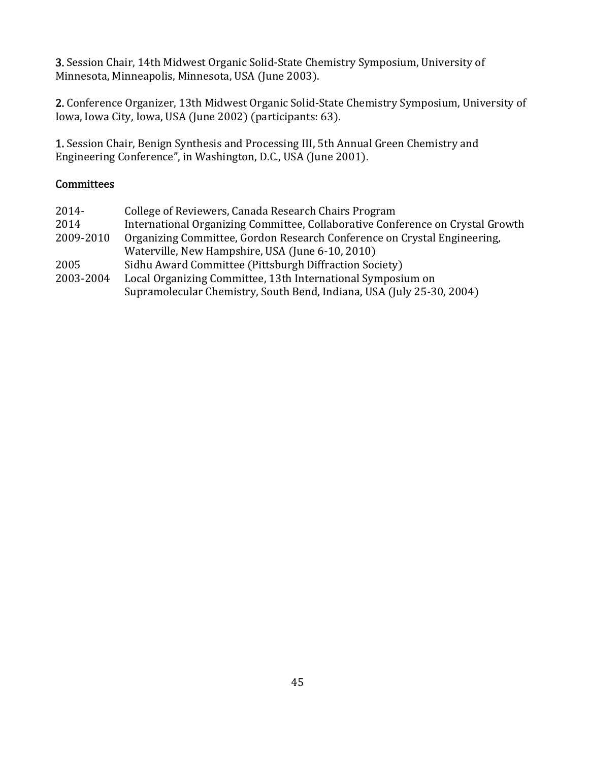**3.** Session Chair, 14th Midwest Organic Solid-State Chemistry Symposium, University of Minnesota, Minneapolis, Minnesota, USA (June 2003).

**2.** Conference Organizer, 13th Midwest Organic Solid-State Chemistry Symposium, University of Iowa, Iowa City, Iowa, USA (June 2002) (participants: 63).

**1.** Session Chair, Benign Synthesis and Processing III, 5th Annual Green Chemistry and Engineering Conference", in Washington, D.C., USA (June 2001).

## Committees

| | |
|---|---|
| 2014- | College of Reviewers, Canada Research Chairs Program |
| 2014 | International Organizing Committee, Collaborative Conference on Crystal Growth |
| 2009-2010 | Organizing Committee, Gordon Research Conference on Crystal Engineering, Waterville, New Hampshire, USA (June 6-10, 2010) |
| 2005 | Sidhu Award Committee (Pittsburgh Diffraction Society) |
| 2003-2004 | Local Organizing Committee, 13th International Symposium on Supramolecular Chemistry, South Bend, Indiana, USA (July 25-30, 2004) |